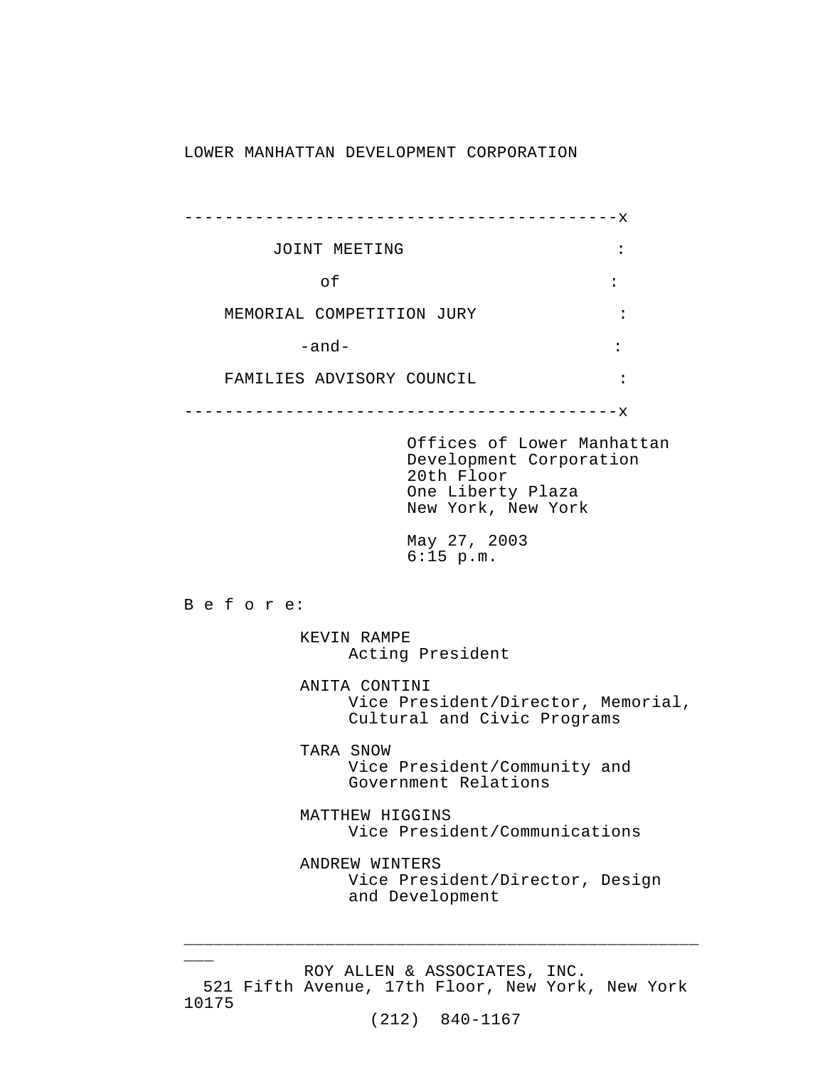LOWER MANHATTAN DEVELOPMENT CORPORATION

-------------------------------------------x

JOINT MEETING :

of :

MEMORIAL COMPETITION JURY :

-and- :

FAMILIES ADVISORY COUNCIL :

-------------------------------------------x

Offices of Lower Manhattan
Development Corporation
20th Floor
One Liberty Plaza
New York, New York

May 27, 2003
6:15 p.m.

B e f o r e:

KEVIN RAMPE
Acting President

ANITA CONTINI
Vice President/Director, Memorial, Cultural and Civic Programs

TARA SNOW
Vice President/Community and Government Relations

MATTHEW HIGGINS
Vice President/Communications

ANDREW WINTERS
Vice President/Director, Design and Development

ROY ALLEN & ASSOCIATES, INC.
521 Fifth Avenue, 17th Floor, New York, New York 10175
(212) 840-1167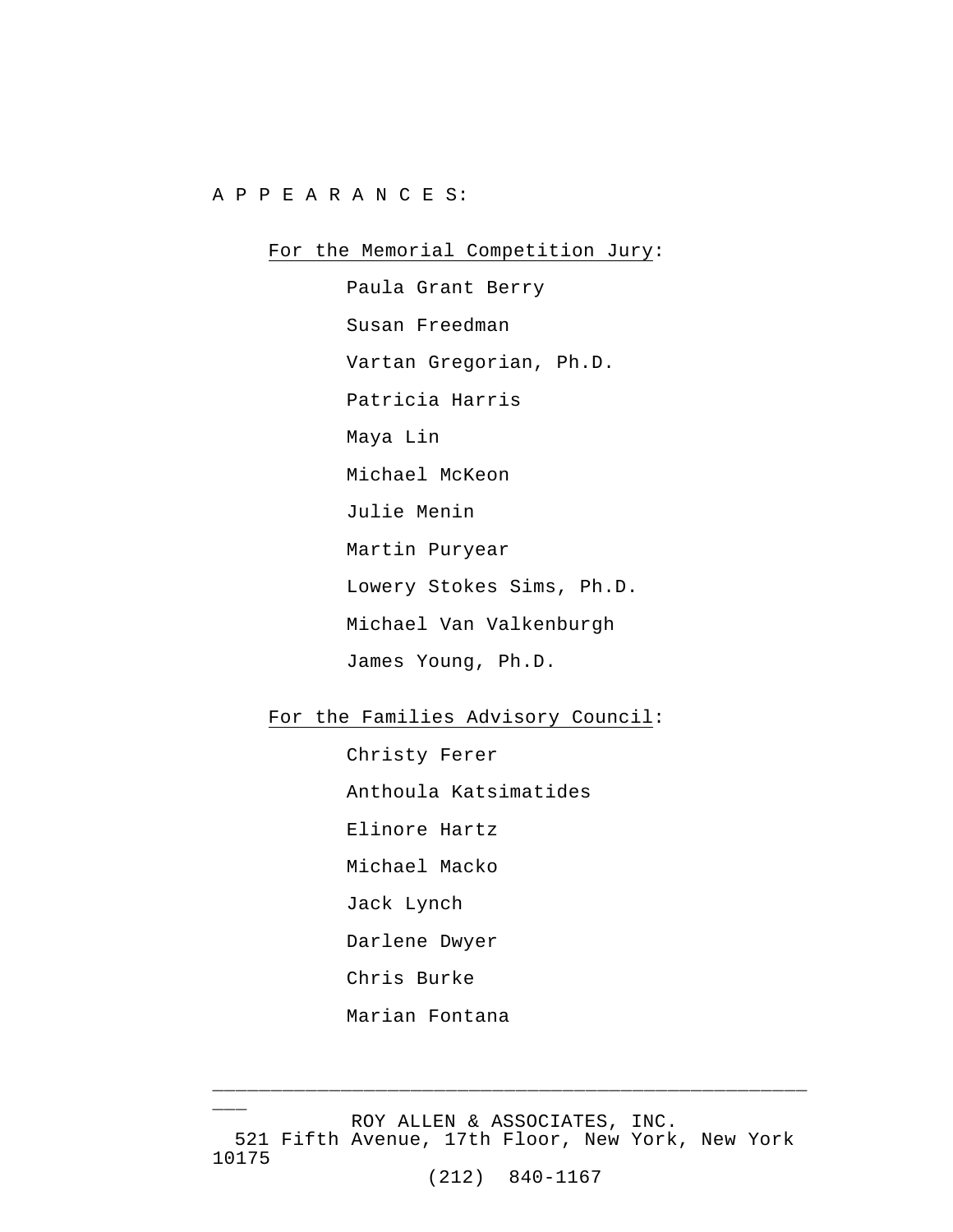A P P E A R A N C E S:

For the Memorial Competition Jury:

Paula Grant Berry

Susan Freedman

Vartan Gregorian, Ph.D.

Patricia Harris

Maya Lin

Michael McKeon

Julie Menin

Martin Puryear

Lowery Stokes Sims, Ph.D.

Michael Van Valkenburgh

James Young, Ph.D.

For the Families Advisory Council:

Christy Ferer

Anthoula Katsimatides

Elinore Hartz

Michael Macko

Jack Lynch

Darlene Dwyer

Chris Burke

Marian Fontana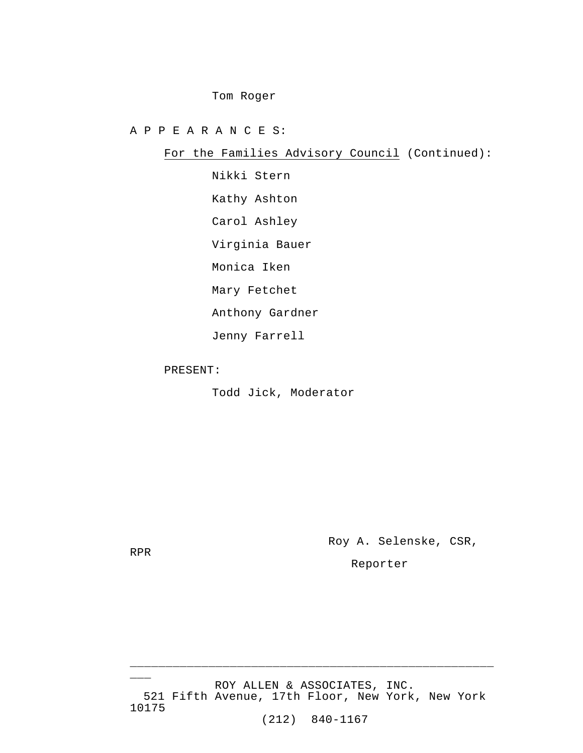Tom Roger

A P P E A R A N C E S:

For the Families Advisory Council (Continued):

Nikki Stern

Kathy Ashton

Carol Ashley

Virginia Bauer

Monica Iken

Mary Fetchet

Anthony Gardner

Jenny Farrell

PRESENT:

Todd Jick, Moderator

Roy A. Selenske, CSR, RPR

Reporter

ROY ALLEN & ASSOCIATES, INC.
521 Fifth Avenue, 17th Floor, New York, New York 10175
(212) 840-1167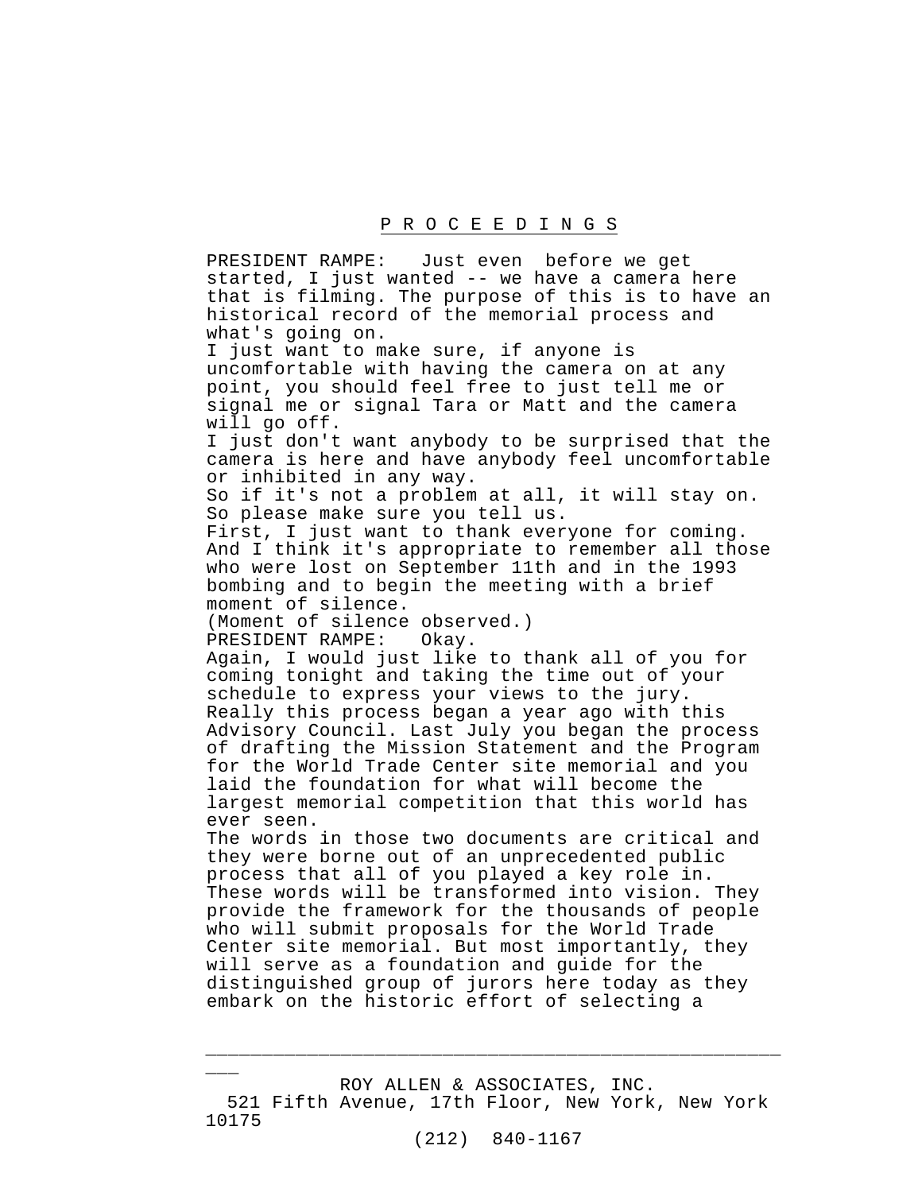# P R O C E E D I N G S

PRESIDENT RAMPE: Just even before we get started, I just wanted -- we have a camera here that is filming. The purpose of this is to have an historical record of the memorial process and what's going on.

I just want to make sure, if anyone is uncomfortable with having the camera on at any point, you should feel free to just tell me or signal me or signal Tara or Matt and the camera will go off.

I just don't want anybody to be surprised that the camera is here and have anybody feel uncomfortable or inhibited in any way.

So if it's not a problem at all, it will stay on. So please make sure you tell us.

First, I just want to thank everyone for coming. And I think it's appropriate to remember all those who were lost on September 11th and in the 1993 bombing and to begin the meeting with a brief moment of silence.

(Moment of silence observed.)

PRESIDENT RAMPE: Okay.

Again, I would just like to thank all of you for coming tonight and taking the time out of your schedule to express your views to the jury.

Really this process began a year ago with this Advisory Council. Last July you began the process of drafting the Mission Statement and the Program for the World Trade Center site memorial and you laid the foundation for what will become the largest memorial competition that this world has ever seen.

The words in those two documents are critical and they were borne out of an unprecedented public process that all of you played a key role in. These words will be transformed into vision. They provide the framework for the thousands of people who will submit proposals for the World Trade Center site memorial. But most importantly, they will serve as a foundation and guide for the distinguished group of jurors here today as they embark on the historic effort of selecting a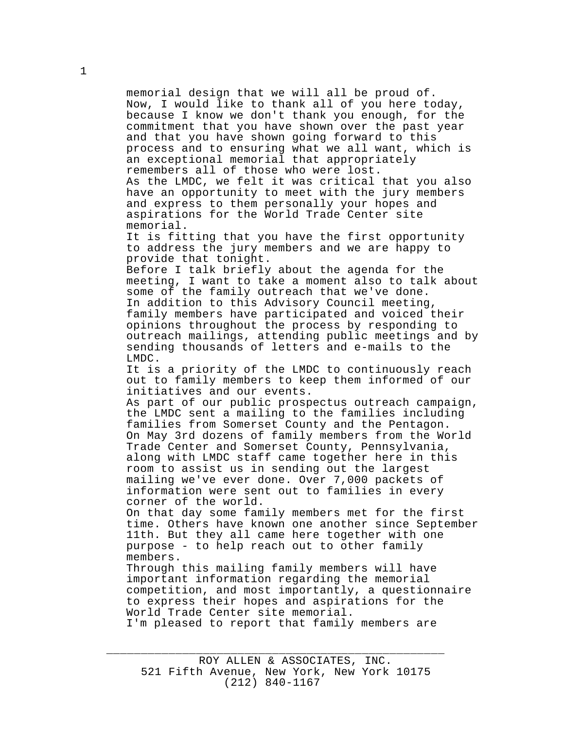memorial design that we will all be proud of.

Now, I would like to thank all of you here today, because I know we don't thank you enough, for the commitment that you have shown over the past year and that you have shown going forward to this process and to ensuring what we all want, which is an exceptional memorial that appropriately remembers all of those who were lost.

As the LMDC, we felt it was critical that you also have an opportunity to meet with the jury members and express to them personally your hopes and aspirations for the World Trade Center site memorial.

It is fitting that you have the first opportunity to address the jury members and we are happy to provide that tonight.

Before I talk briefly about the agenda for the meeting, I want to take a moment also to talk about some of the family outreach that we've done.

In addition to this Advisory Council meeting, family members have participated and voiced their opinions throughout the process by responding to outreach mailings, attending public meetings and by sending thousands of letters and e-mails to the LMDC.

It is a priority of the LMDC to continuously reach out to family members to keep them informed of our initiatives and our events.

As part of our public prospectus outreach campaign, the LMDC sent a mailing to the families including families from Somerset County and the Pentagon.

On May 3rd dozens of family members from the World Trade Center and Somerset County, Pennsylvania, along with LMDC staff came together here in this room to assist us in sending out the largest mailing we've ever done. Over 7,000 packets of information were sent out to families in every corner of the world.

On that day some family members met for the first time. Others have known one another since September 11th. But they all came here together with one purpose - to help reach out to other family members.

Through this mailing family members will have important information regarding the memorial competition, and most importantly, a questionnaire to express their hopes and aspirations for the World Trade Center site memorial.

I'm pleased to report that family members are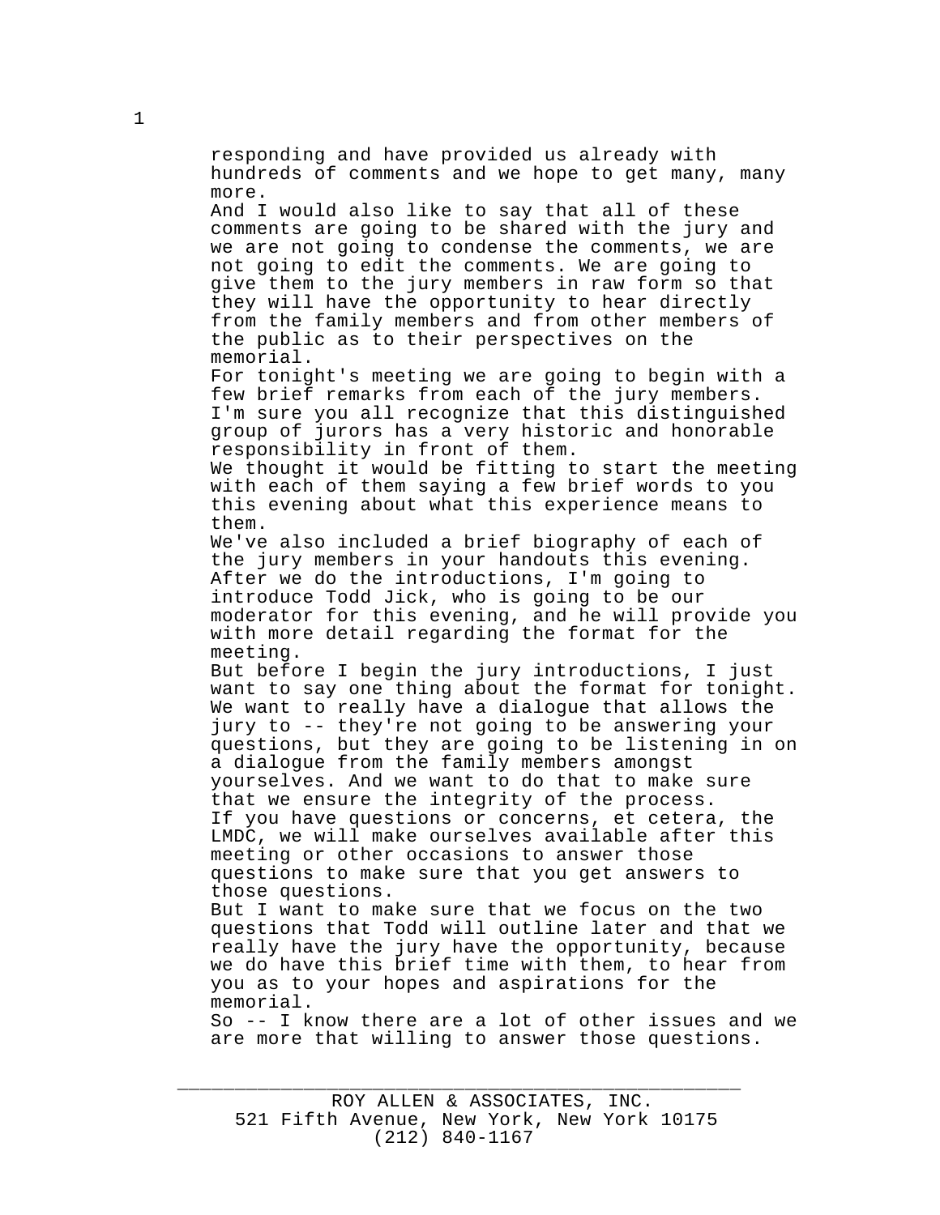responding and have provided us already with hundreds of comments and we hope to get many, many more.

And I would also like to say that all of these comments are going to be shared with the jury and we are not going to condense the comments, we are not going to edit the comments. We are going to give them to the jury members in raw form so that they will have the opportunity to hear directly from the family members and from other members of the public as to their perspectives on the memorial.

For tonight's meeting we are going to begin with a few brief remarks from each of the jury members. I'm sure you all recognize that this distinguished group of jurors has a very historic and honorable responsibility in front of them.

We thought it would be fitting to start the meeting with each of them saying a few brief words to you this evening about what this experience means to them.

We've also included a brief biography of each of the jury members in your handouts this evening. After we do the introductions, I'm going to introduce Todd Jick, who is going to be our moderator for this evening, and he will provide you with more detail regarding the format for the meeting.

But before I begin the jury introductions, I just want to say one thing about the format for tonight. We want to really have a dialogue that allows the jury to -- they're not going to be answering your questions, but they are going to be listening in on a dialogue from the family members amongst yourselves. And we want to do that to make sure that we ensure the integrity of the process.

If you have questions or concerns, et cetera, the LMDC, we will make ourselves available after this meeting or other occasions to answer those questions to make sure that you get answers to those questions.

But I want to make sure that we focus on the two questions that Todd will outline later and that we really have the jury have the opportunity, because we do have this brief time with them, to hear from you as to your hopes and aspirations for the memorial.

So -- I know there are a lot of other issues and we are more that willing to answer those questions.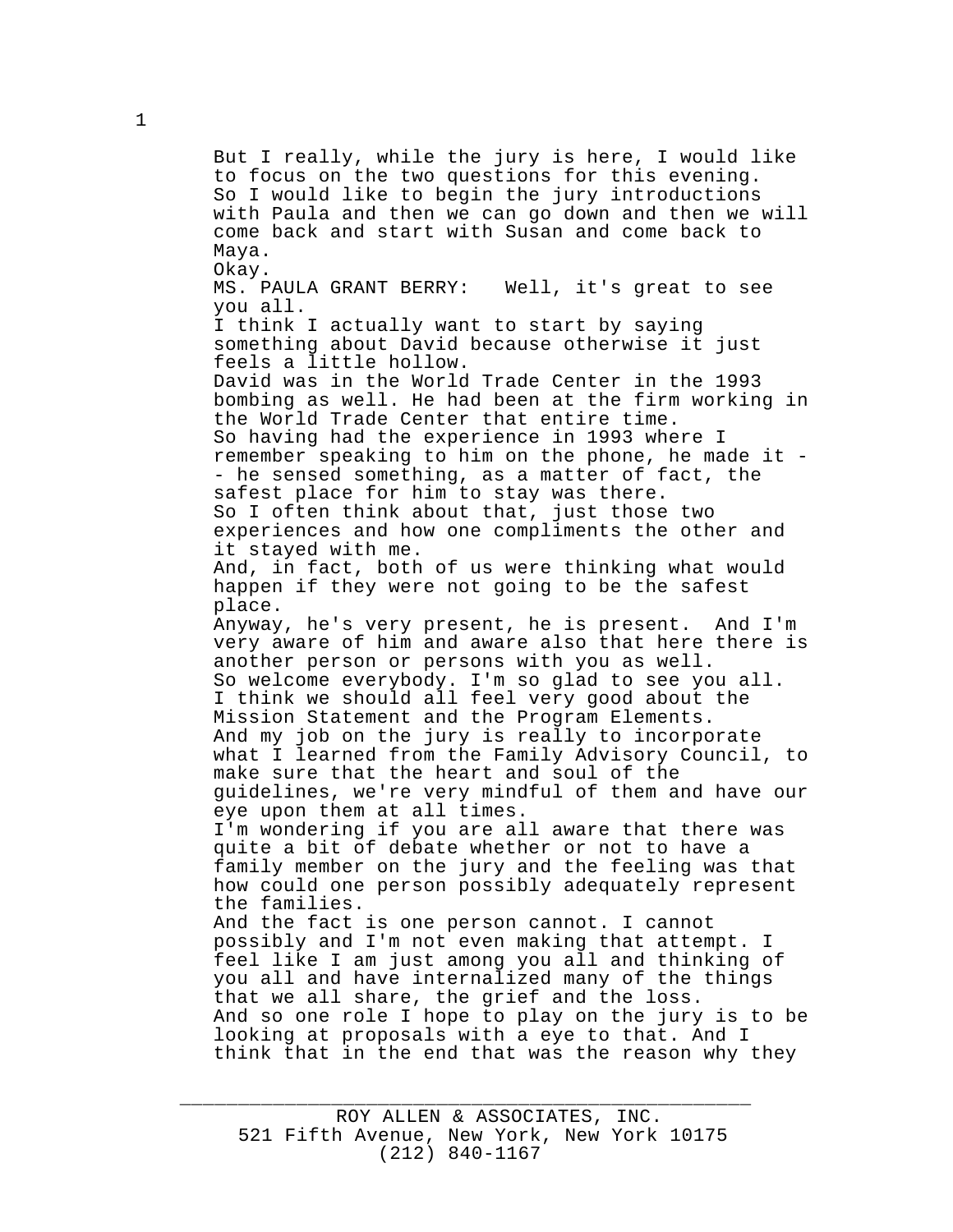But I really, while the jury is here, I would like to focus on the two questions for this evening.

So I would like to begin the jury introductions with Paula and then we can go down and then we will come back and start with Susan and come back to Maya.

Okay.

MS. PAULA GRANT BERRY: Well, it's great to see you all.

I think I actually want to start by saying something about David because otherwise it just feels a little hollow.

David was in the World Trade Center in the 1993 bombing as well. He had been at the firm working in the World Trade Center that entire time.

So having had the experience in 1993 where I remember speaking to him on the phone, he made it -- he sensed something, as a matter of fact, the safest place for him to stay was there.

So I often think about that, just those two experiences and how one compliments the other and it stayed with me.

And, in fact, both of us were thinking what would happen if they were not going to be the safest place.

Anyway, he's very present, he is present. And I'm very aware of him and aware also that here there is another person or persons with you as well.

So welcome everybody. I'm so glad to see you all.

I think we should all feel very good about the Mission Statement and the Program Elements.

And my job on the jury is really to incorporate what I learned from the Family Advisory Council, to make sure that the heart and soul of the guidelines, we're very mindful of them and have our eye upon them at all times.

I'm wondering if you are all aware that there was quite a bit of debate whether or not to have a family member on the jury and the feeling was that how could one person possibly adequately represent the families.

And the fact is one person cannot. I cannot possibly and I'm not even making that attempt. I feel like I am just among you all and thinking of you all and have internalized many of the things that we all share, the grief and the loss.

And so one role I hope to play on the jury is to be looking at proposals with a eye to that. And I think that in the end that was the reason why they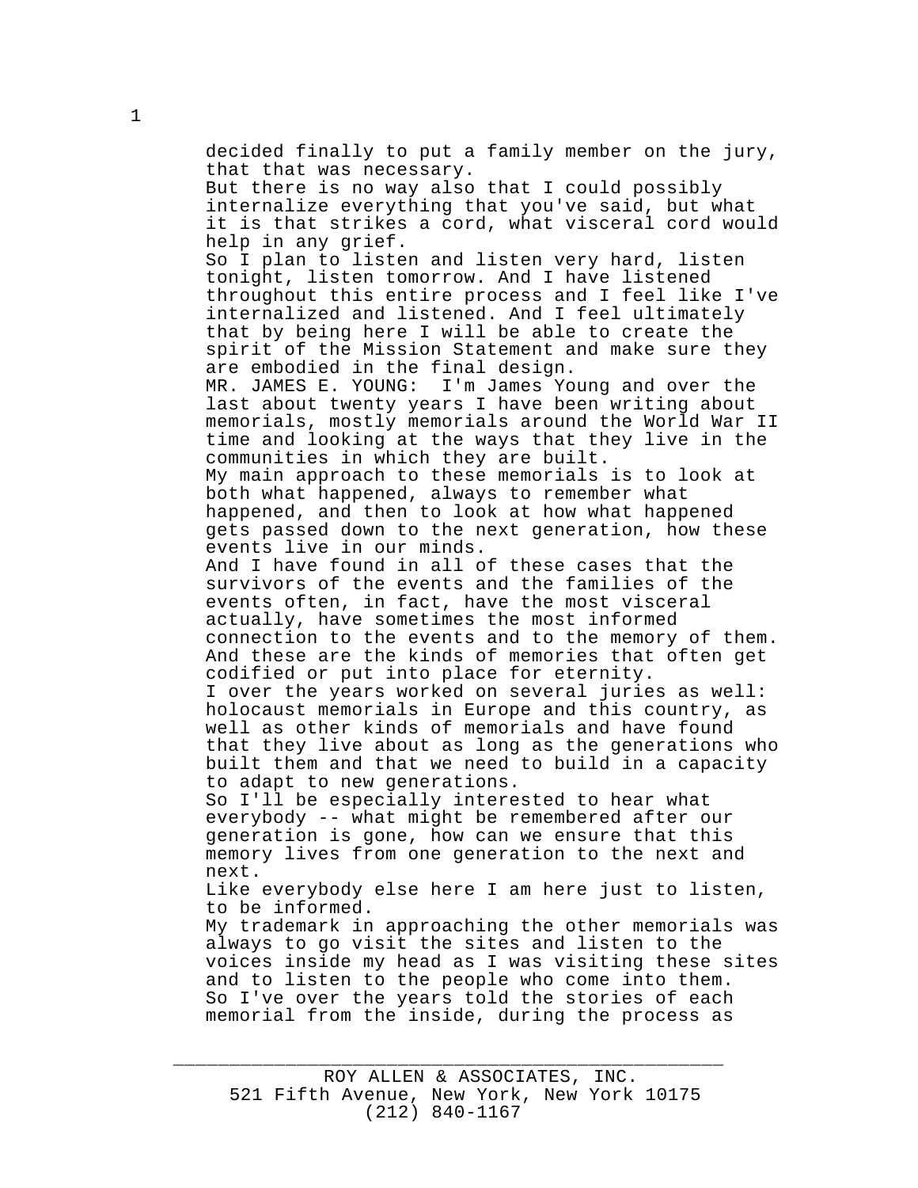decided finally to put a family member on the jury, that that was necessary.

But there is no way also that I could possibly internalize everything that you've said, but what it is that strikes a cord, what visceral cord would help in any grief.

So I plan to listen and listen very hard, listen tonight, listen tomorrow. And I have listened throughout this entire process and I feel like I've internalized and listened. And I feel ultimately that by being here I will be able to create the spirit of the Mission Statement and make sure they are embodied in the final design.

MR. JAMES E. YOUNG: I'm James Young and over the last about twenty years I have been writing about memorials, mostly memorials around the World War II time and looking at the ways that they live in the communities in which they are built.

My main approach to these memorials is to look at both what happened, always to remember what happened, and then to look at how what happened gets passed down to the next generation, how these events live in our minds.

And I have found in all of these cases that the survivors of the events and the families of the events often, in fact, have the most visceral actually, have sometimes the most informed connection to the events and to the memory of them. And these are the kinds of memories that often get codified or put into place for eternity.

I over the years worked on several juries as well: holocaust memorials in Europe and this country, as well as other kinds of memorials and have found that they live about as long as the generations who built them and that we need to build in a capacity to adapt to new generations.

So I'll be especially interested to hear what everybody -- what might be remembered after our generation is gone, how can we ensure that this memory lives from one generation to the next and next.

Like everybody else here I am here just to listen, to be informed.

My trademark in approaching the other memorials was always to go visit the sites and listen to the voices inside my head as I was visiting these sites and to listen to the people who come into them. So I've over the years told the stories of each memorial from the inside, during the process as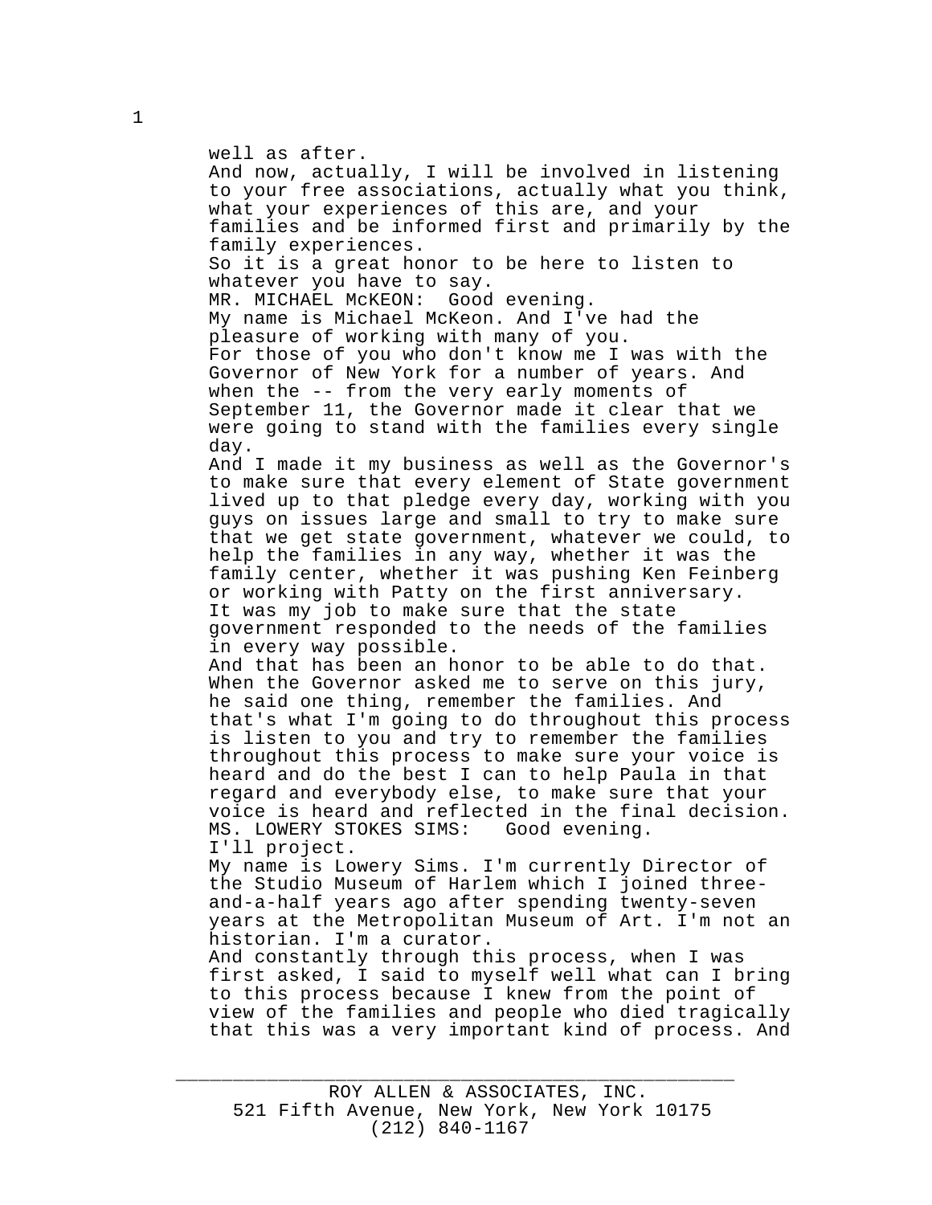well as after.

And now, actually, I will be involved in listening to your free associations, actually what you think, what your experiences of this are, and your families and be informed first and primarily by the family experiences.

So it is a great honor to be here to listen to whatever you have to say.

MR. MICHAEL McKEON: Good evening.

My name is Michael McKeon. And I've had the pleasure of working with many of you.

For those of you who don't know me I was with the Governor of New York for a number of years. And when the -- from the very early moments of September 11, the Governor made it clear that we were going to stand with the families every single day.

And I made it my business as well as the Governor's to make sure that every element of State government lived up to that pledge every day, working with you guys on issues large and small to try to make sure that we get state government, whatever we could, to help the families in any way, whether it was the family center, whether it was pushing Ken Feinberg or working with Patty on the first anniversary.

It was my job to make sure that the state government responded to the needs of the families in every way possible.

And that has been an honor to be able to do that.

When the Governor asked me to serve on this jury, he said one thing, remember the families. And that's what I'm going to do throughout this process is listen to you and try to remember the families throughout this process to make sure your voice is heard and do the best I can to help Paula in that regard and everybody else, to make sure that your voice is heard and reflected in the final decision.

MS. LOWERY STOKES SIMS: Good evening.

I'll project.

My name is Lowery Sims. I'm currently Director of the Studio Museum of Harlem which I joined three-and-a-half years ago after spending twenty-seven years at the Metropolitan Museum of Art. I'm not an historian. I'm a curator.

And constantly through this process, when I was first asked, I said to myself well what can I bring to this process because I knew from the point of view of the families and people who died tragically that this was a very important kind of process. And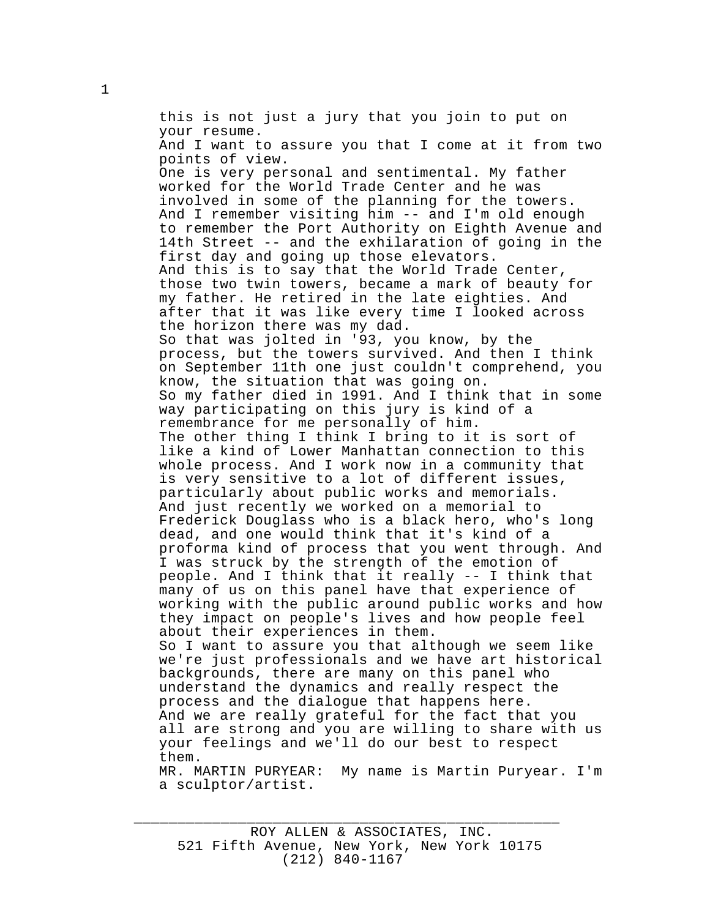this is not just a jury that you join to put on your resume.

And I want to assure you that I come at it from two points of view.

One is very personal and sentimental. My father worked for the World Trade Center and he was involved in some of the planning for the towers. And I remember visiting him -- and I'm old enough to remember the Port Authority on Eighth Avenue and 14th Street -- and the exhilaration of going in the first day and going up those elevators.

And this is to say that the World Trade Center, those two twin towers, became a mark of beauty for my father. He retired in the late eighties. And after that it was like every time I looked across the horizon there was my dad.

So that was jolted in '93, you know, by the process, but the towers survived. And then I think on September 11th one just couldn't comprehend, you know, the situation that was going on.

So my father died in 1991. And I think that in some way participating on this jury is kind of a remembrance for me personally of him.

The other thing I think I bring to it is sort of like a kind of Lower Manhattan connection to this whole process. And I work now in a community that is very sensitive to a lot of different issues, particularly about public works and memorials.

And just recently we worked on a memorial to Frederick Douglass who is a black hero, who's long dead, and one would think that it's kind of a proforma kind of process that you went through. And I was struck by the strength of the emotion of people. And I think that it really -- I think that many of us on this panel have that experience of working with the public around public works and how they impact on people's lives and how people feel about their experiences in them.

So I want to assure you that although we seem like we're just professionals and we have art historical backgrounds, there are many on this panel who understand the dynamics and really respect the process and the dialogue that happens here.

And we are really grateful for the fact that you all are strong and you are willing to share with us your feelings and we'll do our best to respect them.

MR. MARTIN PURYEAR: My name is Martin Puryear. I'm a sculptor/artist.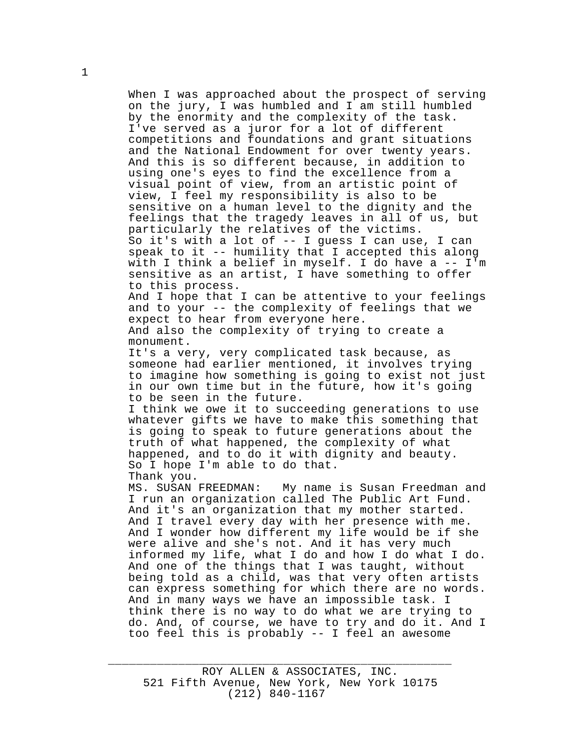When I was approached about the prospect of serving on the jury, I was humbled and I am still humbled by the enormity and the complexity of the task. I've served as a juror for a lot of different competitions and foundations and grant situations and the National Endowment for over twenty years. And this is so different because, in addition to using one's eyes to find the excellence from a visual point of view, from an artistic point of view, I feel my responsibility is also to be sensitive on a human level to the dignity and the feelings that the tragedy leaves in all of us, but particularly the relatives of the victims.

So it's with a lot of -- I guess I can use, I can speak to it -- humility that I accepted this along with I think a belief in myself. I do have a -- I'm sensitive as an artist, I have something to offer to this process.

And I hope that I can be attentive to your feelings and to your -- the complexity of feelings that we expect to hear from everyone here.

And also the complexity of trying to create a monument.

It's a very, very complicated task because, as someone had earlier mentioned, it involves trying to imagine how something is going to exist not just in our own time but in the future, how it's going to be seen in the future.

I think we owe it to succeeding generations to use whatever gifts we have to make this something that is going to speak to future generations about the truth of what happened, the complexity of what happened, and to do it with dignity and beauty.

So I hope I'm able to do that.

Thank you.

MS. SUSAN FREEDMAN: My name is Susan Freedman and I run an organization called The Public Art Fund. And it's an organization that my mother started. And I travel every day with her presence with me. And I wonder how different my life would be if she were alive and she's not. And it has very much informed my life, what I do and how I do what I do. And one of the things that I was taught, without being told as a child, was that very often artists can express something for which there are no words. And in many ways we have an impossible task. I think there is no way to do what we are trying to do. And, of course, we have to try and do it. And I too feel this is probably -- I feel an awesome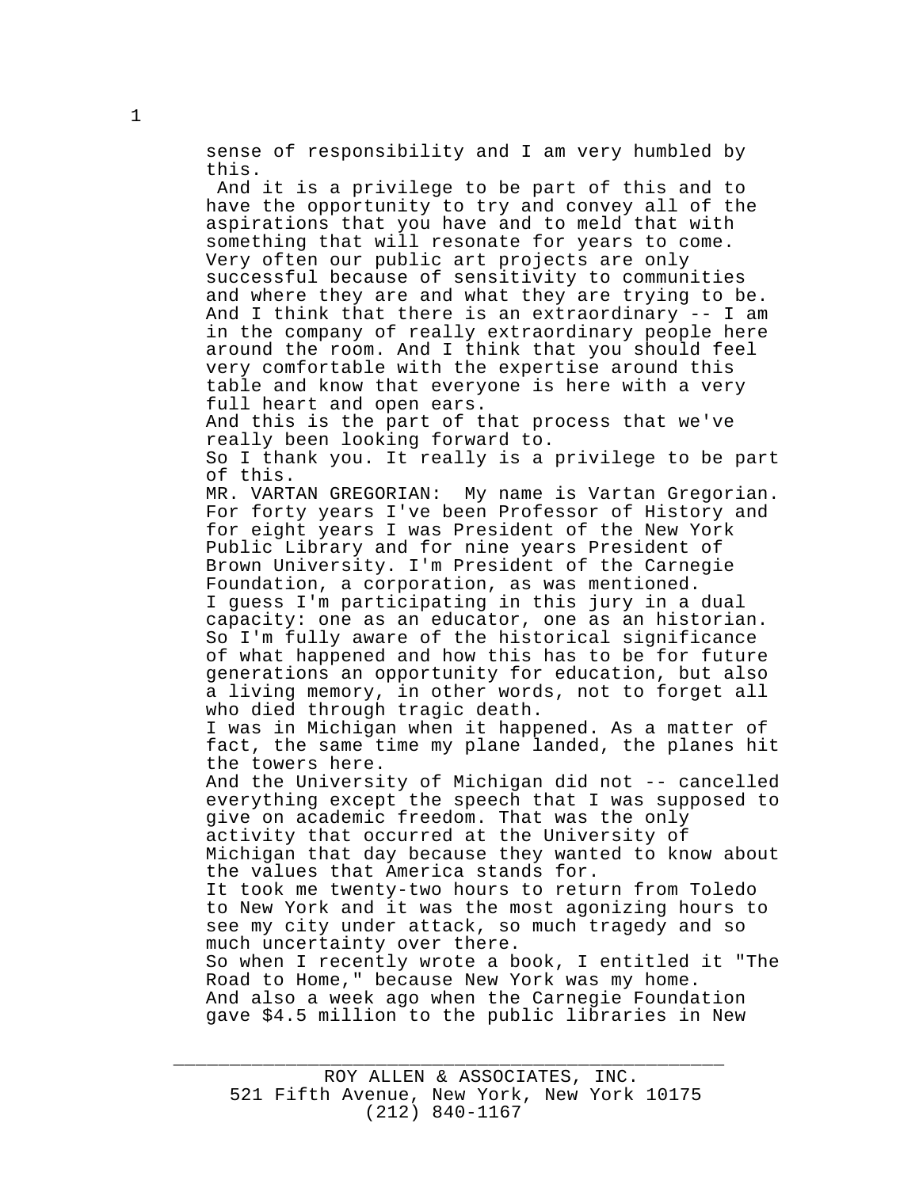sense of responsibility and I am very humbled by this.

And it is a privilege to be part of this and to have the opportunity to try and convey all of the aspirations that you have and to meld that with something that will resonate for years to come.

Very often our public art projects are only successful because of sensitivity to communities and where they are and what they are trying to be.

And I think that there is an extraordinary -- I am in the company of really extraordinary people here around the room. And I think that you should feel very comfortable with the expertise around this table and know that everyone is here with a very full heart and open ears.

And this is the part of that process that we've really been looking forward to.

So I thank you. It really is a privilege to be part of this.

MR. VARTAN GREGORIAN: My name is Vartan Gregorian. For forty years I've been Professor of History and for eight years I was President of the New York Public Library and for nine years President of Brown University. I'm President of the Carnegie Foundation, a corporation, as was mentioned.

I guess I'm participating in this jury in a dual capacity: one as an educator, one as an historian. So I'm fully aware of the historical significance of what happened and how this has to be for future generations an opportunity for education, but also a living memory, in other words, not to forget all who died through tragic death.

I was in Michigan when it happened. As a matter of fact, the same time my plane landed, the planes hit the towers here.

And the University of Michigan did not -- cancelled everything except the speech that I was supposed to give on academic freedom. That was the only activity that occurred at the University of Michigan that day because they wanted to know about the values that America stands for.

It took me twenty-two hours to return from Toledo to New York and it was the most agonizing hours to see my city under attack, so much tragedy and so much uncertainty over there.

So when I recently wrote a book, I entitled it "The Road to Home," because New York was my home.

And also a week ago when the Carnegie Foundation gave $4.5 million to the public libraries in New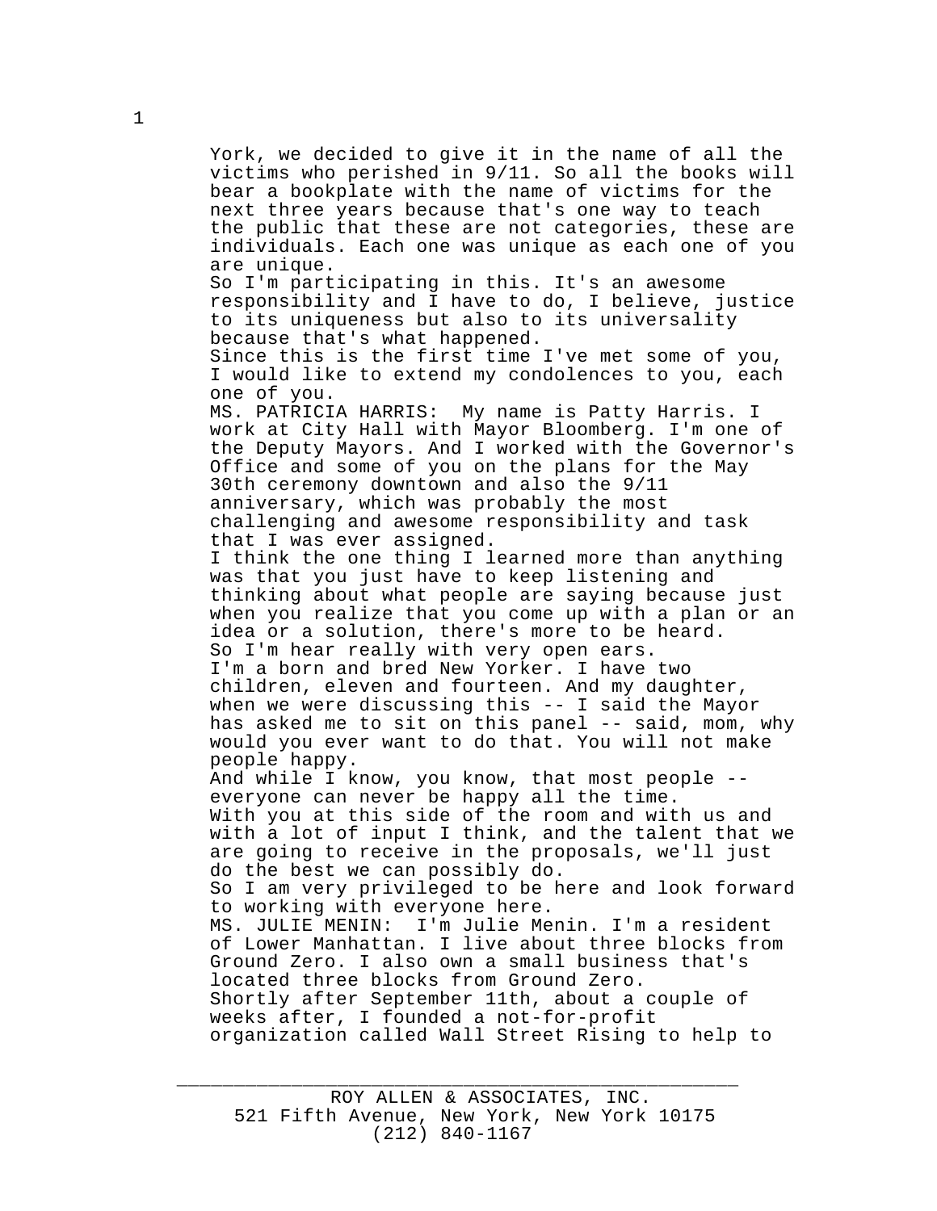York, we decided to give it in the name of all the victims who perished in 9/11. So all the books will bear a bookplate with the name of victims for the next three years because that's one way to teach the public that these are not categories, these are individuals. Each one was unique as each one of you are unique.

So I'm participating in this. It's an awesome responsibility and I have to do, I believe, justice to its uniqueness but also to its universality because that's what happened.

Since this is the first time I've met some of you, I would like to extend my condolences to you, each one of you.

MS. PATRICIA HARRIS: My name is Patty Harris. I work at City Hall with Mayor Bloomberg. I'm one of the Deputy Mayors. And I worked with the Governor's Office and some of you on the plans for the May 30th ceremony downtown and also the 9/11 anniversary, which was probably the most challenging and awesome responsibility and task that I was ever assigned.

I think the one thing I learned more than anything was that you just have to keep listening and thinking about what people are saying because just when you realize that you come up with a plan or an idea or a solution, there's more to be heard.

So I'm hear really with very open ears.

I'm a born and bred New Yorker. I have two children, eleven and fourteen. And my daughter, when we were discussing this -- I said the Mayor has asked me to sit on this panel -- said, mom, why would you ever want to do that. You will not make people happy.

And while I know, you know, that most people -- everyone can never be happy all the time.

With you at this side of the room and with us and with a lot of input I think, and the talent that we are going to receive in the proposals, we'll just do the best we can possibly do.

So I am very privileged to be here and look forward to working with everyone here.

MS. JULIE MENIN: I'm Julie Menin. I'm a resident of Lower Manhattan. I live about three blocks from Ground Zero. I also own a small business that's located three blocks from Ground Zero.

Shortly after September 11th, about a couple of weeks after, I founded a not-for-profit organization called Wall Street Rising to help to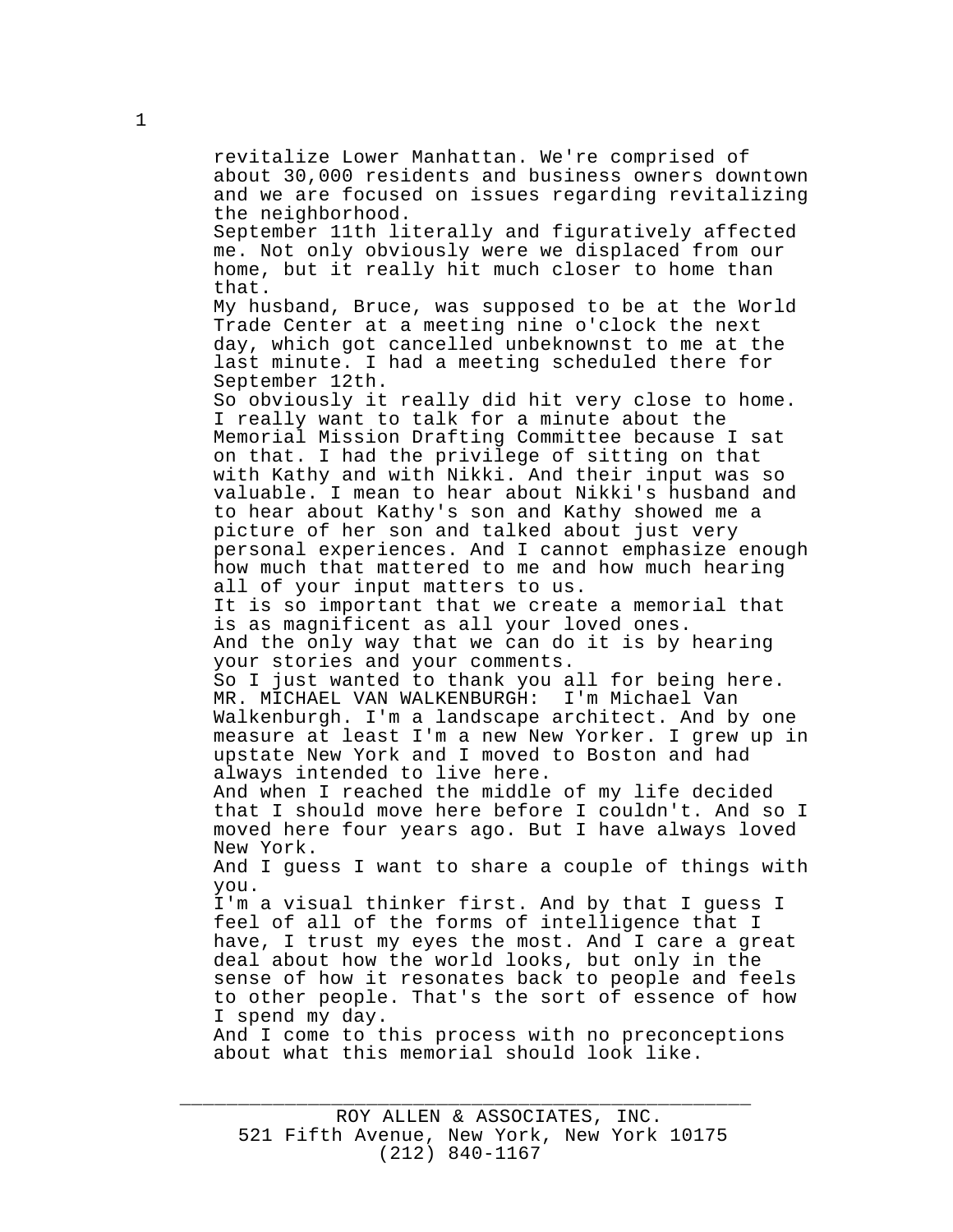revitalize Lower Manhattan. We're comprised of about 30,000 residents and business owners downtown and we are focused on issues regarding revitalizing the neighborhood.

September 11th literally and figuratively affected me. Not only obviously were we displaced from our home, but it really hit much closer to home than that.

My husband, Bruce, was supposed to be at the World Trade Center at a meeting nine o'clock the next day, which got cancelled unbeknownst to me at the last minute. I had a meeting scheduled there for September 12th.

So obviously it really did hit very close to home. I really want to talk for a minute about the Memorial Mission Drafting Committee because I sat on that. I had the privilege of sitting on that with Kathy and with Nikki. And their input was so valuable. I mean to hear about Nikki's husband and to hear about Kathy's son and Kathy showed me a picture of her son and talked about just very personal experiences. And I cannot emphasize enough how much that mattered to me and how much hearing all of your input matters to us.

It is so important that we create a memorial that is as magnificent as all your loved ones.

And the only way that we can do it is by hearing your stories and your comments.

So I just wanted to thank you all for being here.

MR. MICHAEL VAN WALKENBURGH: I'm Michael Van Walkenburgh. I'm a landscape architect. And by one measure at least I'm a new New Yorker. I grew up in upstate New York and I moved to Boston and had always intended to live here.

And when I reached the middle of my life decided that I should move here before I couldn't. And so I moved here four years ago. But I have always loved New York.

And I guess I want to share a couple of things with you.

I'm a visual thinker first. And by that I guess I feel of all of the forms of intelligence that I have, I trust my eyes the most. And I care a great deal about how the world looks, but only in the sense of how it resonates back to people and feels to other people. That's the sort of essence of how I spend my day.

And I come to this process with no preconceptions about what this memorial should look like.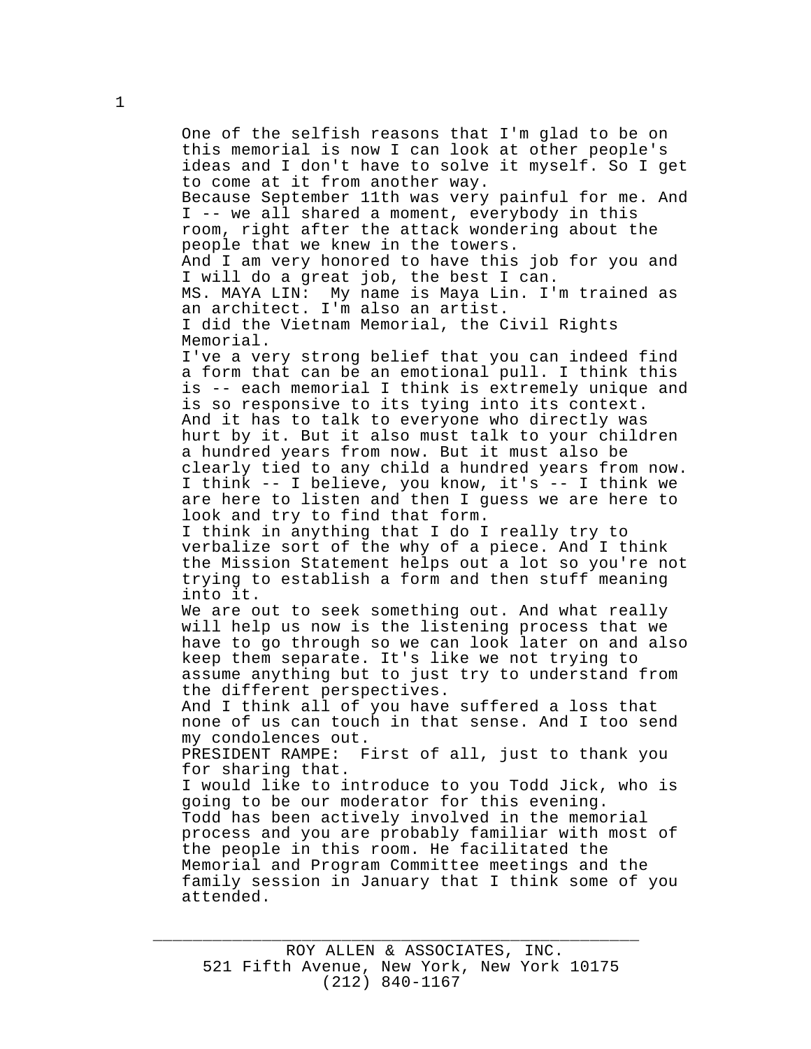One of the selfish reasons that I'm glad to be on this memorial is now I can look at other people's ideas and I don't have to solve it myself. So I get to come at it from another way.

Because September 11th was very painful for me. And I -- we all shared a moment, everybody in this room, right after the attack wondering about the people that we knew in the towers.

And I am very honored to have this job for you and I will do a great job, the best I can.

MS. MAYA LIN:  My name is Maya Lin. I'm trained as an architect. I'm also an artist.

I did the Vietnam Memorial, the Civil Rights Memorial.

I've a very strong belief that you can indeed find a form that can be an emotional pull. I think this is -- each memorial I think is extremely unique and is so responsive to its tying into its context.

And it has to talk to everyone who directly was hurt by it. But it also must talk to your children a hundred years from now. But it must also be clearly tied to any child a hundred years from now.

I think -- I believe, you know, it's -- I think we are here to listen and then I guess we are here to look and try to find that form.

I think in anything that I do I really try to verbalize sort of the why of a piece. And I think the Mission Statement helps out a lot so you're not trying to establish a form and then stuff meaning into it.

We are out to seek something out. And what really will help us now is the listening process that we have to go through so we can look later on and also keep them separate. It's like we not trying to assume anything but to just try to understand from the different perspectives.

And I think all of you have suffered a loss that none of us can touch in that sense. And I too send my condolences out.

PRESIDENT RAMPE:  First of all, just to thank you for sharing that.

I would like to introduce to you Todd Jick, who is going to be our moderator for this evening.

Todd has been actively involved in the memorial process and you are probably familiar with most of the people in this room. He facilitated the Memorial and Program Committee meetings and the family session in January that I think some of you attended.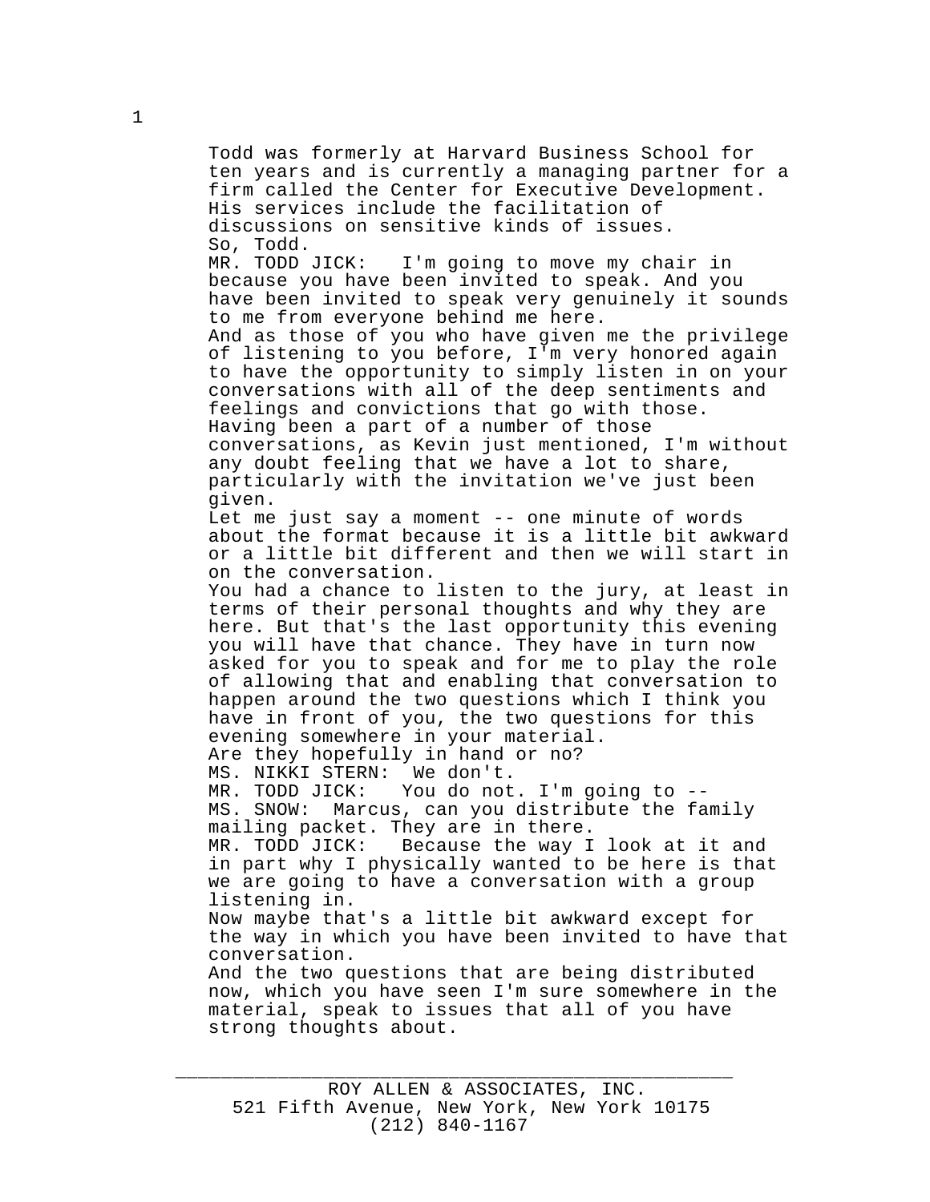Todd was formerly at Harvard Business School for ten years and is currently a managing partner for a firm called the Center for Executive Development. His services include the facilitation of discussions on sensitive kinds of issues.

So, Todd.

MR. TODD JICK: I'm going to move my chair in because you have been invited to speak. And you have been invited to speak very genuinely it sounds to me from everyone behind me here.

And as those of you who have given me the privilege of listening to you before, I'm very honored again to have the opportunity to simply listen in on your conversations with all of the deep sentiments and feelings and convictions that go with those.

Having been a part of a number of those conversations, as Kevin just mentioned, I'm without any doubt feeling that we have a lot to share, particularly with the invitation we've just been given.

Let me just say a moment -- one minute of words about the format because it is a little bit awkward or a little bit different and then we will start in on the conversation.

You had a chance to listen to the jury, at least in terms of their personal thoughts and why they are here. But that's the last opportunity this evening you will have that chance. They have in turn now asked for you to speak and for me to play the role of allowing that and enabling that conversation to happen around the two questions which I think you have in front of you, the two questions for this evening somewhere in your material.

Are they hopefully in hand or no?

MS. NIKKI STERN: We don't.

MR. TODD JICK: You do not. I'm going to --

MS. SNOW: Marcus, can you distribute the family mailing packet. They are in there.

MR. TODD JICK: Because the way I look at it and in part why I physically wanted to be here is that we are going to have a conversation with a group listening in.

Now maybe that's a little bit awkward except for the way in which you have been invited to have that conversation.

And the two questions that are being distributed now, which you have seen I'm sure somewhere in the material, speak to issues that all of you have strong thoughts about.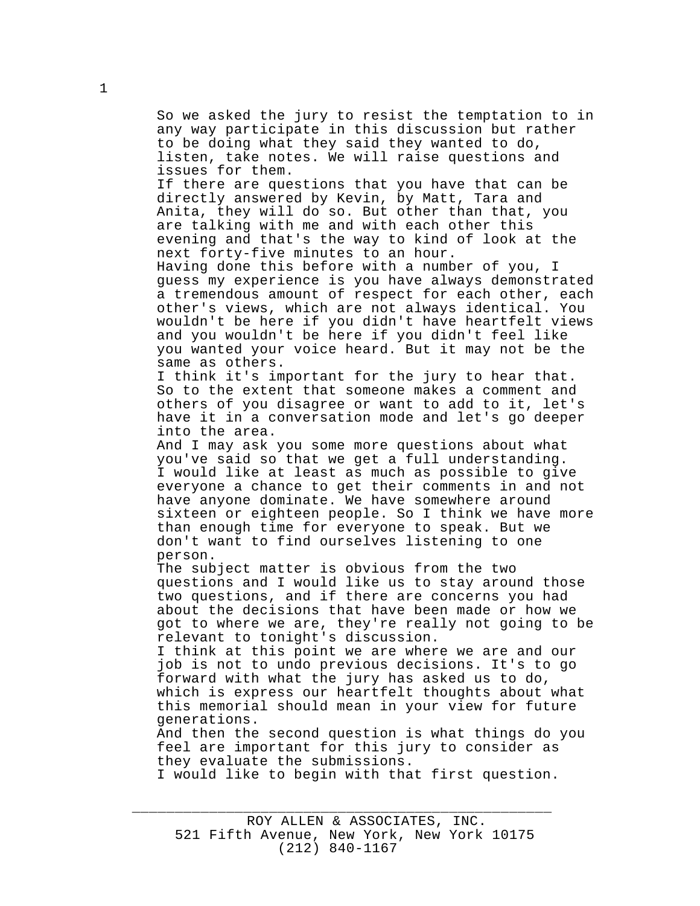So we asked the jury to resist the temptation to in any way participate in this discussion but rather to be doing what they said they wanted to do, listen, take notes. We will raise questions and issues for them.

If there are questions that you have that can be directly answered by Kevin, by Matt, Tara and Anita, they will do so. But other than that, you are talking with me and with each other this evening and that's the way to kind of look at the next forty-five minutes to an hour.

Having done this before with a number of you, I guess my experience is you have always demonstrated a tremendous amount of respect for each other, each other's views, which are not always identical. You wouldn't be here if you didn't have heartfelt views and you wouldn't be here if you didn't feel like you wanted your voice heard. But it may not be the same as others.

I think it's important for the jury to hear that. So to the extent that someone makes a comment and others of you disagree or want to add to it, let's have it in a conversation mode and let's go deeper into the area.

And I may ask you some more questions about what you've said so that we get a full understanding.

I would like at least as much as possible to give everyone a chance to get their comments in and not have anyone dominate. We have somewhere around sixteen or eighteen people. So I think we have more than enough time for everyone to speak. But we don't want to find ourselves listening to one person.

The subject matter is obvious from the two questions and I would like us to stay around those two questions, and if there are concerns you had about the decisions that have been made or how we got to where we are, they're really not going to be relevant to tonight's discussion.

I think at this point we are where we are and our job is not to undo previous decisions. It's to go forward with what the jury has asked us to do, which is express our heartfelt thoughts about what this memorial should mean in your view for future generations.

And then the second question is what things do you feel are important for this jury to consider as they evaluate the submissions.

I would like to begin with that first question.

ROY ALLEN & ASSOCIATES, INC.
521 Fifth Avenue, New York, New York 10175
(212) 840-1167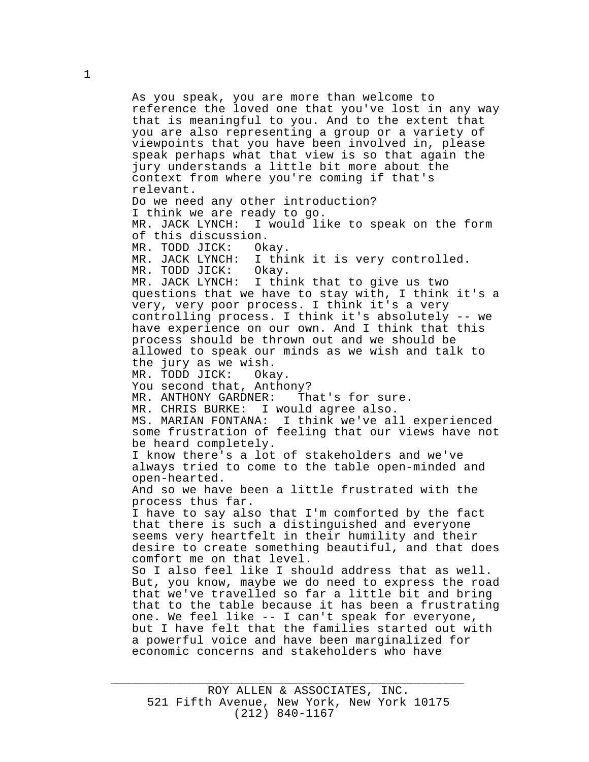As you speak, you are more than welcome to reference the loved one that you've lost in any way that is meaningful to you. And to the extent that you are also representing a group or a variety of viewpoints that you have been involved in, please speak perhaps what that view is so that again the jury understands a little bit more about the context from where you're coming if that's relevant.

Do we need any other introduction?

I think we are ready to go.

MR. JACK LYNCH: I would like to speak on the form of this discussion.

MR. TODD JICK: Okay.

MR. JACK LYNCH: I think it is very controlled.

MR. TODD JICK: Okay.

MR. JACK LYNCH: I think that to give us two questions that we have to stay with, I think it's a very, very poor process. I think it's a very controlling process. I think it's absolutely -- we have experience on our own. And I think that this process should be thrown out and we should be allowed to speak our minds as we wish and talk to the jury as we wish.

MR. TODD JICK: Okay.

You second that, Anthony?

MR. ANTHONY GARDNER: That's for sure.

MR. CHRIS BURKE: I would agree also.

MS. MARIAN FONTANA: I think we've all experienced some frustration of feeling that our views have not be heard completely.

I know there's a lot of stakeholders and we've always tried to come to the table open-minded and open-hearted.

And so we have been a little frustrated with the process thus far.

I have to say also that I'm comforted by the fact that there is such a distinguished and everyone seems very heartfelt in their humility and their desire to create something beautiful, and that does comfort me on that level.

So I also feel like I should address that as well. But, you know, maybe we do need to express the road that we've travelled so far a little bit and bring that to the table because it has been a frustrating one. We feel like -- I can't speak for everyone, but I have felt that the families started out with a powerful voice and have been marginalized for economic concerns and stakeholders who have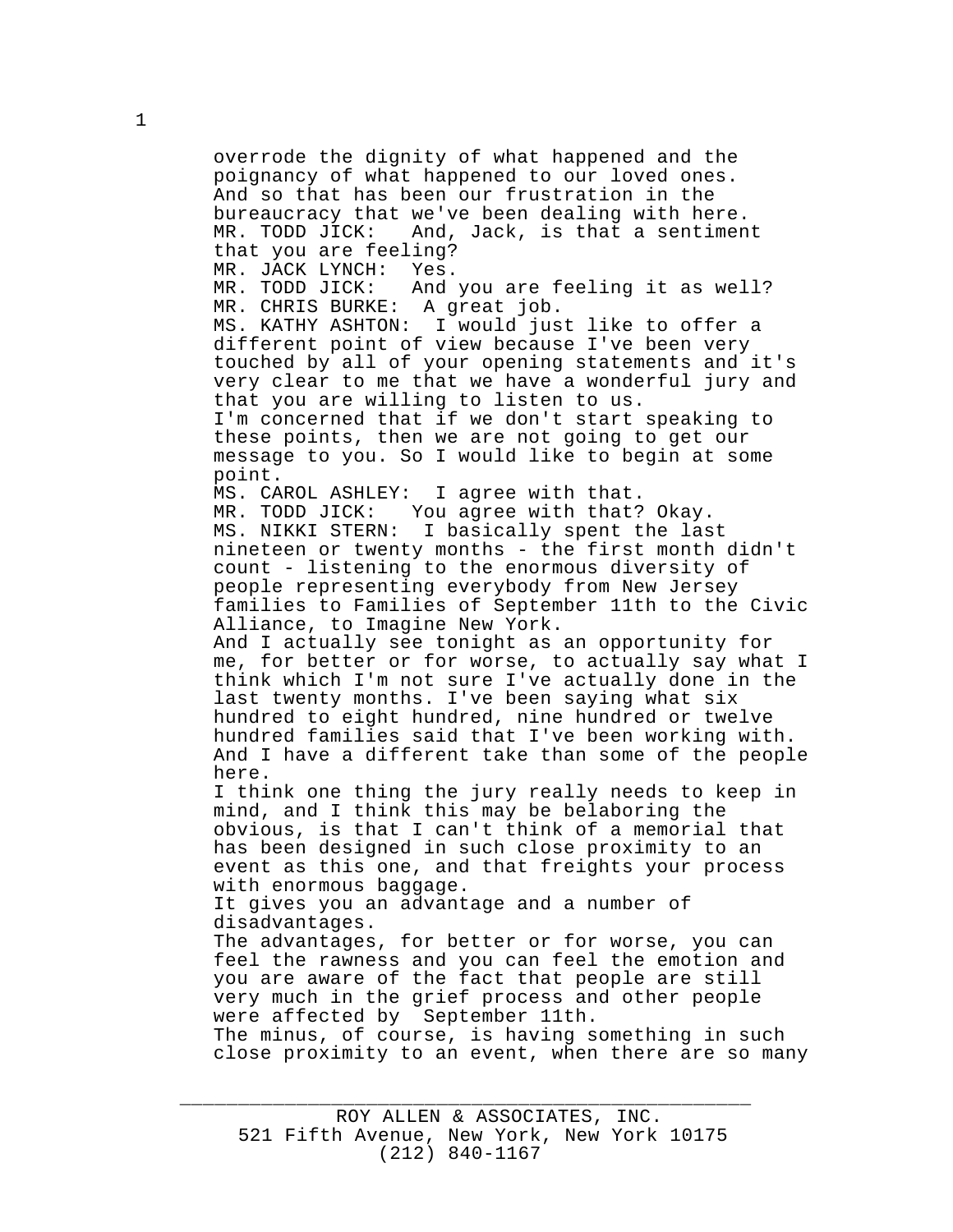overrode the dignity of what happened and the poignancy of what happened to our loved ones. And so that has been our frustration in the bureaucracy that we've been dealing with here.

MR. TODD JICK: And, Jack, is that a sentiment that you are feeling?

MR. JACK LYNCH: Yes.

MR. TODD JICK: And you are feeling it as well?

MR. CHRIS BURKE: A great job.

MS. KATHY ASHTON: I would just like to offer a different point of view because I've been very touched by all of your opening statements and it's very clear to me that we have a wonderful jury and that you are willing to listen to us.

I'm concerned that if we don't start speaking to these points, then we are not going to get our message to you. So I would like to begin at some point.

MS. CAROL ASHLEY: I agree with that.

MR. TODD JICK: You agree with that? Okay.

MS. NIKKI STERN: I basically spent the last nineteen or twenty months - the first month didn't count - listening to the enormous diversity of people representing everybody from New Jersey families to Families of September 11th to the Civic Alliance, to Imagine New York.

And I actually see tonight as an opportunity for me, for better or for worse, to actually say what I think which I'm not sure I've actually done in the last twenty months. I've been saying what six hundred to eight hundred, nine hundred or twelve hundred families said that I've been working with. And I have a different take than some of the people here.

I think one thing the jury really needs to keep in mind, and I think this may be belaboring the obvious, is that I can't think of a memorial that has been designed in such close proximity to an event as this one, and that freights your process with enormous baggage.

It gives you an advantage and a number of disadvantages.

The advantages, for better or for worse, you can feel the rawness and you can feel the emotion and you are aware of the fact that people are still very much in the grief process and other people were affected by September 11th.

The minus, of course, is having something in such close proximity to an event, when there are so many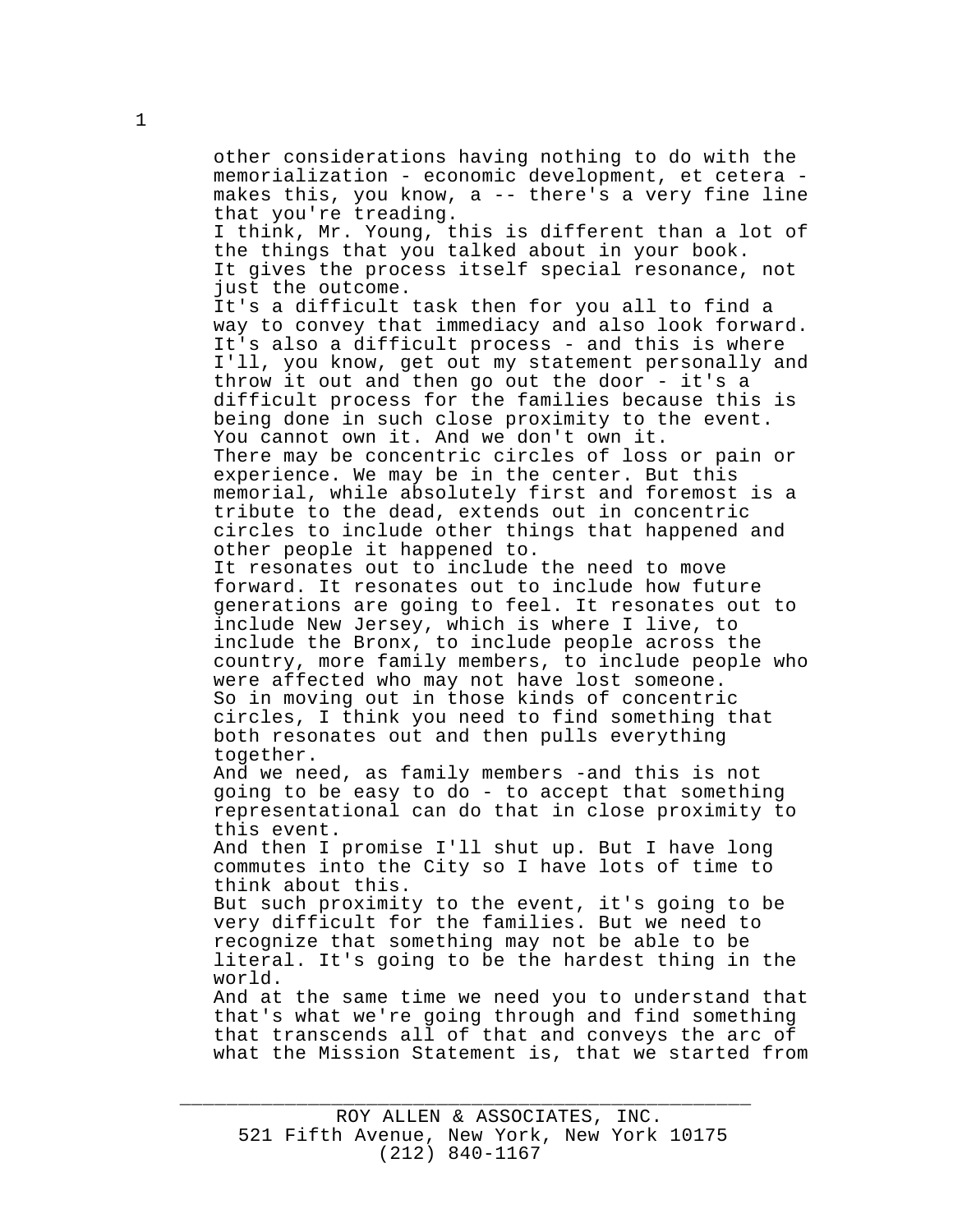other considerations having nothing to do with the memorialization - economic development, et cetera - makes this, you know, a -- there's a very fine line that you're treading.

I think, Mr. Young, this is different than a lot of the things that you talked about in your book.

It gives the process itself special resonance, not just the outcome.

It's a difficult task then for you all to find a way to convey that immediacy and also look forward.

It's also a difficult process - and this is where I'll, you know, get out my statement personally and throw it out and then go out the door - it's a difficult process for the families because this is being done in such close proximity to the event.

You cannot own it. And we don't own it.

There may be concentric circles of loss or pain or experience. We may be in the center. But this memorial, while absolutely first and foremost is a tribute to the dead, extends out in concentric circles to include other things that happened and other people it happened to.

It resonates out to include the need to move forward. It resonates out to include how future generations are going to feel. It resonates out to include New Jersey, which is where I live, to include the Bronx, to include people across the country, more family members, to include people who were affected who may not have lost someone.

So in moving out in those kinds of concentric circles, I think you need to find something that both resonates out and then pulls everything together.

And we need, as family members -and this is not going to be easy to do - to accept that something representational can do that in close proximity to this event.

And then I promise I'll shut up. But I have long commutes into the City so I have lots of time to think about this.

But such proximity to the event, it's going to be very difficult for the families. But we need to recognize that something may not be able to be literal. It's going to be the hardest thing in the world.

And at the same time we need you to understand that that's what we're going through and find something that transcends all of that and conveys the arc of what the Mission Statement is, that we started from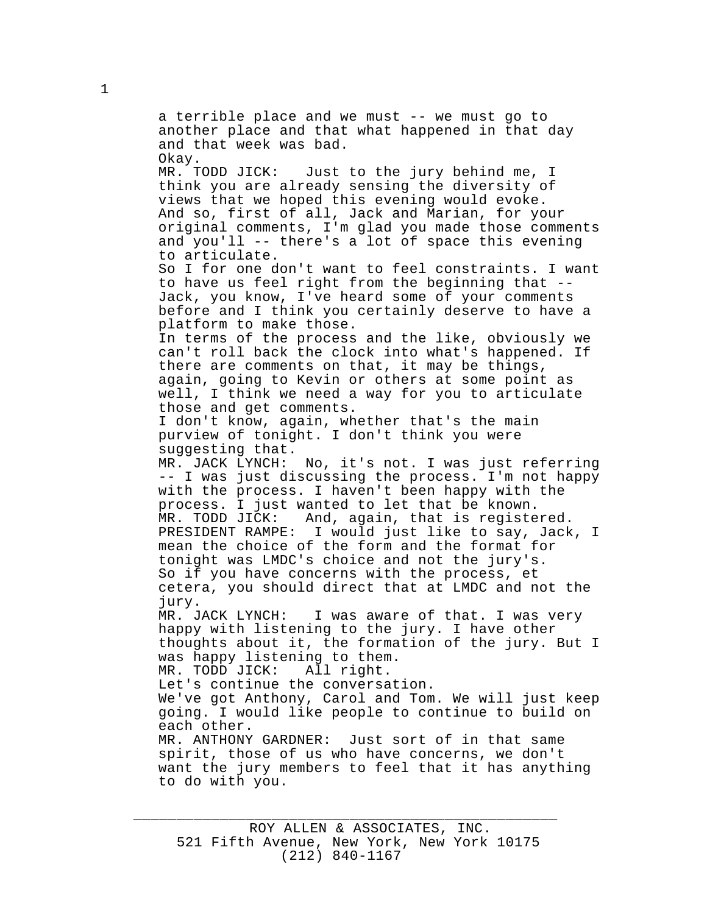a terrible place and we must -- we must go to another place and that what happened in that day and that week was bad.

Okay.

MR. TODD JICK: Just to the jury behind me, I think you are already sensing the diversity of views that we hoped this evening would evoke.

And so, first of all, Jack and Marian, for your original comments, I'm glad you made those comments and you'll -- there's a lot of space this evening to articulate.

So I for one don't want to feel constraints. I want to have us feel right from the beginning that -- Jack, you know, I've heard some of your comments before and I think you certainly deserve to have a platform to make those.

In terms of the process and the like, obviously we can't roll back the clock into what's happened. If there are comments on that, it may be things, again, going to Kevin or others at some point as well, I think we need a way for you to articulate those and get comments.

I don't know, again, whether that's the main purview of tonight. I don't think you were suggesting that.

MR. JACK LYNCH: No, it's not. I was just referring -- I was just discussing the process. I'm not happy with the process. I haven't been happy with the process. I just wanted to let that be known.

MR. TODD JICK: And, again, that is registered.

PRESIDENT RAMPE: I would just like to say, Jack, I mean the choice of the form and the format for tonight was LMDC's choice and not the jury's.

So if you have concerns with the process, et cetera, you should direct that at LMDC and not the jury.

MR. JACK LYNCH: I was aware of that. I was very happy with listening to the jury. I have other thoughts about it, the formation of the jury. But I was happy listening to them.

MR. TODD JICK: All right.

Let's continue the conversation.

We've got Anthony, Carol and Tom. We will just keep going. I would like people to continue to build on each other.

MR. ANTHONY GARDNER: Just sort of in that same spirit, those of us who have concerns, we don't want the jury members to feel that it has anything to do with you.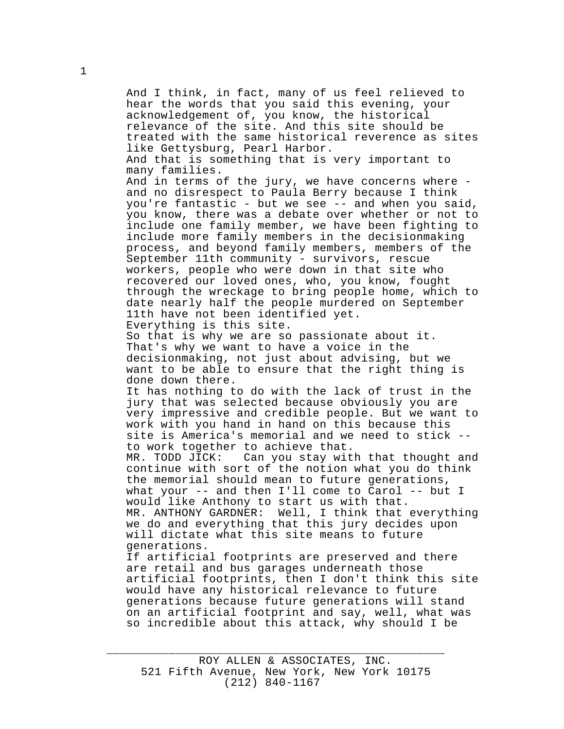And I think, in fact, many of us feel relieved to hear the words that you said this evening, your acknowledgement of, you know, the historical relevance of the site. And this site should be treated with the same historical reverence as sites like Gettysburg, Pearl Harbor.

And that is something that is very important to many families.

And in terms of the jury, we have concerns where - and no disrespect to Paula Berry because I think you're fantastic - but we see -- and when you said, you know, there was a debate over whether or not to include one family member, we have been fighting to include more family members in the decisionmaking process, and beyond family members, members of the September 11th community - survivors, rescue workers, people who were down in that site who recovered our loved ones, who, you know, fought through the wreckage to bring people home, which to date nearly half the people murdered on September 11th have not been identified yet.

Everything is this site.

So that is why we are so passionate about it. That's why we want to have a voice in the decisionmaking, not just about advising, but we want to be able to ensure that the right thing is done down there.

It has nothing to do with the lack of trust in the jury that was selected because obviously you are very impressive and credible people. But we want to work with you hand in hand on this because this site is America's memorial and we need to stick -- to work together to achieve that.

MR. TODD JICK: Can you stay with that thought and continue with sort of the notion what you do think the memorial should mean to future generations, what your -- and then I'll come to Carol -- but I would like Anthony to start us with that.

MR. ANTHONY GARDNER: Well, I think that everything we do and everything that this jury decides upon will dictate what this site means to future generations.

If artificial footprints are preserved and there are retail and bus garages underneath those artificial footprints, then I don't think this site would have any historical relevance to future generations because future generations will stand on an artificial footprint and say, well, what was so incredible about this attack, why should I be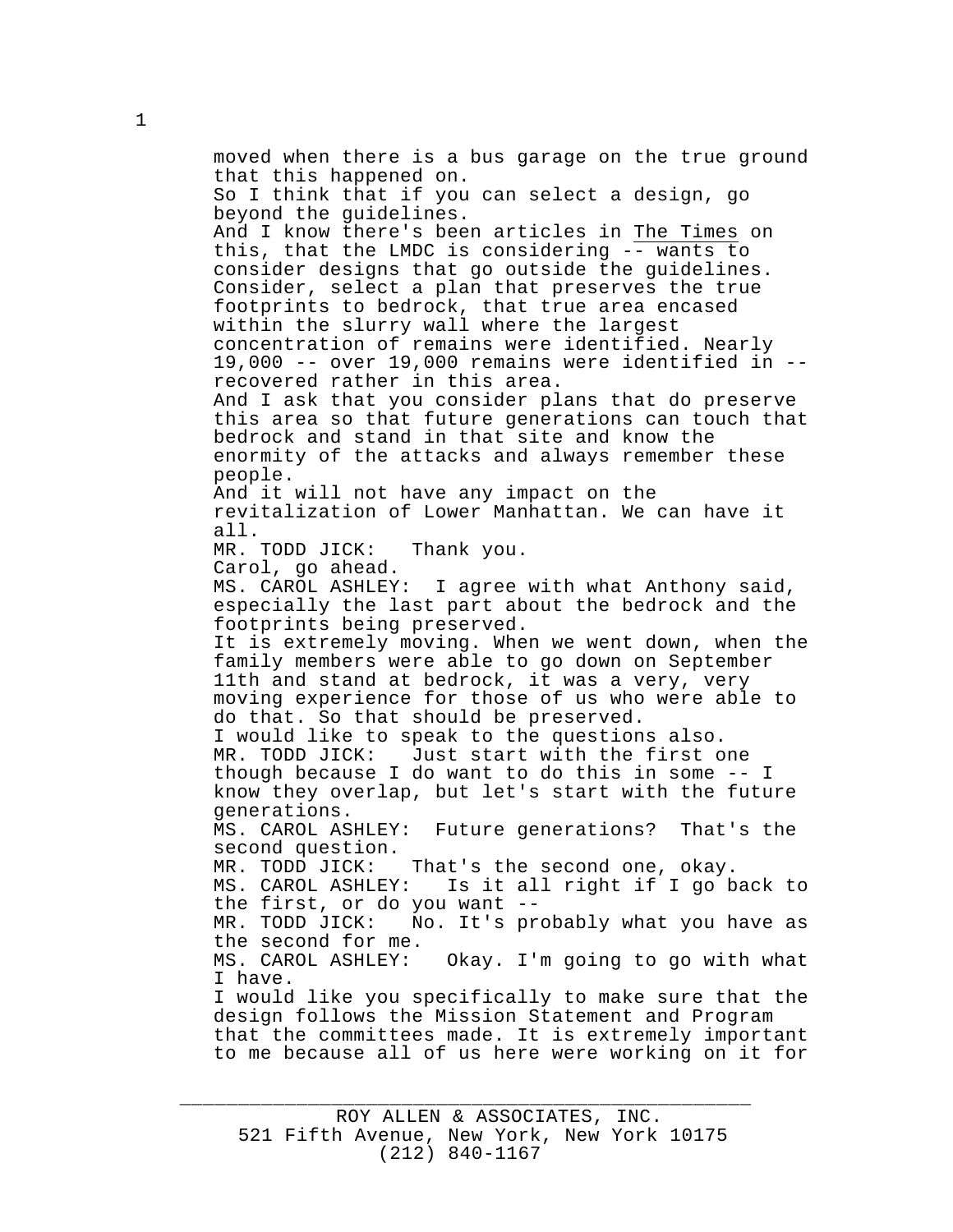moved when there is a bus garage on the true ground that this happened on.

So I think that if you can select a design, go beyond the guidelines.

And I know there's been articles in The Times on this, that the LMDC is considering -- wants to consider designs that go outside the guidelines. Consider, select a plan that preserves the true footprints to bedrock, that true area encased within the slurry wall where the largest concentration of remains were identified. Nearly 19,000 -- over 19,000 remains were identified in -- recovered rather in this area.

And I ask that you consider plans that do preserve this area so that future generations can touch that bedrock and stand in that site and know the enormity of the attacks and always remember these people.

And it will not have any impact on the revitalization of Lower Manhattan. We can have it all.

MR. TODD JICK: Thank you.

Carol, go ahead.

MS. CAROL ASHLEY: I agree with what Anthony said, especially the last part about the bedrock and the footprints being preserved.

It is extremely moving. When we went down, when the family members were able to go down on September 11th and stand at bedrock, it was a very, very moving experience for those of us who were able to do that. So that should be preserved.

I would like to speak to the questions also.

MR. TODD JICK: Just start with the first one though because I do want to do this in some -- I know they overlap, but let's start with the future generations.

MS. CAROL ASHLEY: Future generations? That's the second question.

MR. TODD JICK: That's the second one, okay.

MS. CAROL ASHLEY: Is it all right if I go back to the first, or do you want --

MR. TODD JICK: No. It's probably what you have as the second for me.

MS. CAROL ASHLEY: Okay. I'm going to go with what I have.

I would like you specifically to make sure that the design follows the Mission Statement and Program that the committees made. It is extremely important to me because all of us here were working on it for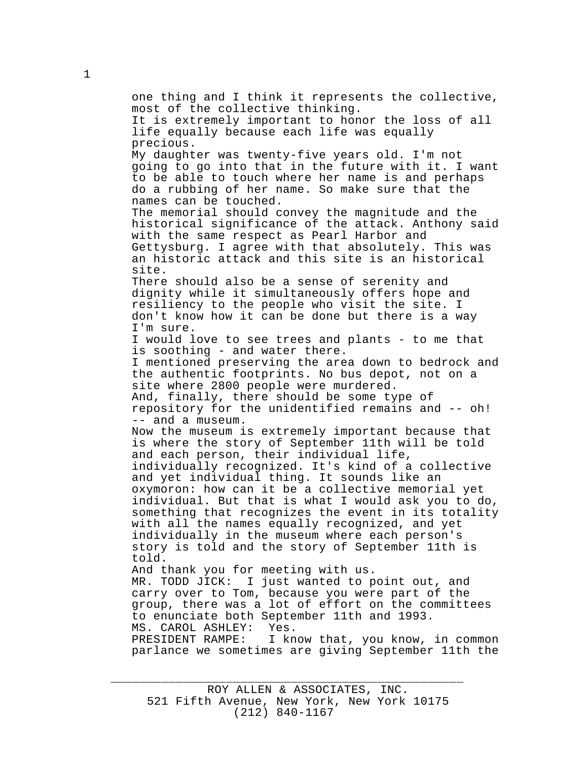one thing and I think it represents the collective, most of the collective thinking.

It is extremely important to honor the loss of all life equally because each life was equally precious.

My daughter was twenty-five years old. I'm not going to go into that in the future with it. I want to be able to touch where her name is and perhaps do a rubbing of her name. So make sure that the names can be touched.

The memorial should convey the magnitude and the historical significance of the attack. Anthony said with the same respect as Pearl Harbor and Gettysburg. I agree with that absolutely. This was an historic attack and this site is an historical site.

There should also be a sense of serenity and dignity while it simultaneously offers hope and resiliency to the people who visit the site. I don't know how it can be done but there is a way I'm sure.

I would love to see trees and plants - to me that is soothing - and water there.

I mentioned preserving the area down to bedrock and the authentic footprints. No bus depot, not on a site where 2800 people were murdered.

And, finally, there should be some type of repository for the unidentified remains and -- oh! -- and a museum.

Now the museum is extremely important because that is where the story of September 11th will be told and each person, their individual life, individually recognized. It's kind of a collective and yet individual thing. It sounds like an oxymoron: how can it be a collective memorial yet individual. But that is what I would ask you to do, something that recognizes the event in its totality with all the names equally recognized, and yet individually in the museum where each person's story is told and the story of September 11th is told.

And thank you for meeting with us.

MR. TODD JICK: I just wanted to point out, and carry over to Tom, because you were part of the group, there was a lot of effort on the committees to enunciate both September 11th and 1993.

MS. CAROL ASHLEY: Yes.

PRESIDENT RAMPE: I know that, you know, in common parlance we sometimes are giving September 11th the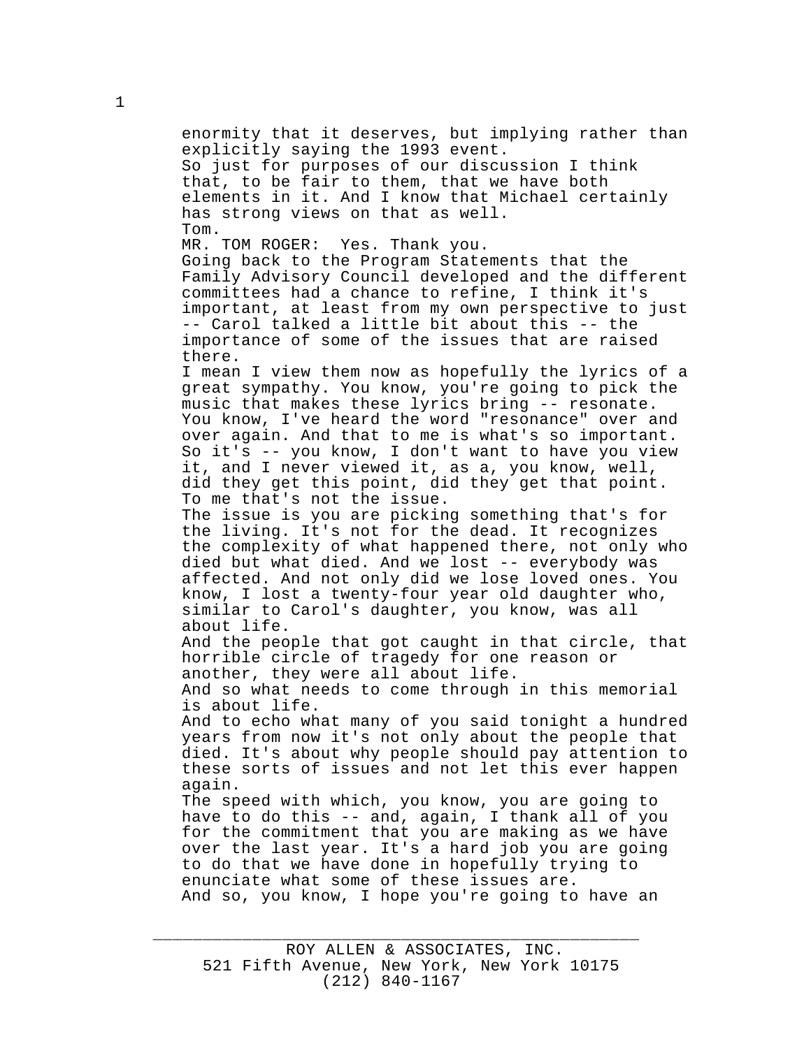enormity that it deserves, but implying rather than explicitly saying the 1993 event.

So just for purposes of our discussion I think that, to be fair to them, that we have both elements in it. And I know that Michael certainly has strong views on that as well.

Tom.

MR. TOM ROGER: Yes. Thank you.

Going back to the Program Statements that the Family Advisory Council developed and the different committees had a chance to refine, I think it's important, at least from my own perspective to just -- Carol talked a little bit about this -- the importance of some of the issues that are raised there.

I mean I view them now as hopefully the lyrics of a great sympathy. You know, you're going to pick the music that makes these lyrics bring -- resonate. You know, I've heard the word "resonance" over and over again. And that to me is what's so important. So it's -- you know, I don't want to have you view it, and I never viewed it, as a, you know, well, did they get this point, did they get that point. To me that's not the issue.

The issue is you are picking something that's for the living. It's not for the dead. It recognizes the complexity of what happened there, not only who died but what died. And we lost -- everybody was affected. And not only did we lose loved ones. You know, I lost a twenty-four year old daughter who, similar to Carol's daughter, you know, was all about life.

And the people that got caught in that circle, that horrible circle of tragedy for one reason or another, they were all about life.

And so what needs to come through in this memorial is about life.

And to echo what many of you said tonight a hundred years from now it's not only about the people that died. It's about why people should pay attention to these sorts of issues and not let this ever happen again.

The speed with which, you know, you are going to have to do this -- and, again, I thank all of you for the commitment that you are making as we have over the last year. It's a hard job you are going to do that we have done in hopefully trying to enunciate what some of these issues are.

And so, you know, I hope you're going to have an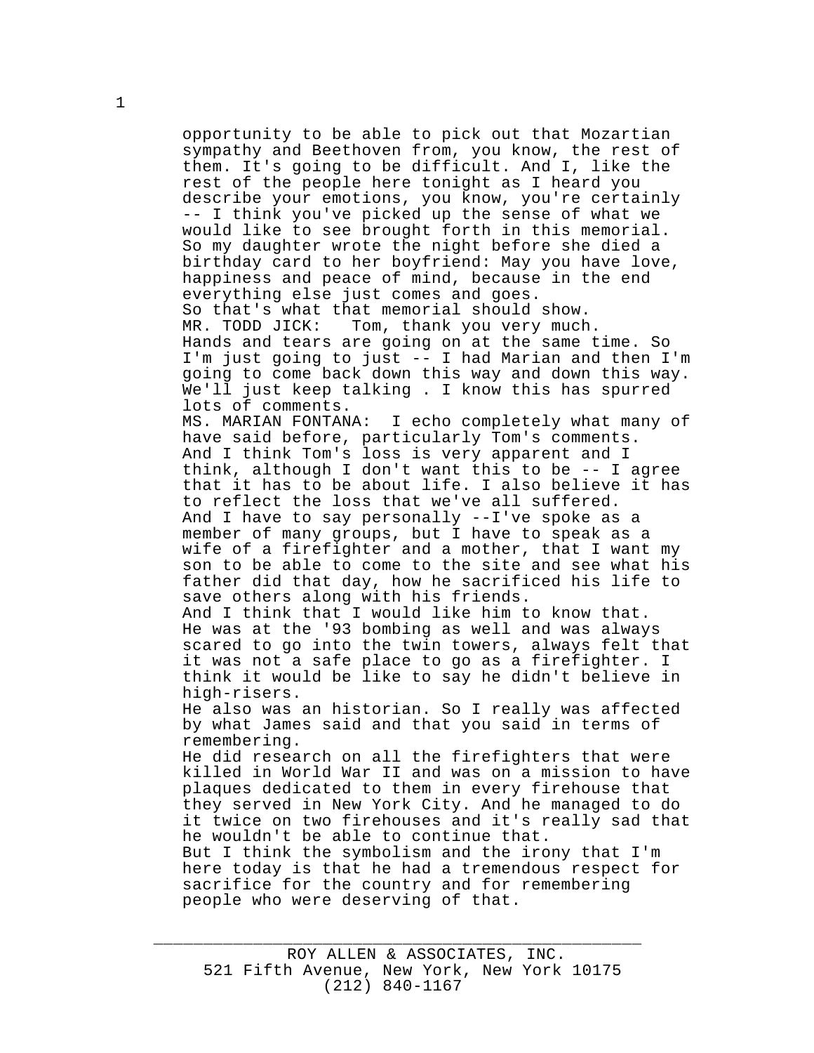opportunity to be able to pick out that Mozartian sympathy and Beethoven from, you know, the rest of them. It's going to be difficult. And I, like the rest of the people here tonight as I heard you describe your emotions, you know, you're certainly -- I think you've picked up the sense of what we would like to see brought forth in this memorial. So my daughter wrote the night before she died a birthday card to her boyfriend: May you have love, happiness and peace of mind, because in the end everything else just comes and goes.

So that's what that memorial should show.

MR. TODD JICK: Tom, thank you very much.

Hands and tears are going on at the same time. So I'm just going to just -- I had Marian and then I'm going to come back down this way and down this way. We'll just keep talking . I know this has spurred lots of comments.

MS. MARIAN FONTANA: I echo completely what many of have said before, particularly Tom's comments.

And I think Tom's loss is very apparent and I think, although I don't want this to be -- I agree that it has to be about life. I also believe it has to reflect the loss that we've all suffered.

And I have to say personally --I've spoke as a member of many groups, but I have to speak as a wife of a firefighter and a mother, that I want my son to be able to come to the site and see what his father did that day, how he sacrificed his life to save others along with his friends.

And I think that I would like him to know that.

He was at the '93 bombing as well and was always scared to go into the twin towers, always felt that it was not a safe place to go as a firefighter. I think it would be like to say he didn't believe in high-risers.

He also was an historian. So I really was affected by what James said and that you said in terms of remembering.

He did research on all the firefighters that were killed in World War II and was on a mission to have plaques dedicated to them in every firehouse that they served in New York City. And he managed to do it twice on two firehouses and it's really sad that he wouldn't be able to continue that.

But I think the symbolism and the irony that I'm here today is that he had a tremendous respect for sacrifice for the country and for remembering people who were deserving of that.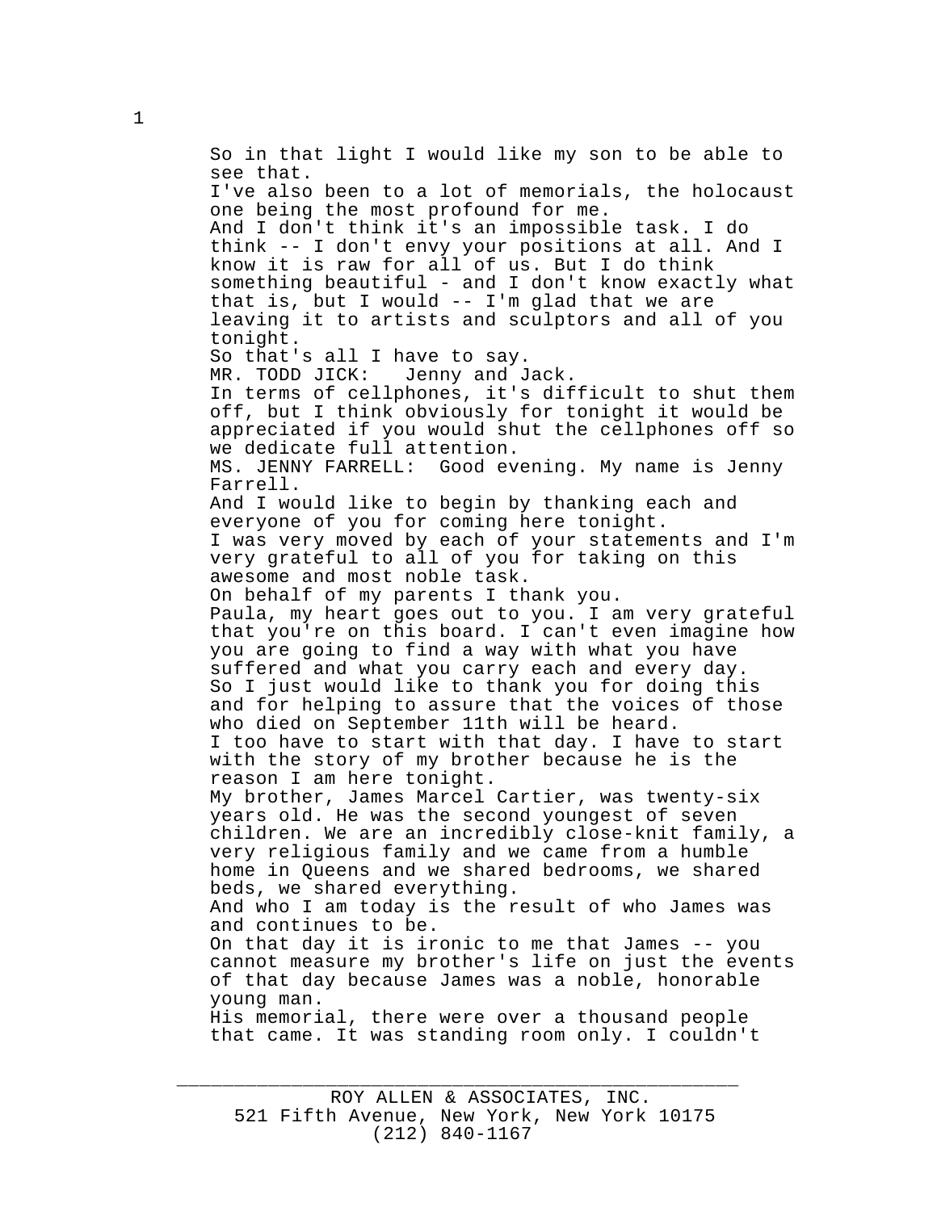So in that light I would like my son to be able to see that.

I've also been to a lot of memorials, the holocaust one being the most profound for me.

And I don't think it's an impossible task. I do think -- I don't envy your positions at all. And I know it is raw for all of us. But I do think something beautiful - and I don't know exactly what that is, but I would -- I'm glad that we are leaving it to artists and sculptors and all of you tonight.

So that's all I have to say.

MR. TODD JICK: Jenny and Jack.

In terms of cellphones, it's difficult to shut them off, but I think obviously for tonight it would be appreciated if you would shut the cellphones off so we dedicate full attention.

MS. JENNY FARRELL: Good evening. My name is Jenny Farrell.

And I would like to begin by thanking each and everyone of you for coming here tonight.

I was very moved by each of your statements and I'm very grateful to all of you for taking on this awesome and most noble task.

On behalf of my parents I thank you.

Paula, my heart goes out to you. I am very grateful that you're on this board. I can't even imagine how you are going to find a way with what you have suffered and what you carry each and every day.

So I just would like to thank you for doing this and for helping to assure that the voices of those who died on September 11th will be heard.

I too have to start with that day. I have to start with the story of my brother because he is the reason I am here tonight.

My brother, James Marcel Cartier, was twenty-six years old. He was the second youngest of seven children. We are an incredibly close-knit family, a very religious family and we came from a humble home in Queens and we shared bedrooms, we shared beds, we shared everything.

And who I am today is the result of who James was and continues to be.

On that day it is ironic to me that James -- you cannot measure my brother's life on just the events of that day because James was a noble, honorable young man.

His memorial, there were over a thousand people that came. It was standing room only. I couldn't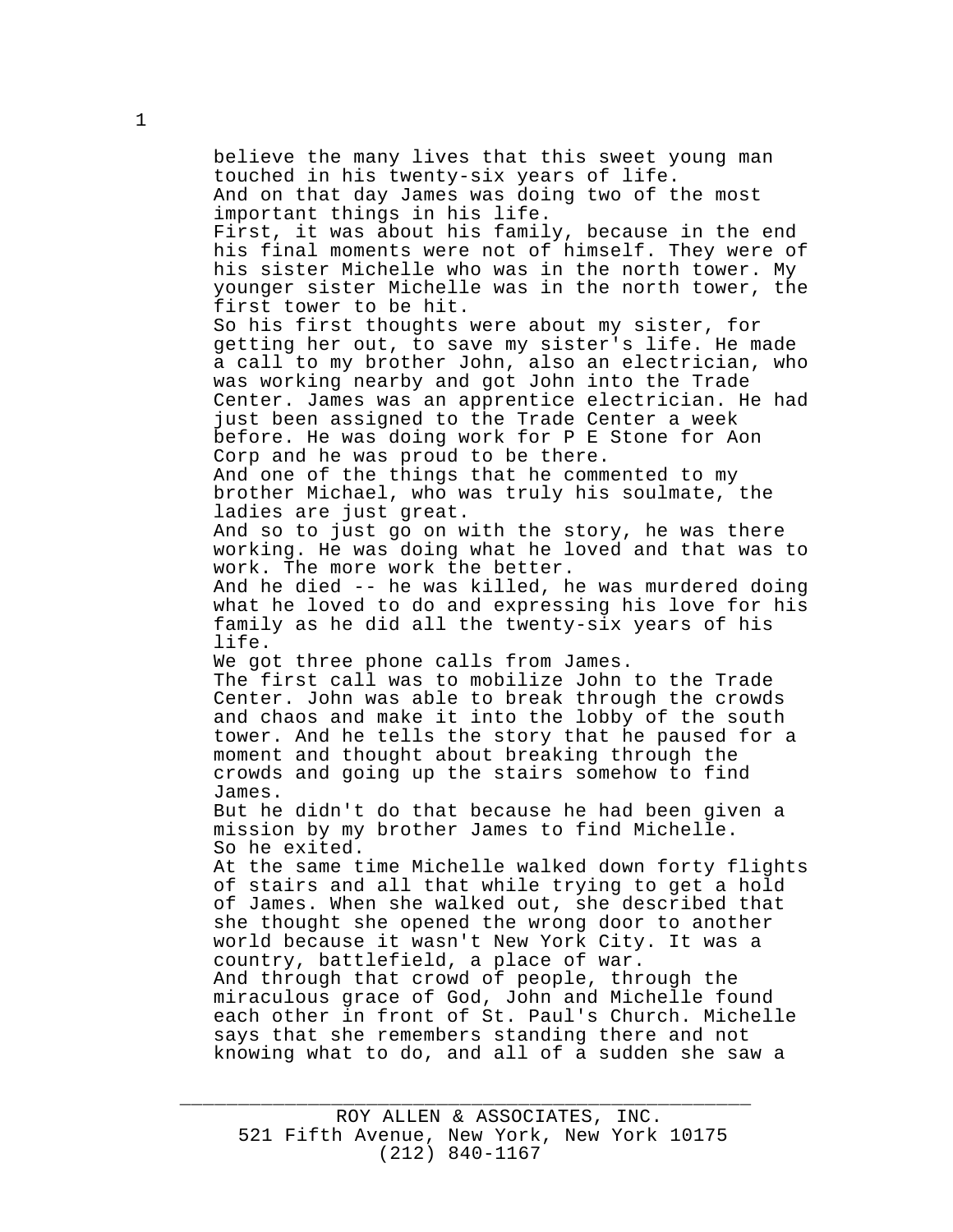believe the many lives that this sweet young man touched in his twenty-six years of life.

And on that day James was doing two of the most important things in his life.

First, it was about his family, because in the end his final moments were not of himself. They were of his sister Michelle who was in the north tower. My younger sister Michelle was in the north tower, the first tower to be hit.

So his first thoughts were about my sister, for getting her out, to save my sister's life. He made a call to my brother John, also an electrician, who was working nearby and got John into the Trade Center. James was an apprentice electrician. He had just been assigned to the Trade Center a week before. He was doing work for P E Stone for Aon Corp and he was proud to be there.

And one of the things that he commented to my brother Michael, who was truly his soulmate, the ladies are just great.

And so to just go on with the story, he was there working. He was doing what he loved and that was to work. The more work the better.

And he died -- he was killed, he was murdered doing what he loved to do and expressing his love for his family as he did all the twenty-six years of his life.

We got three phone calls from James.

The first call was to mobilize John to the Trade Center. John was able to break through the crowds and chaos and make it into the lobby of the south tower. And he tells the story that he paused for a moment and thought about breaking through the crowds and going up the stairs somehow to find James.

But he didn't do that because he had been given a mission by my brother James to find Michelle.

So he exited.

At the same time Michelle walked down forty flights of stairs and all that while trying to get a hold of James. When she walked out, she described that she thought she opened the wrong door to another world because it wasn't New York City. It was a country, battlefield, a place of war.

And through that crowd of people, through the miraculous grace of God, John and Michelle found each other in front of St. Paul's Church. Michelle says that she remembers standing there and not knowing what to do, and all of a sudden she saw a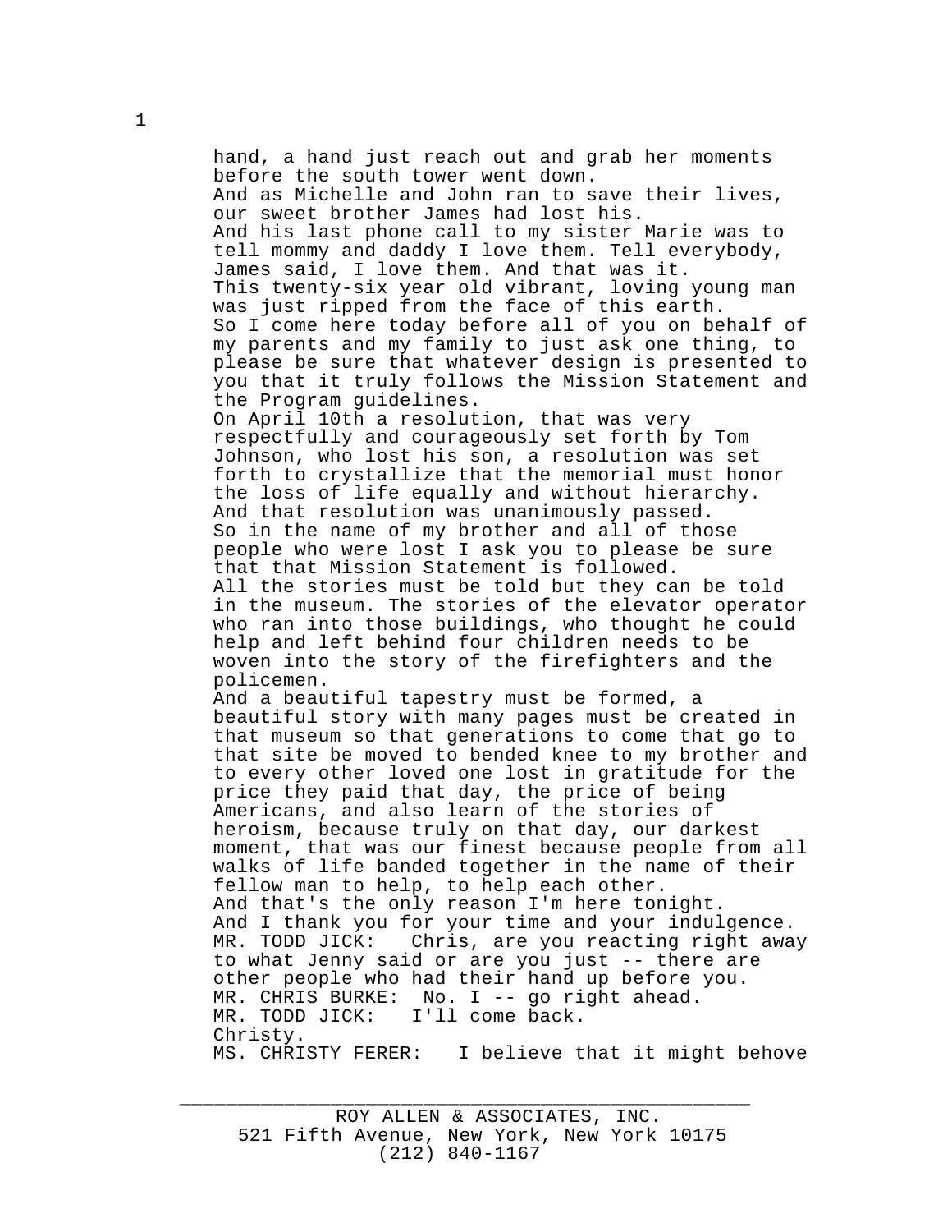hand, a hand just reach out and grab her moments before the south tower went down.

And as Michelle and John ran to save their lives, our sweet brother James had lost his.

And his last phone call to my sister Marie was to tell mommy and daddy I love them. Tell everybody, James said, I love them. And that was it.

This twenty-six year old vibrant, loving young man was just ripped from the face of this earth.

So I come here today before all of you on behalf of my parents and my family to just ask one thing, to please be sure that whatever design is presented to you that it truly follows the Mission Statement and the Program guidelines.

On April 10th a resolution, that was very respectfully and courageously set forth by Tom Johnson, who lost his son, a resolution was set forth to crystallize that the memorial must honor the loss of life equally and without hierarchy. And that resolution was unanimously passed.

So in the name of my brother and all of those people who were lost I ask you to please be sure that that Mission Statement is followed.

All the stories must be told but they can be told in the museum. The stories of the elevator operator who ran into those buildings, who thought he could help and left behind four children needs to be woven into the story of the firefighters and the policemen.

And a beautiful tapestry must be formed, a beautiful story with many pages must be created in that museum so that generations to come that go to that site be moved to bended knee to my brother and to every other loved one lost in gratitude for the price they paid that day, the price of being Americans, and also learn of the stories of heroism, because truly on that day, our darkest moment, that was our finest because people from all walks of life banded together in the name of their fellow man to help, to help each other.

And that's the only reason I'm here tonight.

And I thank you for your time and your indulgence.

MR. TODD JICK: Chris, are you reacting right away to what Jenny said or are you just -- there are other people who had their hand up before you.

MR. CHRIS BURKE: No. I -- go right ahead.

MR. TODD JICK: I'll come back.

Christy.

MS. CHRISTY FERER: I believe that it might behove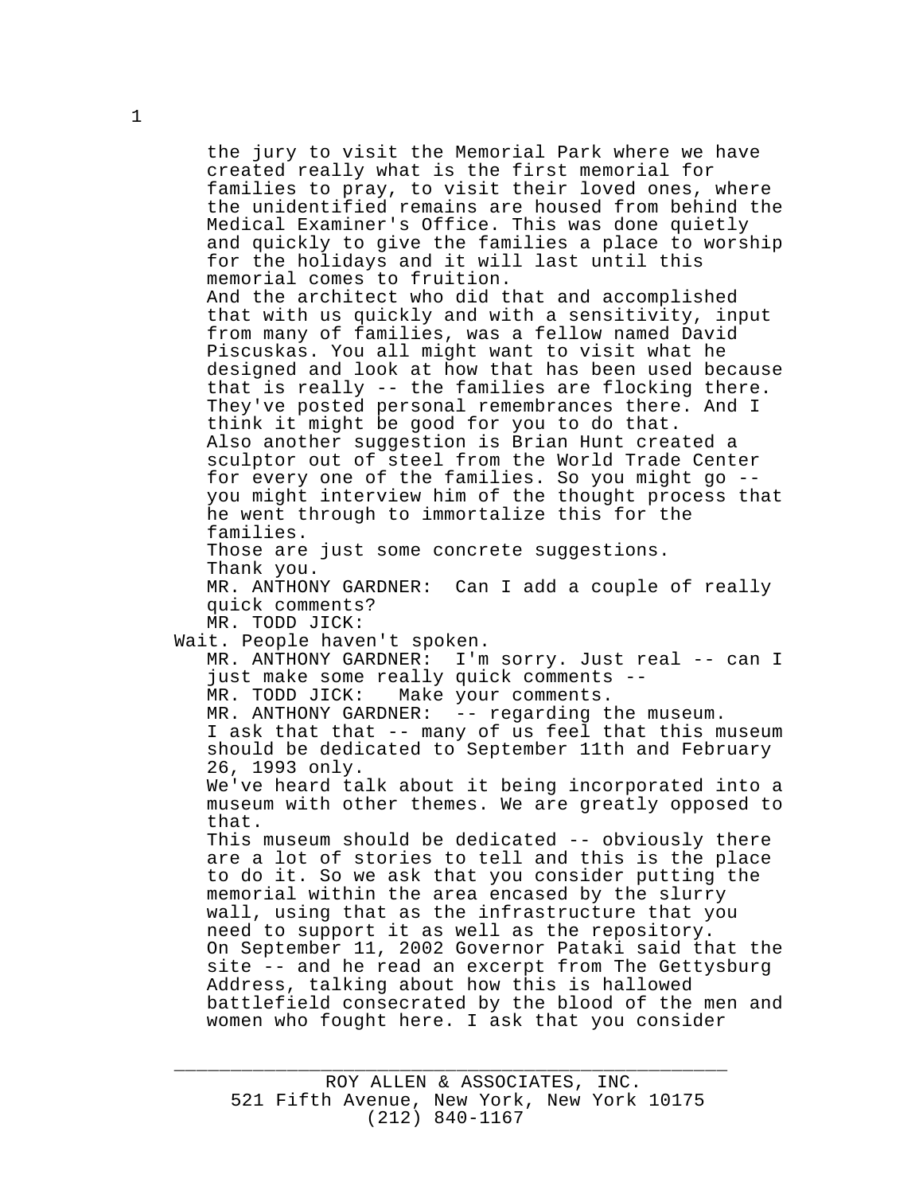the jury to visit the Memorial Park where we have created really what is the first memorial for families to pray, to visit their loved ones, where the unidentified remains are housed from behind the Medical Examiner's Office. This was done quietly and quickly to give the families a place to worship for the holidays and it will last until this memorial comes to fruition.

And the architect who did that and accomplished that with us quickly and with a sensitivity, input from many of families, was a fellow named David Piscuskas. You all might want to visit what he designed and look at how that has been used because that is really -- the families are flocking there. They've posted personal remembrances there. And I think it might be good for you to do that.

Also another suggestion is Brian Hunt created a sculptor out of steel from the World Trade Center for every one of the families. So you might go -- you might interview him of the thought process that he went through to immortalize this for the families.

Those are just some concrete suggestions.

Thank you.

MR. ANTHONY GARDNER: Can I add a couple of really quick comments?

MR. TODD JICK:
Wait. People haven't spoken.

MR. ANTHONY GARDNER: I'm sorry. Just real -- can I just make some really quick comments --

MR. TODD JICK: Make your comments.

MR. ANTHONY GARDNER: -- regarding the museum.

I ask that that -- many of us feel that this museum should be dedicated to September 11th and February 26, 1993 only.

We've heard talk about it being incorporated into a museum with other themes. We are greatly opposed to that.

This museum should be dedicated -- obviously there are a lot of stories to tell and this is the place to do it. So we ask that you consider putting the memorial within the area encased by the slurry wall, using that as the infrastructure that you need to support it as well as the repository.

On September 11, 2002 Governor Pataki said that the site -- and he read an excerpt from The Gettysburg Address, talking about how this is hallowed battlefield consecrated by the blood of the men and women who fought here. I ask that you consider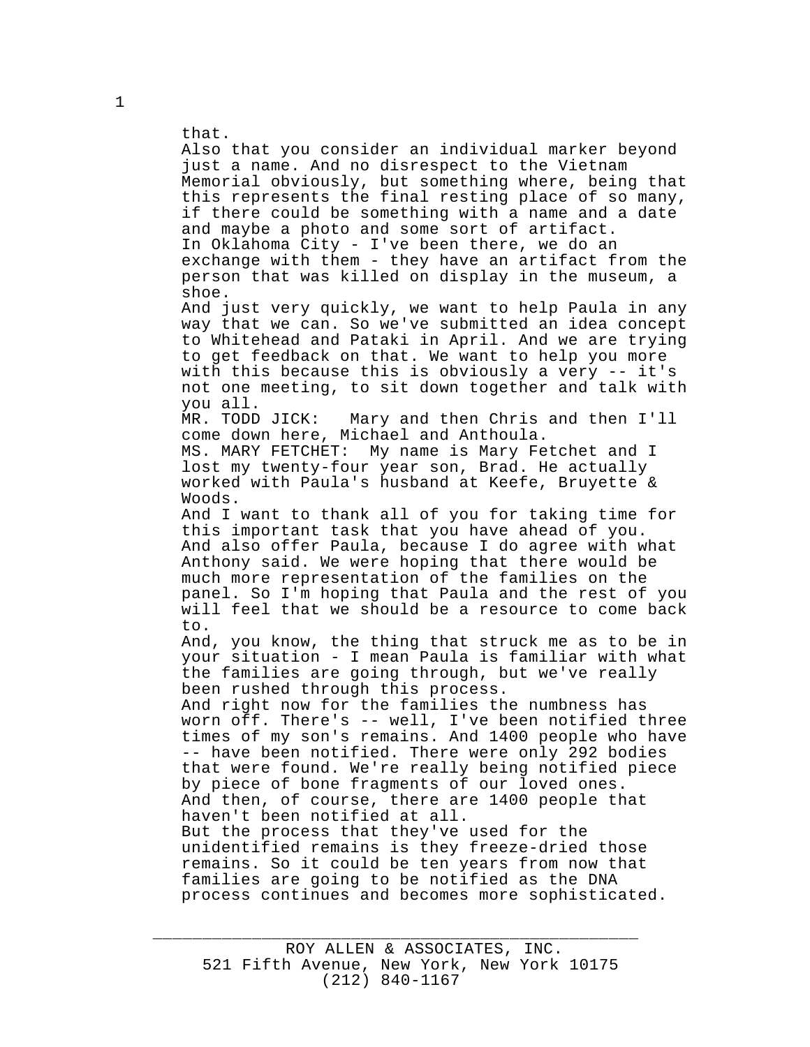that.

Also that you consider an individual marker beyond just a name. And no disrespect to the Vietnam Memorial obviously, but something where, being that this represents the final resting place of so many, if there could be something with a name and a date and maybe a photo and some sort of artifact.

In Oklahoma City - I've been there, we do an exchange with them - they have an artifact from the person that was killed on display in the museum, a shoe.

And just very quickly, we want to help Paula in any way that we can. So we've submitted an idea concept to Whitehead and Pataki in April. And we are trying to get feedback on that. We want to help you more with this because this is obviously a very -- it's not one meeting, to sit down together and talk with you all.

MR. TODD JICK: Mary and then Chris and then I'll come down here, Michael and Anthoula.

MS. MARY FETCHET: My name is Mary Fetchet and I lost my twenty-four year son, Brad. He actually worked with Paula's husband at Keefe, Bruyette & Woods.

And I want to thank all of you for taking time for this important task that you have ahead of you. And also offer Paula, because I do agree with what Anthony said. We were hoping that there would be much more representation of the families on the panel. So I'm hoping that Paula and the rest of you will feel that we should be a resource to come back to.

And, you know, the thing that struck me as to be in your situation - I mean Paula is familiar with what the families are going through, but we've really been rushed through this process.

And right now for the families the numbness has worn off. There's -- well, I've been notified three times of my son's remains. And 1400 people who have -- have been notified. There were only 292 bodies that were found. We're really being notified piece by piece of bone fragments of our loved ones.

And then, of course, there are 1400 people that haven't been notified at all.

But the process that they've used for the unidentified remains is they freeze-dried those remains. So it could be ten years from now that families are going to be notified as the DNA process continues and becomes more sophisticated.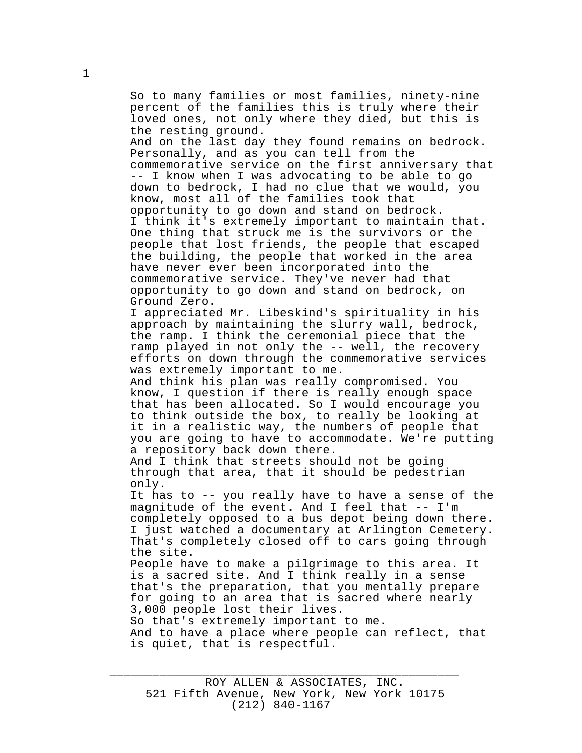So to many families or most families, ninety-nine percent of the families this is truly where their loved ones, not only where they died, but this is the resting ground.

And on the last day they found remains on bedrock. Personally, and as you can tell from the commemorative service on the first anniversary that -- I know when I was advocating to be able to go down to bedrock, I had no clue that we would, you know, most all of the families took that opportunity to go down and stand on bedrock.

I think it's extremely important to maintain that. One thing that struck me is the survivors or the people that lost friends, the people that escaped the building, the people that worked in the area have never ever been incorporated into the commemorative service. They've never had that opportunity to go down and stand on bedrock, on Ground Zero.

I appreciated Mr. Libeskind's spirituality in his approach by maintaining the slurry wall, bedrock, the ramp. I think the ceremonial piece that the ramp played in not only the -- well, the recovery efforts on down through the commemorative services was extremely important to me.

And think his plan was really compromised. You know, I question if there is really enough space that has been allocated. So I would encourage you to think outside the box, to really be looking at it in a realistic way, the numbers of people that you are going to have to accommodate. We're putting a repository back down there.

And I think that streets should not be going through that area, that it should be pedestrian only.

It has to -- you really have to have a sense of the magnitude of the event. And I feel that -- I'm completely opposed to a bus depot being down there. I just watched a documentary at Arlington Cemetery. That's completely closed off to cars going through the site.

People have to make a pilgrimage to this area. It is a sacred site. And I think really in a sense that's the preparation, that you mentally prepare for going to an area that is sacred where nearly 3,000 people lost their lives.

So that's extremely important to me.

And to have a place where people can reflect, that is quiet, that is respectful.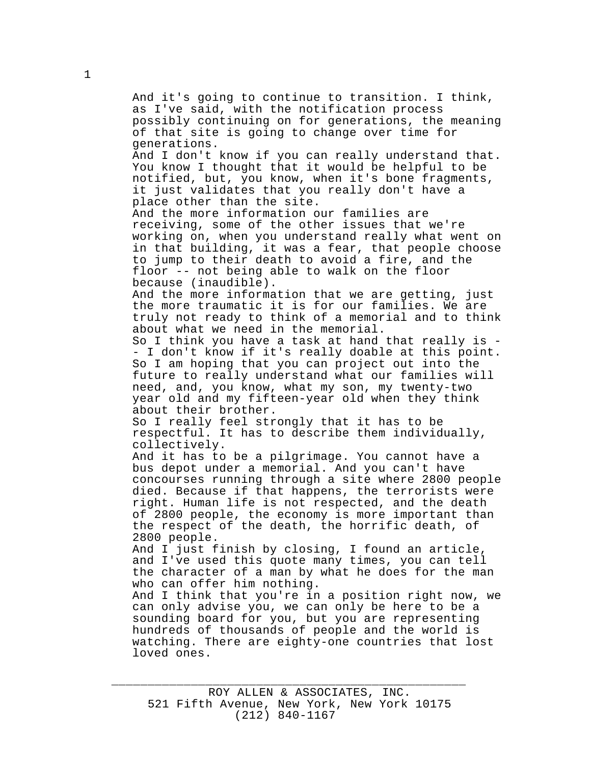And it's going to continue to transition. I think, as I've said, with the notification process possibly continuing on for generations, the meaning of that site is going to change over time for generations.

And I don't know if you can really understand that. You know I thought that it would be helpful to be notified, but, you know, when it's bone fragments, it just validates that you really don't have a place other than the site.

And the more information our families are receiving, some of the other issues that we're working on, when you understand really what went on in that building, it was a fear, that people choose to jump to their death to avoid a fire, and the floor -- not being able to walk on the floor because (inaudible).

And the more information that we are getting, just the more traumatic it is for our families. We are truly not ready to think of a memorial and to think about what we need in the memorial.

So I think you have a task at hand that really is -- I don't know if it's really doable at this point. So I am hoping that you can project out into the future to really understand what our families will need, and, you know, what my son, my twenty-two year old and my fifteen-year old when they think about their brother.

So I really feel strongly that it has to be respectful. It has to describe them individually, collectively.

And it has to be a pilgrimage. You cannot have a bus depot under a memorial. And you can't have concourses running through a site where 2800 people died. Because if that happens, the terrorists were right. Human life is not respected, and the death of 2800 people, the economy is more important than the respect of the death, the horrific death, of 2800 people.

And I just finish by closing, I found an article, and I've used this quote many times, you can tell the character of a man by what he does for the man who can offer him nothing.

And I think that you're in a position right now, we can only advise you, we can only be here to be a sounding board for you, but you are representing hundreds of thousands of people and the world is watching. There are eighty-one countries that lost loved ones.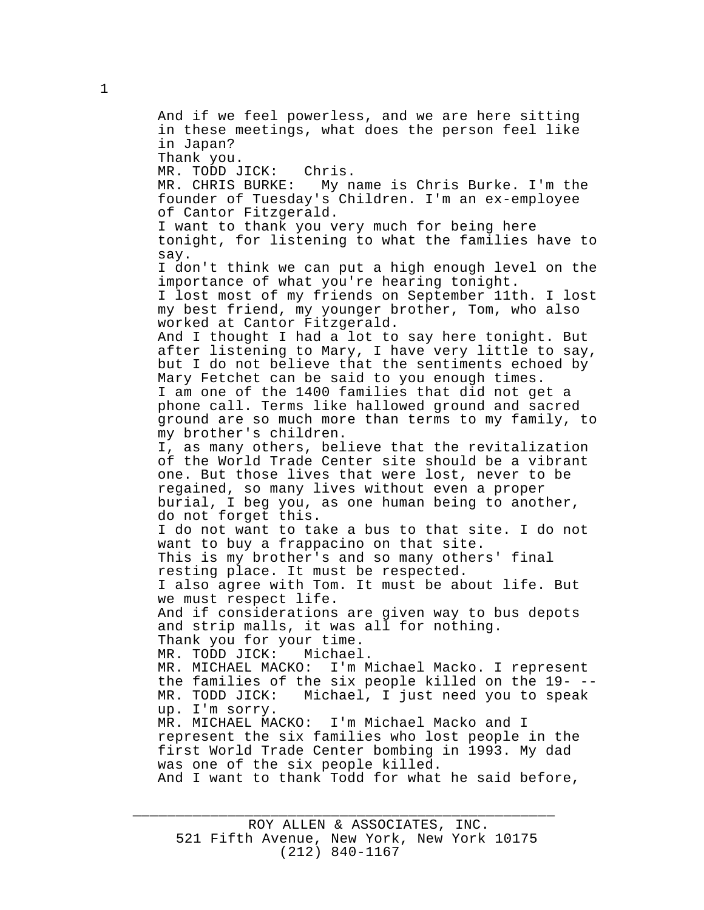And if we feel powerless, and we are here sitting in these meetings, what does the person feel like in Japan?

Thank you.

MR. TODD JICK: Chris.

MR. CHRIS BURKE: My name is Chris Burke. I'm the founder of Tuesday's Children. I'm an ex-employee of Cantor Fitzgerald.

I want to thank you very much for being here tonight, for listening to what the families have to say.

I don't think we can put a high enough level on the importance of what you're hearing tonight.

I lost most of my friends on September 11th. I lost my best friend, my younger brother, Tom, who also worked at Cantor Fitzgerald.

And I thought I had a lot to say here tonight. But after listening to Mary, I have very little to say, but I do not believe that the sentiments echoed by Mary Fetchet can be said to you enough times.

I am one of the 1400 families that did not get a phone call. Terms like hallowed ground and sacred ground are so much more than terms to my family, to my brother's children.

I, as many others, believe that the revitalization of the World Trade Center site should be a vibrant one. But those lives that were lost, never to be regained, so many lives without even a proper burial, I beg you, as one human being to another, do not forget this.

I do not want to take a bus to that site. I do not want to buy a frappacino on that site.

This is my brother's and so many others' final resting place. It must be respected.

I also agree with Tom. It must be about life. But we must respect life.

And if considerations are given way to bus depots and strip malls, it was all for nothing.

Thank you for your time.

MR. TODD JICK: Michael.

MR. MICHAEL MACKO: I'm Michael Macko. I represent the families of the six people killed on the 19- --

MR. TODD JICK: Michael, I just need you to speak up. I'm sorry.

MR. MICHAEL MACKO: I'm Michael Macko and I represent the six families who lost people in the first World Trade Center bombing in 1993. My dad was one of the six people killed.

And I want to thank Todd for what he said before,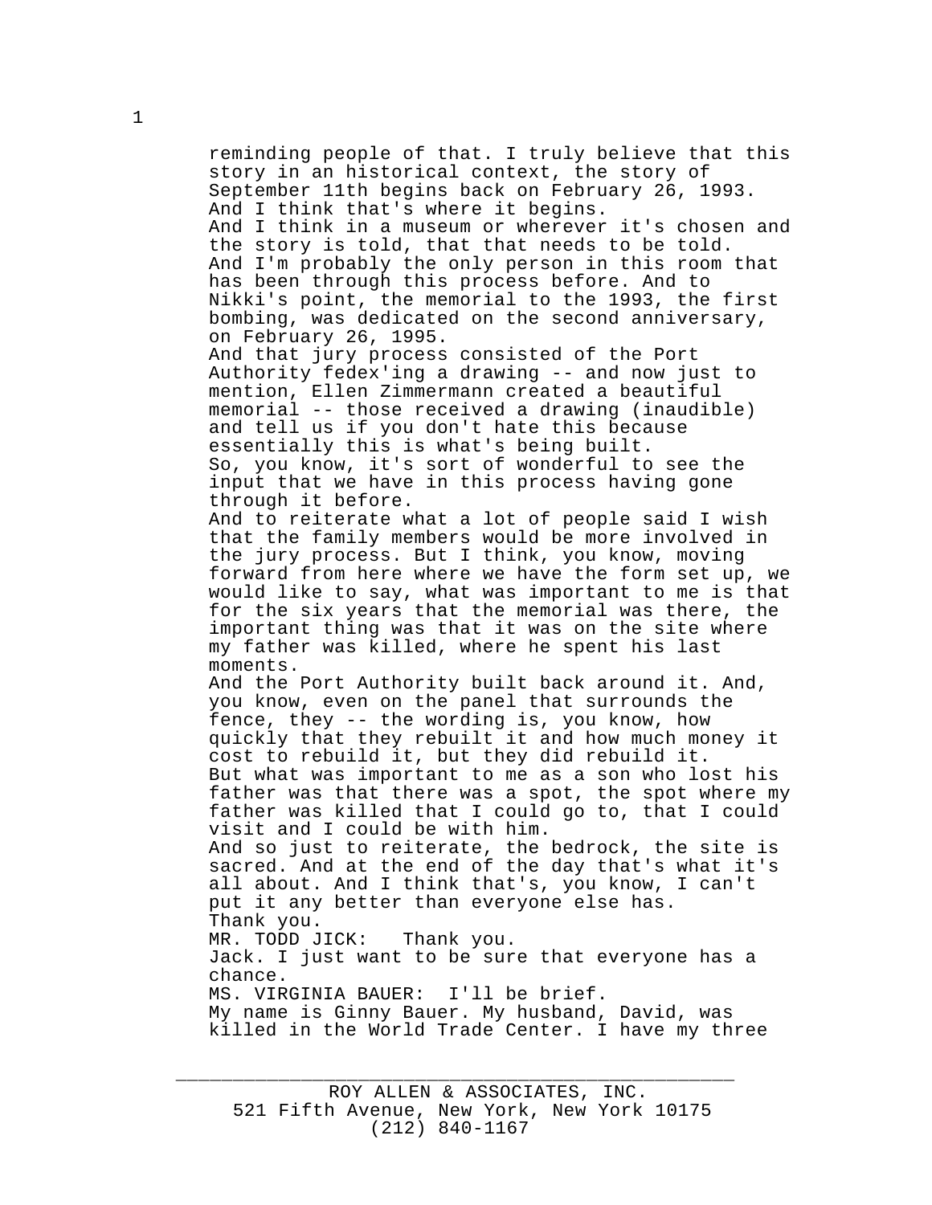reminding people of that. I truly believe that this story in an historical context, the story of September 11th begins back on February 26, 1993. And I think that's where it begins.

And I think in a museum or wherever it's chosen and the story is told, that that needs to be told.

And I'm probably the only person in this room that has been through this process before. And to Nikki's point, the memorial to the 1993, the first bombing, was dedicated on the second anniversary, on February 26, 1995.

And that jury process consisted of the Port Authority fedex'ing a drawing -- and now just to mention, Ellen Zimmermann created a beautiful memorial -- those received a drawing (inaudible) and tell us if you don't hate this because essentially this is what's being built.

So, you know, it's sort of wonderful to see the input that we have in this process having gone through it before.

And to reiterate what a lot of people said I wish that the family members would be more involved in the jury process. But I think, you know, moving forward from here where we have the form set up, we would like to say, what was important to me is that for the six years that the memorial was there, the important thing was that it was on the site where my father was killed, where he spent his last moments.

And the Port Authority built back around it. And, you know, even on the panel that surrounds the fence, they -- the wording is, you know, how quickly that they rebuilt it and how much money it cost to rebuild it, but they did rebuild it.

But what was important to me as a son who lost his father was that there was a spot, the spot where my father was killed that I could go to, that I could visit and I could be with him.

And so just to reiterate, the bedrock, the site is sacred. And at the end of the day that's what it's all about. And I think that's, you know, I can't put it any better than everyone else has.

Thank you.

MR. TODD JICK: Thank you.

Jack. I just want to be sure that everyone has a chance.

MS. VIRGINIA BAUER: I'll be brief.

My name is Ginny Bauer. My husband, David, was killed in the World Trade Center. I have my three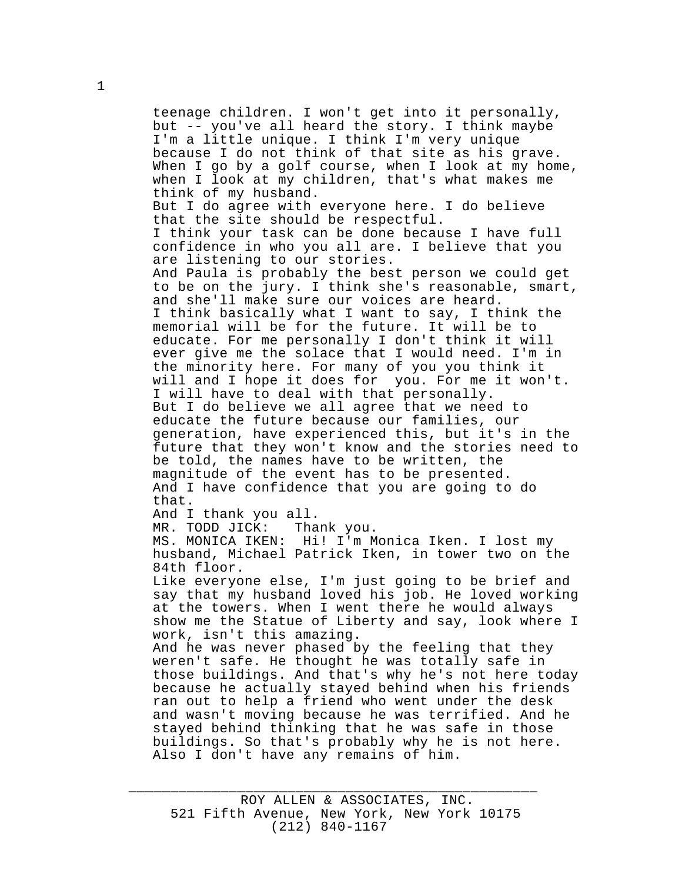teenage children. I won't get into it personally, but -- you've all heard the story. I think maybe I'm a little unique. I think I'm very unique because I do not think of that site as his grave. When I go by a golf course, when I look at my home, when I look at my children, that's what makes me think of my husband.

But I do agree with everyone here. I do believe that the site should be respectful.

I think your task can be done because I have full confidence in who you all are. I believe that you are listening to our stories.

And Paula is probably the best person we could get to be on the jury. I think she's reasonable, smart, and she'll make sure our voices are heard.

I think basically what I want to say, I think the memorial will be for the future. It will be to educate. For me personally I don't think it will ever give me the solace that I would need. I'm in the minority here. For many of you you think it will and I hope it does for you. For me it won't. I will have to deal with that personally.

But I do believe we all agree that we need to educate the future because our families, our generation, have experienced this, but it's in the future that they won't know and the stories need to be told, the names have to be written, the magnitude of the event has to be presented.

And I have confidence that you are going to do that.

And I thank you all.

MR. TODD JICK: Thank you.

MS. MONICA IKEN: Hi! I'm Monica Iken. I lost my husband, Michael Patrick Iken, in tower two on the 84th floor.

Like everyone else, I'm just going to be brief and say that my husband loved his job. He loved working at the towers. When I went there he would always show me the Statue of Liberty and say, look where I work, isn't this amazing.

And he was never phased by the feeling that they weren't safe. He thought he was totally safe in those buildings. And that's why he's not here today because he actually stayed behind when his friends ran out to help a friend who went under the desk and wasn't moving because he was terrified. And he stayed behind thinking that he was safe in those buildings. So that's probably why he is not here. Also I don't have any remains of him.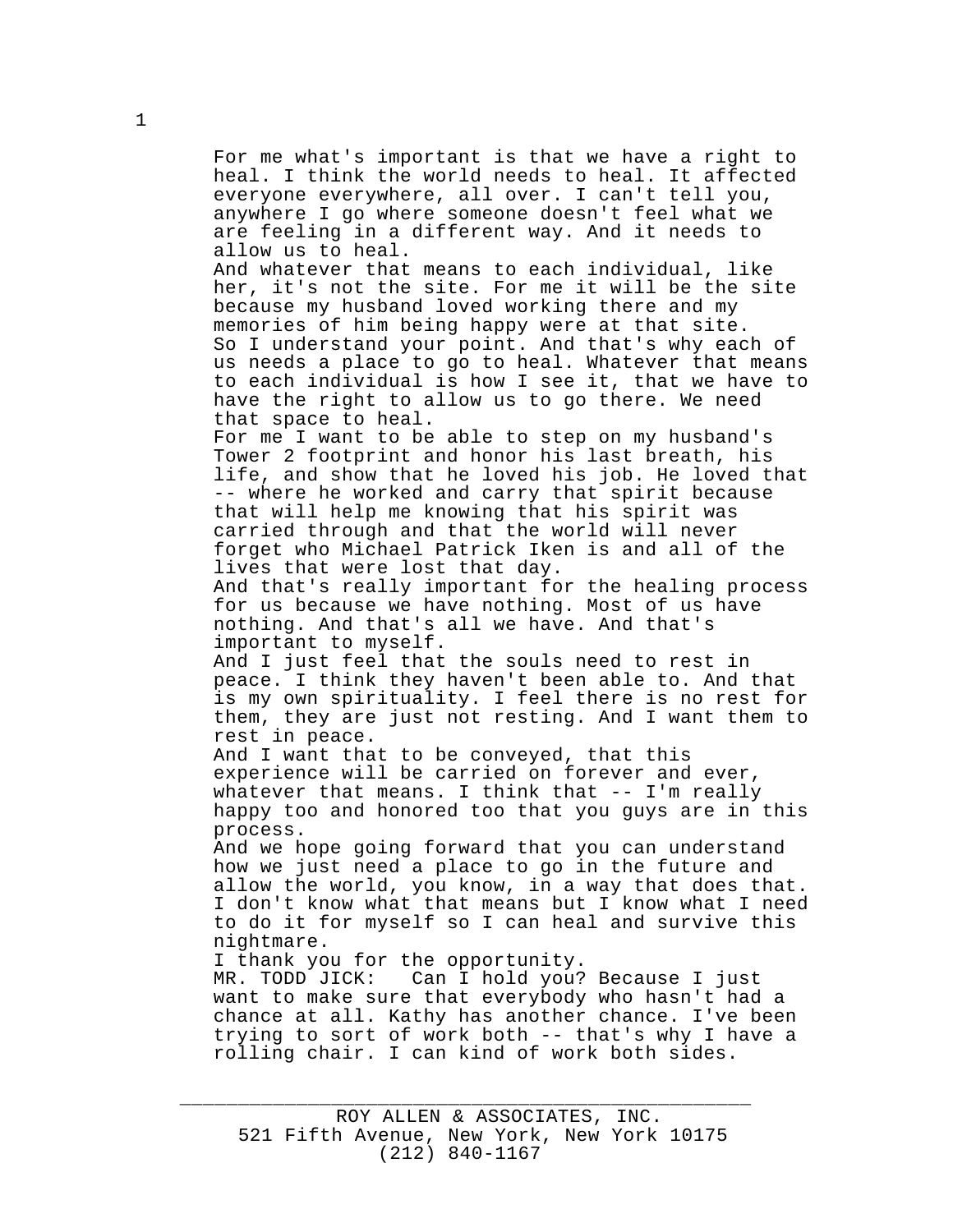For me what's important is that we have a right to heal. I think the world needs to heal. It affected everyone everywhere, all over. I can't tell you, anywhere I go where someone doesn't feel what we are feeling in a different way. And it needs to allow us to heal.

And whatever that means to each individual, like her, it's not the site. For me it will be the site because my husband loved working there and my memories of him being happy were at that site.

So I understand your point. And that's why each of us needs a place to go to heal. Whatever that means to each individual is how I see it, that we have to have the right to allow us to go there. We need that space to heal.

For me I want to be able to step on my husband's Tower 2 footprint and honor his last breath, his life, and show that he loved his job. He loved that -- where he worked and carry that spirit because that will help me knowing that his spirit was carried through and that the world will never forget who Michael Patrick Iken is and all of the lives that were lost that day.

And that's really important for the healing process for us because we have nothing. Most of us have nothing. And that's all we have. And that's important to myself.

And I just feel that the souls need to rest in peace. I think they haven't been able to. And that is my own spirituality. I feel there is no rest for them, they are just not resting. And I want them to rest in peace.

And I want that to be conveyed, that this experience will be carried on forever and ever, whatever that means. I think that -- I'm really happy too and honored too that you guys are in this process.

And we hope going forward that you can understand how we just need a place to go in the future and allow the world, you know, in a way that does that. I don't know what that means but I know what I need to do it for myself so I can heal and survive this nightmare.

I thank you for the opportunity.

MR. TODD JICK: Can I hold you? Because I just want to make sure that everybody who hasn't had a chance at all. Kathy has another chance. I've been trying to sort of work both -- that's why I have a rolling chair. I can kind of work both sides.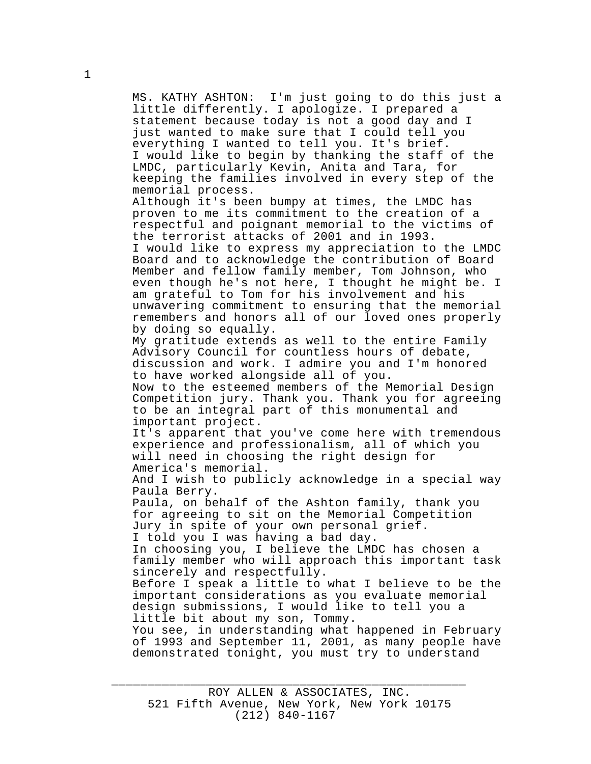MS. KATHY ASHTON: I'm just going to do this just a little differently. I apologize. I prepared a statement because today is not a good day and I just wanted to make sure that I could tell you everything I wanted to tell you. It's brief.

I would like to begin by thanking the staff of the LMDC, particularly Kevin, Anita and Tara, for keeping the families involved in every step of the memorial process.

Although it's been bumpy at times, the LMDC has proven to me its commitment to the creation of a respectful and poignant memorial to the victims of the terrorist attacks of 2001 and in 1993.

I would like to express my appreciation to the LMDC Board and to acknowledge the contribution of Board Member and fellow family member, Tom Johnson, who even though he's not here, I thought he might be. I am grateful to Tom for his involvement and his unwavering commitment to ensuring that the memorial remembers and honors all of our loved ones properly by doing so equally.

My gratitude extends as well to the entire Family Advisory Council for countless hours of debate, discussion and work. I admire you and I'm honored to have worked alongside all of you.

Now to the esteemed members of the Memorial Design Competition jury. Thank you. Thank you for agreeing to be an integral part of this monumental and important project.

It's apparent that you've come here with tremendous experience and professionalism, all of which you will need in choosing the right design for America's memorial.

And I wish to publicly acknowledge in a special way Paula Berry.

Paula, on behalf of the Ashton family, thank you for agreeing to sit on the Memorial Competition Jury in spite of your own personal grief.

I told you I was having a bad day.

In choosing you, I believe the LMDC has chosen a family member who will approach this important task sincerely and respectfully.

Before I speak a little to what I believe to be the important considerations as you evaluate memorial design submissions, I would like to tell you a little bit about my son, Tommy.

You see, in understanding what happened in February of 1993 and September 11, 2001, as many people have demonstrated tonight, you must try to understand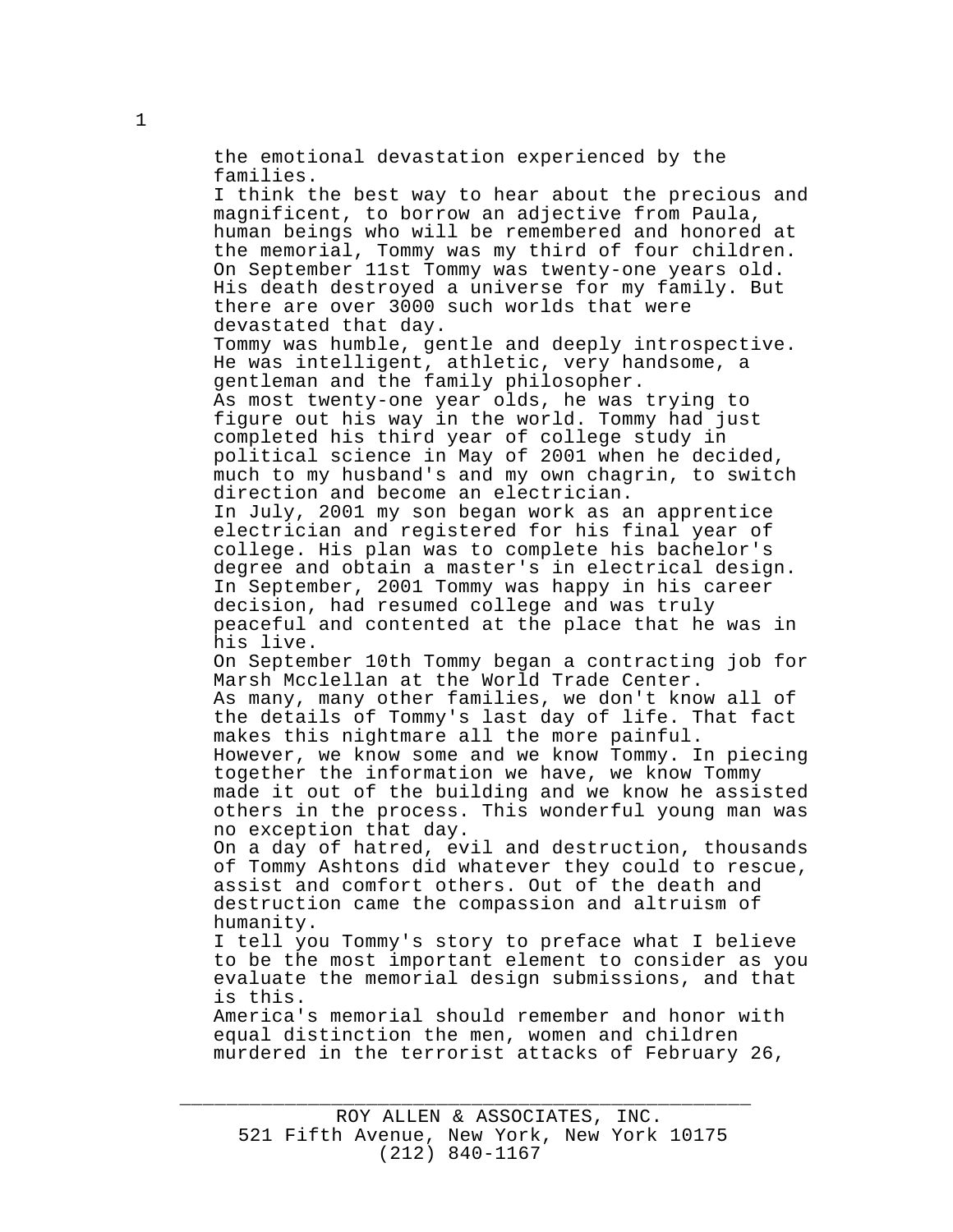the emotional devastation experienced by the families.

I think the best way to hear about the precious and magnificent, to borrow an adjective from Paula, human beings who will be remembered and honored at the memorial, Tommy was my third of four children. On September 11st Tommy was twenty-one years old. His death destroyed a universe for my family. But there are over 3000 such worlds that were devastated that day.

Tommy was humble, gentle and deeply introspective. He was intelligent, athletic, very handsome, a gentleman and the family philosopher.

As most twenty-one year olds, he was trying to figure out his way in the world. Tommy had just completed his third year of college study in political science in May of 2001 when he decided, much to my husband's and my own chagrin, to switch direction and become an electrician.

In July, 2001 my son began work as an apprentice electrician and registered for his final year of college. His plan was to complete his bachelor's degree and obtain a master's in electrical design. In September, 2001 Tommy was happy in his career decision, had resumed college and was truly peaceful and contented at the place that he was in his live.

On September 10th Tommy began a contracting job for Marsh Mcclellan at the World Trade Center.

As many, many other families, we don't know all of the details of Tommy's last day of life. That fact makes this nightmare all the more painful.

However, we know some and we know Tommy. In piecing together the information we have, we know Tommy made it out of the building and we know he assisted others in the process. This wonderful young man was no exception that day.

On a day of hatred, evil and destruction, thousands of Tommy Ashtons did whatever they could to rescue, assist and comfort others. Out of the death and destruction came the compassion and altruism of humanity.

I tell you Tommy's story to preface what I believe to be the most important element to consider as you evaluate the memorial design submissions, and that is this.

America's memorial should remember and honor with equal distinction the men, women and children murdered in the terrorist attacks of February 26,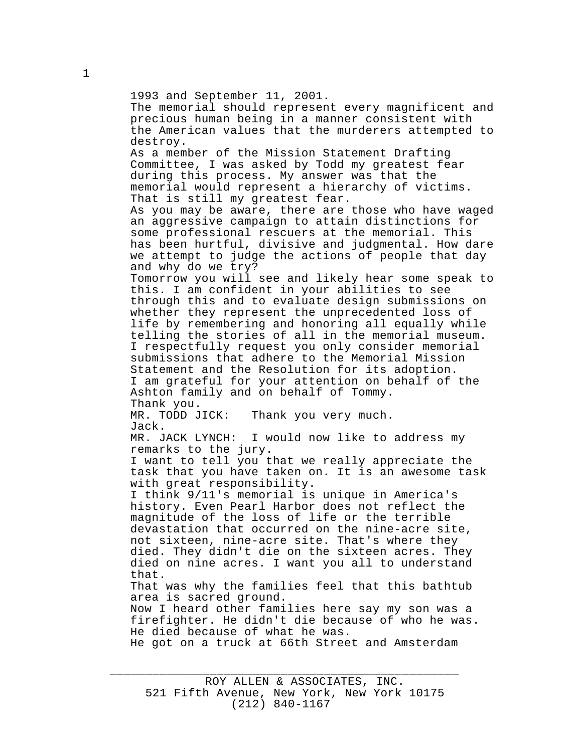1993 and September 11, 2001.

The memorial should represent every magnificent and precious human being in a manner consistent with the American values that the murderers attempted to destroy.

As a member of the Mission Statement Drafting Committee, I was asked by Todd my greatest fear during this process. My answer was that the memorial would represent a hierarchy of victims. That is still my greatest fear.

As you may be aware, there are those who have waged an aggressive campaign to attain distinctions for some professional rescuers at the memorial. This has been hurtful, divisive and judgmental. How dare we attempt to judge the actions of people that day and why do we try?

Tomorrow you will see and likely hear some speak to this. I am confident in your abilities to see through this and to evaluate design submissions on whether they represent the unprecedented loss of life by remembering and honoring all equally while telling the stories of all in the memorial museum.

I respectfully request you only consider memorial submissions that adhere to the Memorial Mission Statement and the Resolution for its adoption.

I am grateful for your attention on behalf of the Ashton family and on behalf of Tommy.

Thank you.

MR. TODD JICK: Thank you very much.

Jack.

MR. JACK LYNCH: I would now like to address my remarks to the jury.

I want to tell you that we really appreciate the task that you have taken on. It is an awesome task with great responsibility.

I think 9/11's memorial is unique in America's history. Even Pearl Harbor does not reflect the magnitude of the loss of life or the terrible devastation that occurred on the nine-acre site, not sixteen, nine-acre site. That's where they died. They didn't die on the sixteen acres. They died on nine acres. I want you all to understand that.

That was why the families feel that this bathtub area is sacred ground.

Now I heard other families here say my son was a firefighter. He didn't die because of who he was. He died because of what he was.

He got on a truck at 66th Street and Amsterdam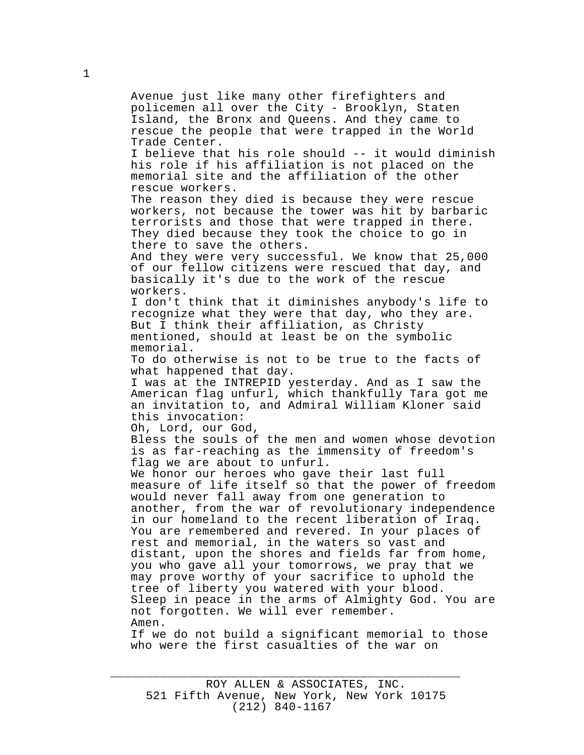Avenue just like many other firefighters and policemen all over the City - Brooklyn, Staten Island, the Bronx and Queens. And they came to rescue the people that were trapped in the World Trade Center.

I believe that his role should -- it would diminish his role if his affiliation is not placed on the memorial site and the affiliation of the other rescue workers.

The reason they died is because they were rescue workers, not because the tower was hit by barbaric terrorists and those that were trapped in there. They died because they took the choice to go in there to save the others.

And they were very successful. We know that 25,000 of our fellow citizens were rescued that day, and basically it's due to the work of the rescue workers.

I don't think that it diminishes anybody's life to recognize what they were that day, who they are. But I think their affiliation, as Christy mentioned, should at least be on the symbolic memorial.

To do otherwise is not to be true to the facts of what happened that day.

I was at the INTREPID yesterday. And as I saw the American flag unfurl, which thankfully Tara got me an invitation to, and Admiral William Kloner said this invocation:

Oh, Lord, our God,

Bless the souls of the men and women whose devotion is as far-reaching as the immensity of freedom's flag we are about to unfurl.

We honor our heroes who gave their last full measure of life itself so that the power of freedom would never fall away from one generation to another, from the war of revolutionary independence in our homeland to the recent liberation of Iraq.

You are remembered and revered. In your places of rest and memorial, in the waters so vast and distant, upon the shores and fields far from home, you who gave all your tomorrows, we pray that we may prove worthy of your sacrifice to uphold the tree of liberty you watered with your blood.

Sleep in peace in the arms of Almighty God. You are not forgotten. We will ever remember.

Amen.

If we do not build a significant memorial to those who were the first casualties of the war on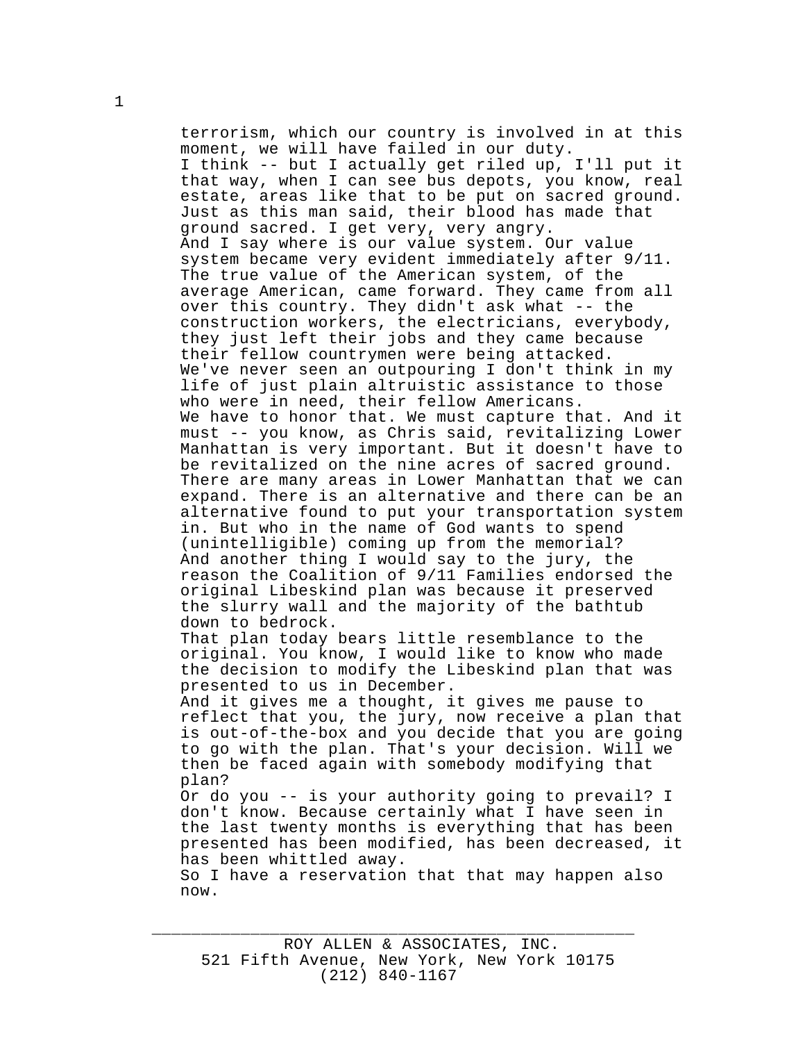terrorism, which our country is involved in at this moment, we will have failed in our duty.

I think -- but I actually get riled up, I'll put it that way, when I can see bus depots, you know, real estate, areas like that to be put on sacred ground. Just as this man said, their blood has made that ground sacred. I get very, very angry.

And I say where is our value system. Our value system became very evident immediately after 9/11. The true value of the American system, of the average American, came forward. They came from all over this country. They didn't ask what -- the construction workers, the electricians, everybody, they just left their jobs and they came because their fellow countrymen were being attacked.

We've never seen an outpouring I don't think in my life of just plain altruistic assistance to those who were in need, their fellow Americans.

We have to honor that. We must capture that. And it must -- you know, as Chris said, revitalizing Lower Manhattan is very important. But it doesn't have to be revitalized on the nine acres of sacred ground. There are many areas in Lower Manhattan that we can expand. There is an alternative and there can be an alternative found to put your transportation system in. But who in the name of God wants to spend (unintelligible) coming up from the memorial?

And another thing I would say to the jury, the reason the Coalition of 9/11 Families endorsed the original Libeskind plan was because it preserved the slurry wall and the majority of the bathtub down to bedrock.

That plan today bears little resemblance to the original. You know, I would like to know who made the decision to modify the Libeskind plan that was presented to us in December.

And it gives me a thought, it gives me pause to reflect that you, the jury, now receive a plan that is out-of-the-box and you decide that you are going to go with the plan. That's your decision. Will we then be faced again with somebody modifying that plan?

Or do you -- is your authority going to prevail? I don't know. Because certainly what I have seen in the last twenty months is everything that has been presented has been modified, has been decreased, it has been whittled away.

So I have a reservation that that may happen also now.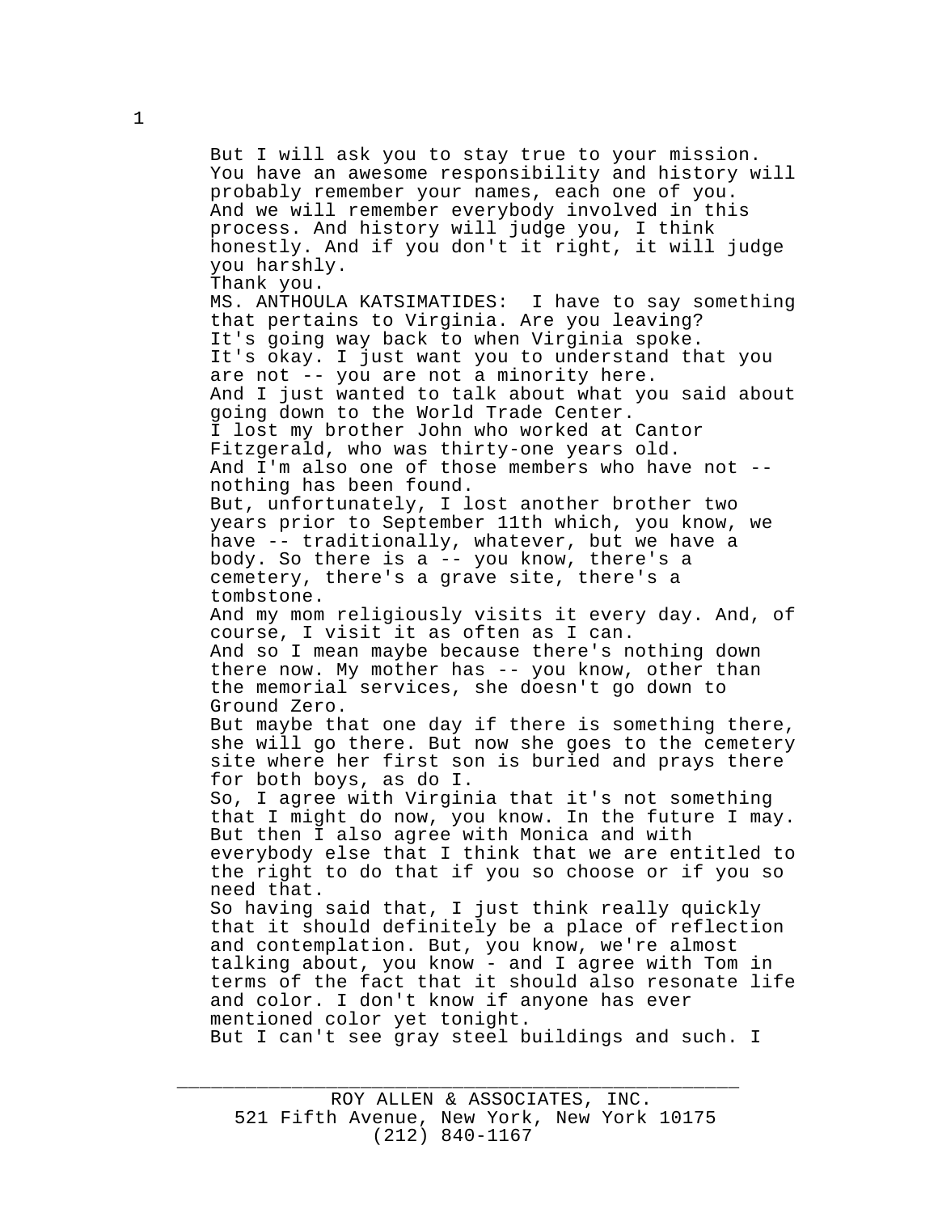But I will ask you to stay true to your mission. You have an awesome responsibility and history will probably remember your names, each one of you. And we will remember everybody involved in this process. And history will judge you, I think honestly. And if you don't it right, it will judge you harshly.

Thank you.

MS. ANTHOULA KATSIMATIDES: I have to say something that pertains to Virginia. Are you leaving?

It's going way back to when Virginia spoke.

It's okay. I just want you to understand that you are not -- you are not a minority here.

And I just wanted to talk about what you said about going down to the World Trade Center.

I lost my brother John who worked at Cantor Fitzgerald, who was thirty-one years old.

And I'm also one of those members who have not -- nothing has been found.

But, unfortunately, I lost another brother two years prior to September 11th which, you know, we have -- traditionally, whatever, but we have a body. So there is a -- you know, there's a cemetery, there's a grave site, there's a tombstone.

And my mom religiously visits it every day. And, of course, I visit it as often as I can.

And so I mean maybe because there's nothing down there now. My mother has -- you know, other than the memorial services, she doesn't go down to Ground Zero.

But maybe that one day if there is something there, she will go there. But now she goes to the cemetery site where her first son is buried and prays there for both boys, as do I.

So, I agree with Virginia that it's not something that I might do now, you know. In the future I may. But then I also agree with Monica and with everybody else that I think that we are entitled to the right to do that if you so choose or if you so need that.

So having said that, I just think really quickly that it should definitely be a place of reflection and contemplation. But, you know, we're almost talking about, you know - and I agree with Tom in terms of the fact that it should also resonate life and color. I don't know if anyone has ever mentioned color yet tonight.

But I can't see gray steel buildings and such. I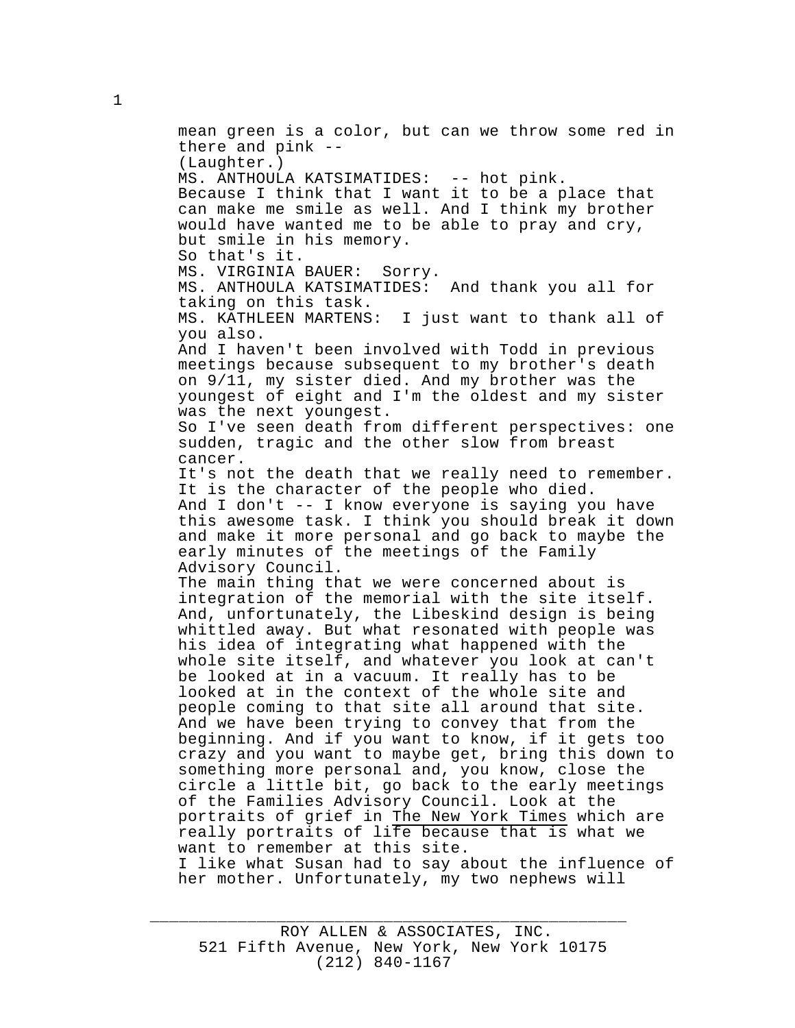mean green is a color, but can we throw some red in there and pink --

(Laughter.)

MS. ANTHOULA KATSIMATIDES: -- hot pink.

Because I think that I want it to be a place that can make me smile as well. And I think my brother would have wanted me to be able to pray and cry, but smile in his memory.

So that's it.

MS. VIRGINIA BAUER: Sorry.

MS. ANTHOULA KATSIMATIDES: And thank you all for taking on this task.

MS. KATHLEEN MARTENS: I just want to thank all of you also.

And I haven't been involved with Todd in previous meetings because subsequent to my brother's death on 9/11, my sister died. And my brother was the youngest of eight and I'm the oldest and my sister was the next youngest.

So I've seen death from different perspectives: one sudden, tragic and the other slow from breast cancer.

It's not the death that we really need to remember. It is the character of the people who died.

And I don't -- I know everyone is saying you have this awesome task. I think you should break it down and make it more personal and go back to maybe the early minutes of the meetings of the Family Advisory Council.

The main thing that we were concerned about is integration of the memorial with the site itself. And, unfortunately, the Libeskind design is being whittled away. But what resonated with people was his idea of integrating what happened with the whole site itself, and whatever you look at can't be looked at in a vacuum. It really has to be looked at in the context of the whole site and people coming to that site all around that site. And we have been trying to convey that from the beginning. And if you want to know, if it gets too crazy and you want to maybe get, bring this down to something more personal and, you know, close the circle a little bit, go back to the early meetings of the Families Advisory Council. Look at the portraits of grief in The New York Times which are really portraits of life because that is what we want to remember at this site.

I like what Susan had to say about the influence of her mother. Unfortunately, my two nephews will

ROY ALLEN & ASSOCIATES, INC.
521 Fifth Avenue, New York, New York 10175
(212) 840-1167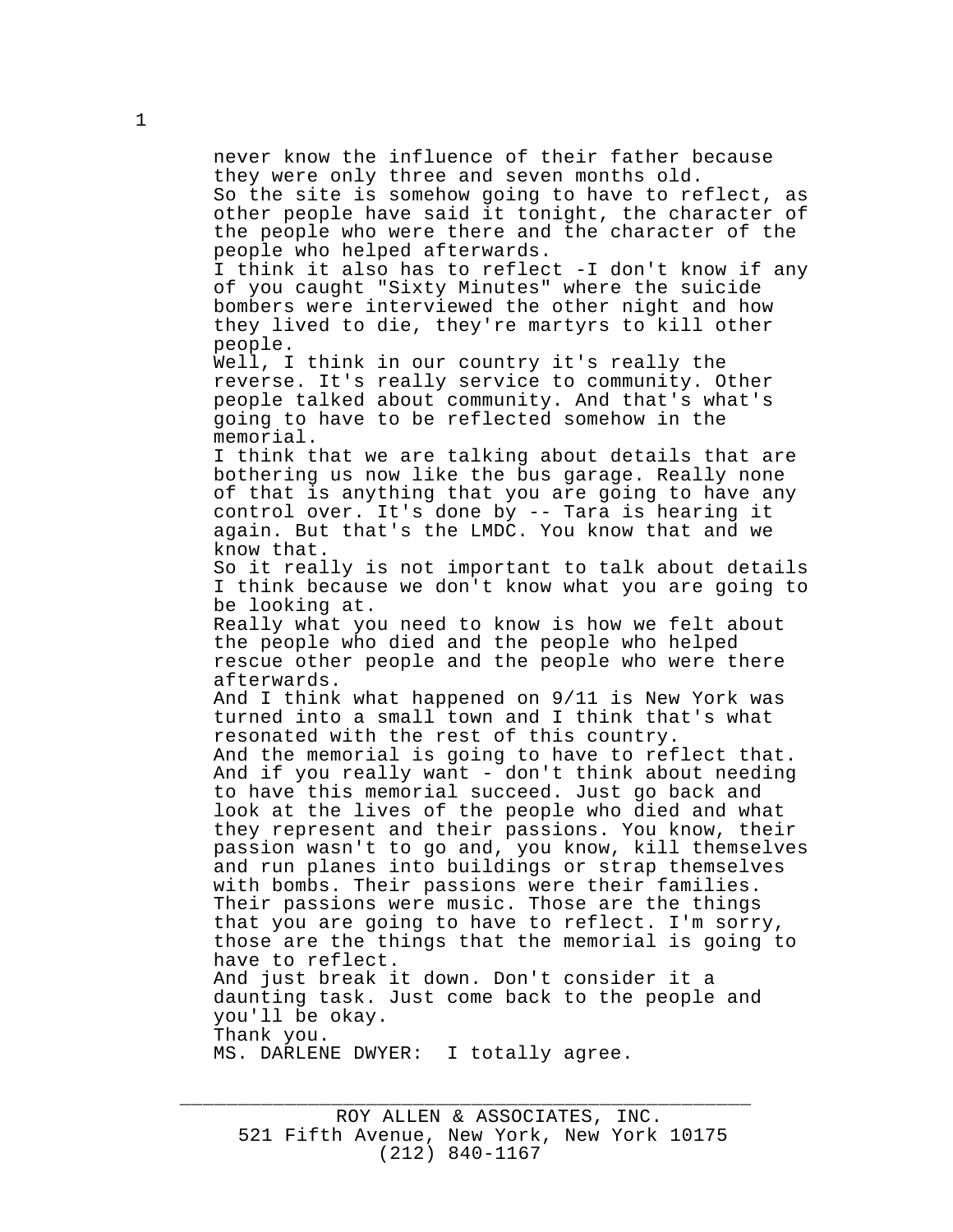never know the influence of their father because they were only three and seven months old.

So the site is somehow going to have to reflect, as other people have said it tonight, the character of the people who were there and the character of the people who helped afterwards.

I think it also has to reflect -I don't know if any of you caught "Sixty Minutes" where the suicide bombers were interviewed the other night and how they lived to die, they're martyrs to kill other people.

Well, I think in our country it's really the reverse. It's really service to community. Other people talked about community. And that's what's going to have to be reflected somehow in the memorial.

I think that we are talking about details that are bothering us now like the bus garage. Really none of that is anything that you are going to have any control over. It's done by -- Tara is hearing it again. But that's the LMDC. You know that and we know that.

So it really is not important to talk about details I think because we don't know what you are going to be looking at.

Really what you need to know is how we felt about the people who died and the people who helped rescue other people and the people who were there afterwards.

And I think what happened on 9/11 is New York was turned into a small town and I think that's what resonated with the rest of this country.

And the memorial is going to have to reflect that. And if you really want - don't think about needing to have this memorial succeed. Just go back and look at the lives of the people who died and what they represent and their passions. You know, their passion wasn't to go and, you know, kill themselves and run planes into buildings or strap themselves with bombs. Their passions were their families. Their passions were music. Those are the things that you are going to have to reflect. I'm sorry, those are the things that the memorial is going to have to reflect.

And just break it down. Don't consider it a daunting task. Just come back to the people and you'll be okay.

Thank you.

MS. DARLENE DWYER: I totally agree.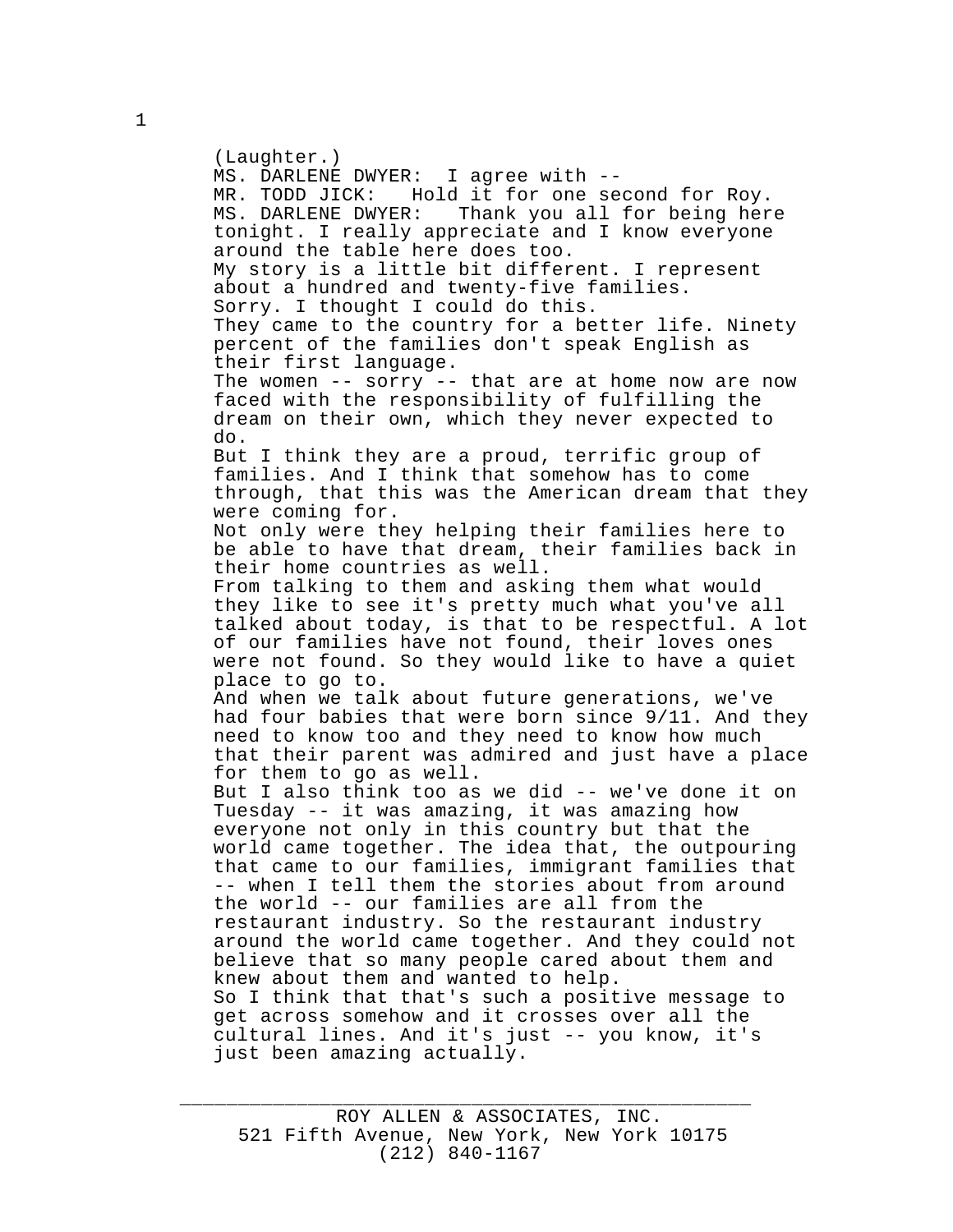(Laughter.)

MS. DARLENE DWYER:  I agree with --

MR. TODD JICK:   Hold it for one second for Roy.

MS. DARLENE DWYER:   Thank you all for being here tonight. I really appreciate and I know everyone around the table here does too.

My story is a little bit different. I represent about a hundred and twenty-five families.

Sorry. I thought I could do this.

They came to the country for a better life. Ninety percent of the families don't speak English as their first language.

The women -- sorry -- that are at home now are now faced with the responsibility of fulfilling the dream on their own, which they never expected to do.

But I think they are a proud, terrific group of families. And I think that somehow has to come through, that this was the American dream that they were coming for.

Not only were they helping their families here to be able to have that dream, their families back in their home countries as well.

From talking to them and asking them what would they like to see it's pretty much what you've all talked about today, is that to be respectful. A lot of our families have not found, their loves ones were not found. So they would like to have a quiet place to go to.

And when we talk about future generations, we've had four babies that were born since 9/11. And they need to know too and they need to know how much that their parent was admired and just have a place for them to go as well.

But I also think too as we did -- we've done it on Tuesday -- it was amazing, it was amazing how everyone not only in this country but that the world came together. The idea that, the outpouring that came to our families, immigrant families that -- when I tell them the stories about from around the world -- our families are all from the restaurant industry. So the restaurant industry around the world came together. And they could not believe that so many people cared about them and knew about them and wanted to help.

So I think that that's such a positive message to get across somehow and it crosses over all the cultural lines. And it's just -- you know, it's just been amazing actually.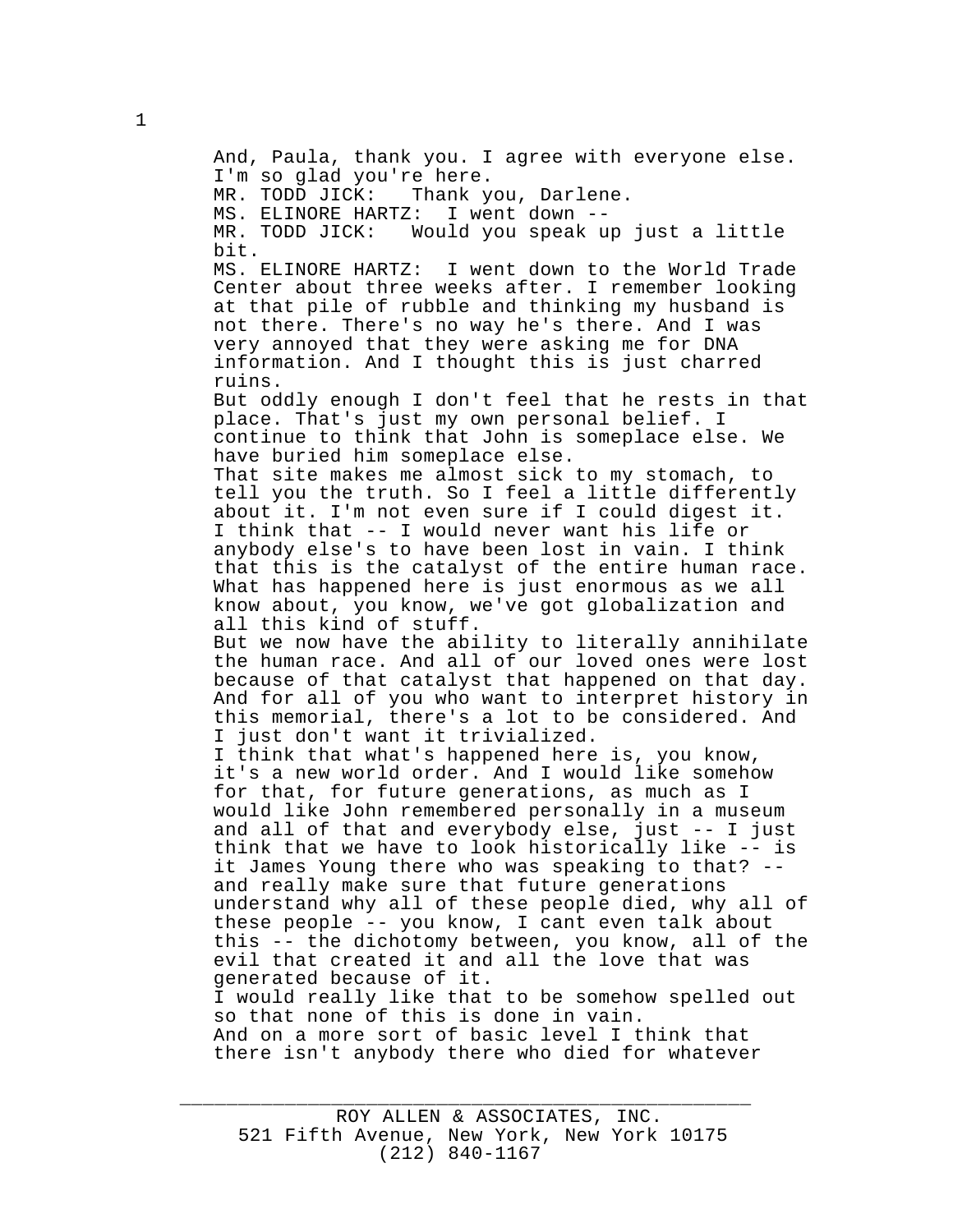And, Paula, thank you. I agree with everyone else. I'm so glad you're here.

MR. TODD JICK: Thank you, Darlene.

MS. ELINORE HARTZ: I went down --

MR. TODD JICK: Would you speak up just a little bit.

MS. ELINORE HARTZ: I went down to the World Trade Center about three weeks after. I remember looking at that pile of rubble and thinking my husband is not there. There's no way he's there. And I was very annoyed that they were asking me for DNA information. And I thought this is just charred ruins.

But oddly enough I don't feel that he rests in that place. That's just my own personal belief. I continue to think that John is someplace else. We have buried him someplace else.

That site makes me almost sick to my stomach, to tell you the truth. So I feel a little differently about it. I'm not even sure if I could digest it. I think that -- I would never want his life or anybody else's to have been lost in vain. I think that this is the catalyst of the entire human race. What has happened here is just enormous as we all know about, you know, we've got globalization and all this kind of stuff.

But we now have the ability to literally annihilate the human race. And all of our loved ones were lost because of that catalyst that happened on that day. And for all of you who want to interpret history in this memorial, there's a lot to be considered. And I just don't want it trivialized.

I think that what's happened here is, you know, it's a new world order. And I would like somehow for that, for future generations, as much as I would like John remembered personally in a museum and all of that and everybody else, just -- I just think that we have to look historically like -- is it James Young there who was speaking to that? -- and really make sure that future generations understand why all of these people died, why all of these people -- you know, I cant even talk about this -- the dichotomy between, you know, all of the evil that created it and all the love that was generated because of it.

I would really like that to be somehow spelled out so that none of this is done in vain.

And on a more sort of basic level I think that there isn't anybody there who died for whatever

ROY ALLEN & ASSOCIATES, INC.
521 Fifth Avenue, New York, New York 10175
(212) 840-1167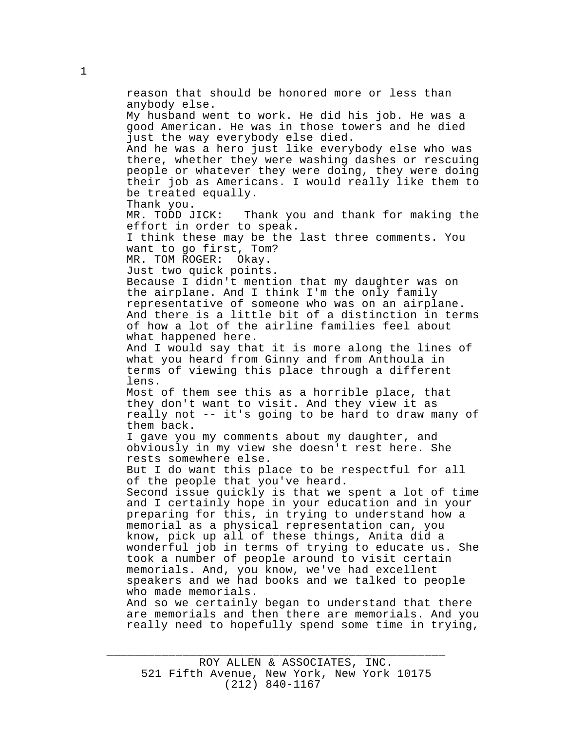reason that should be honored more or less than anybody else.

My husband went to work. He did his job. He was a good American. He was in those towers and he died just the way everybody else died.

And he was a hero just like everybody else who was there, whether they were washing dashes or rescuing people or whatever they were doing, they were doing their job as Americans. I would really like them to be treated equally.

Thank you.

MR. TODD JICK: Thank you and thank for making the effort in order to speak.

I think these may be the last three comments. You want to go first, Tom?

MR. TOM ROGER: Okay.

Just two quick points.

Because I didn't mention that my daughter was on the airplane. And I think I'm the only family representative of someone who was on an airplane. And there is a little bit of a distinction in terms of how a lot of the airline families feel about what happened here.

And I would say that it is more along the lines of what you heard from Ginny and from Anthoula in terms of viewing this place through a different lens.

Most of them see this as a horrible place, that they don't want to visit. And they view it as really not -- it's going to be hard to draw many of them back.

I gave you my comments about my daughter, and obviously in my view she doesn't rest here. She rests somewhere else.

But I do want this place to be respectful for all of the people that you've heard.

Second issue quickly is that we spent a lot of time and I certainly hope in your education and in your preparing for this, in trying to understand how a memorial as a physical representation can, you know, pick up all of these things, Anita did a wonderful job in terms of trying to educate us. She took a number of people around to visit certain memorials. And, you know, we've had excellent speakers and we had books and we talked to people who made memorials.

And so we certainly began to understand that there are memorials and then there are memorials. And you really need to hopefully spend some time in trying,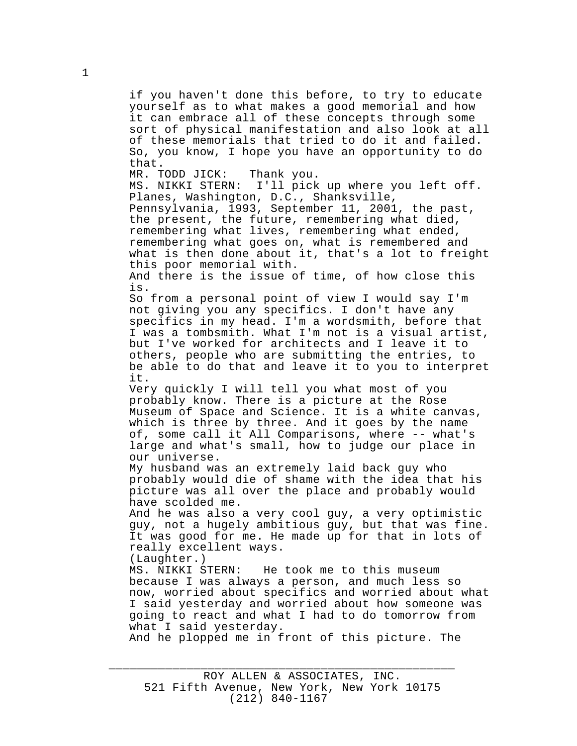if you haven't done this before, to try to educate yourself as to what makes a good memorial and how it can embrace all of these concepts through some sort of physical manifestation and also look at all of these memorials that tried to do it and failed. So, you know, I hope you have an opportunity to do that.

MR. TODD JICK: Thank you.

MS. NIKKI STERN: I'll pick up where you left off. Planes, Washington, D.C., Shanksville, Pennsylvania, 1993, September 11, 2001, the past, the present, the future, remembering what died, remembering what lives, remembering what ended, remembering what goes on, what is remembered and what is then done about it, that's a lot to freight this poor memorial with.

And there is the issue of time, of how close this is.

So from a personal point of view I would say I'm not giving you any specifics. I don't have any specifics in my head. I'm a wordsmith, before that I was a tombsmith. What I'm not is a visual artist, but I've worked for architects and I leave it to others, people who are submitting the entries, to be able to do that and leave it to you to interpret it.

Very quickly I will tell you what most of you probably know. There is a picture at the Rose Museum of Space and Science. It is a white canvas, which is three by three. And it goes by the name of, some call it All Comparisons, where -- what's large and what's small, how to judge our place in our universe.

My husband was an extremely laid back guy who probably would die of shame with the idea that his picture was all over the place and probably would have scolded me.

And he was also a very cool guy, a very optimistic guy, not a hugely ambitious guy, but that was fine. It was good for me. He made up for that in lots of really excellent ways.

(Laughter.)

MS. NIKKI STERN: He took me to this museum because I was always a person, and much less so now, worried about specifics and worried about what I said yesterday and worried about how someone was going to react and what I had to do tomorrow from what I said yesterday.

And he plopped me in front of this picture. The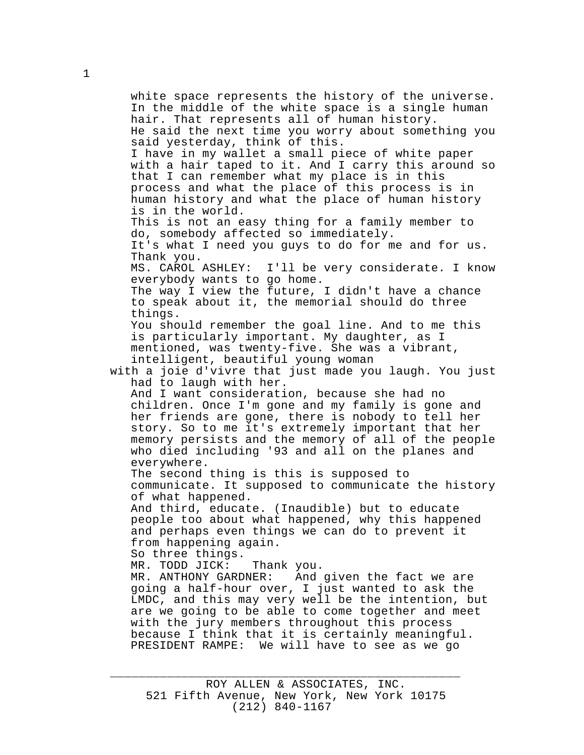white space represents the history of the universe. In the middle of the white space is a single human hair. That represents all of human history. He said the next time you worry about something you said yesterday, think of this.

I have in my wallet a small piece of white paper with a hair taped to it. And I carry this around so that I can remember what my place is in this process and what the place of this process is in human history and what the place of human history is in the world.

This is not an easy thing for a family member to do, somebody affected so immediately.

It's what I need you guys to do for me and for us. Thank you.

MS. CAROL ASHLEY: I'll be very considerate. I know everybody wants to go home.

The way I view the future, I didn't have a chance to speak about it, the memorial should do three things.

You should remember the goal line. And to me this is particularly important. My daughter, as I mentioned, was twenty-five. She was a vibrant, intelligent, beautiful young woman with a joie d'vivre that just made you laugh. You just had to laugh with her.

And I want consideration, because she had no children. Once I'm gone and my family is gone and her friends are gone, there is nobody to tell her story. So to me it's extremely important that her memory persists and the memory of all of the people who died including '93 and all on the planes and everywhere.

The second thing is this is supposed to communicate. It supposed to communicate the history of what happened.

And third, educate. (Inaudible) but to educate people too about what happened, why this happened and perhaps even things we can do to prevent it from happening again.

So three things.

MR. TODD JICK: Thank you.

MR. ANTHONY GARDNER: And given the fact we are going a half-hour over, I just wanted to ask the LMDC, and this may very well be the intention, but are we going to be able to come together and meet with the jury members throughout this process because I think that it is certainly meaningful.

PRESIDENT RAMPE: We will have to see as we go

ROY ALLEN & ASSOCIATES, INC.
521 Fifth Avenue, New York, New York 10175
(212) 840-1167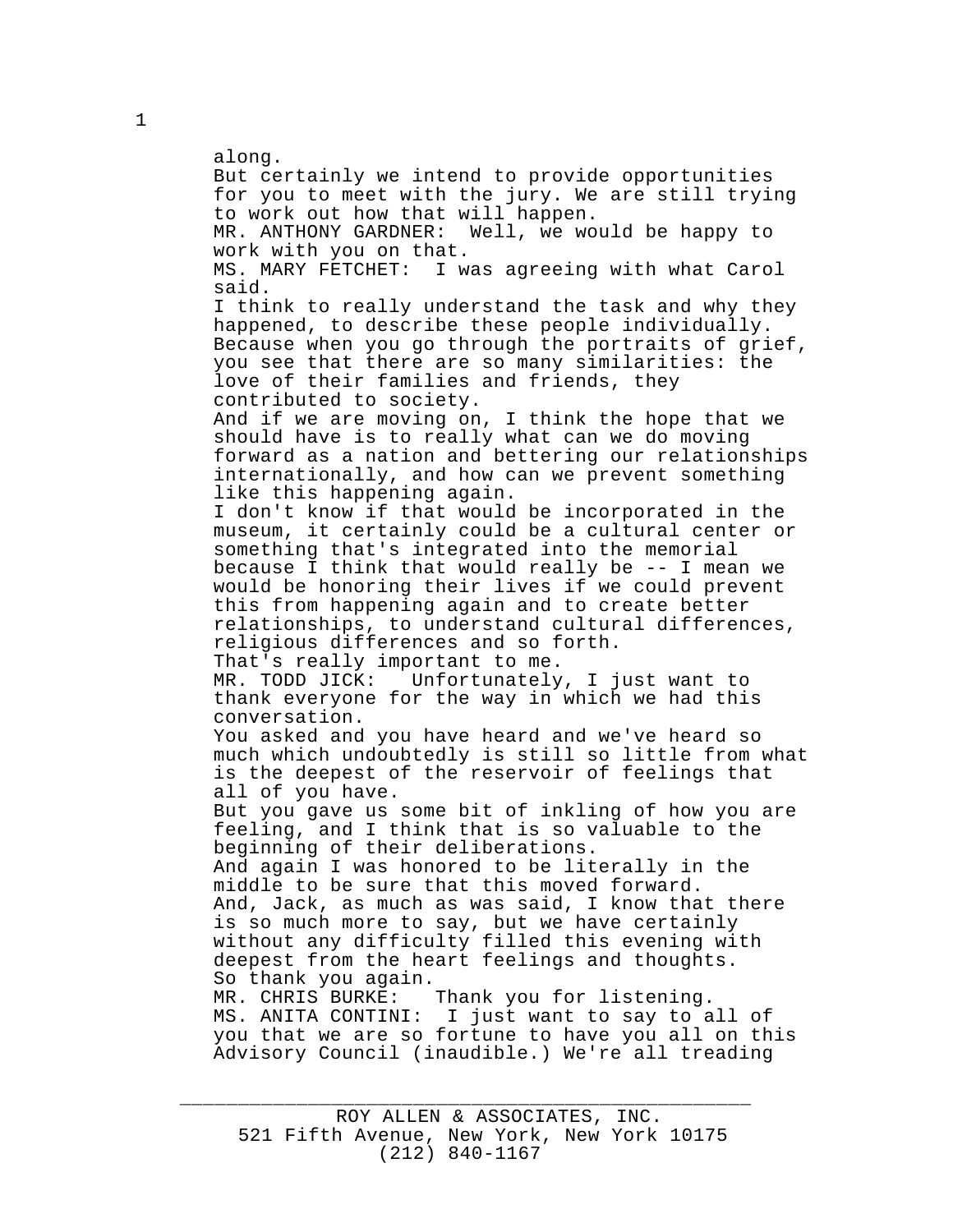along.

But certainly we intend to provide opportunities for you to meet with the jury. We are still trying to work out how that will happen.

MR. ANTHONY GARDNER: Well, we would be happy to work with you on that.

MS. MARY FETCHET: I was agreeing with what Carol said.

I think to really understand the task and why they happened, to describe these people individually. Because when you go through the portraits of grief, you see that there are so many similarities: the love of their families and friends, they contributed to society.

And if we are moving on, I think the hope that we should have is to really what can we do moving forward as a nation and bettering our relationships internationally, and how can we prevent something like this happening again.

I don't know if that would be incorporated in the museum, it certainly could be a cultural center or something that's integrated into the memorial because I think that would really be -- I mean we would be honoring their lives if we could prevent this from happening again and to create better relationships, to understand cultural differences, religious differences and so forth.

That's really important to me.

MR. TODD JICK: Unfortunately, I just want to thank everyone for the way in which we had this conversation.

You asked and you have heard and we've heard so much which undoubtedly is still so little from what is the deepest of the reservoir of feelings that all of you have.

But you gave us some bit of inkling of how you are feeling, and I think that is so valuable to the beginning of their deliberations.

And again I was honored to be literally in the middle to be sure that this moved forward.

And, Jack, as much as was said, I know that there is so much more to say, but we have certainly without any difficulty filled this evening with deepest from the heart feelings and thoughts.

So thank you again.

MR. CHRIS BURKE: Thank you for listening.

MS. ANITA CONTINI: I just want to say to all of you that we are so fortune to have you all on this Advisory Council (inaudible.) We're all treading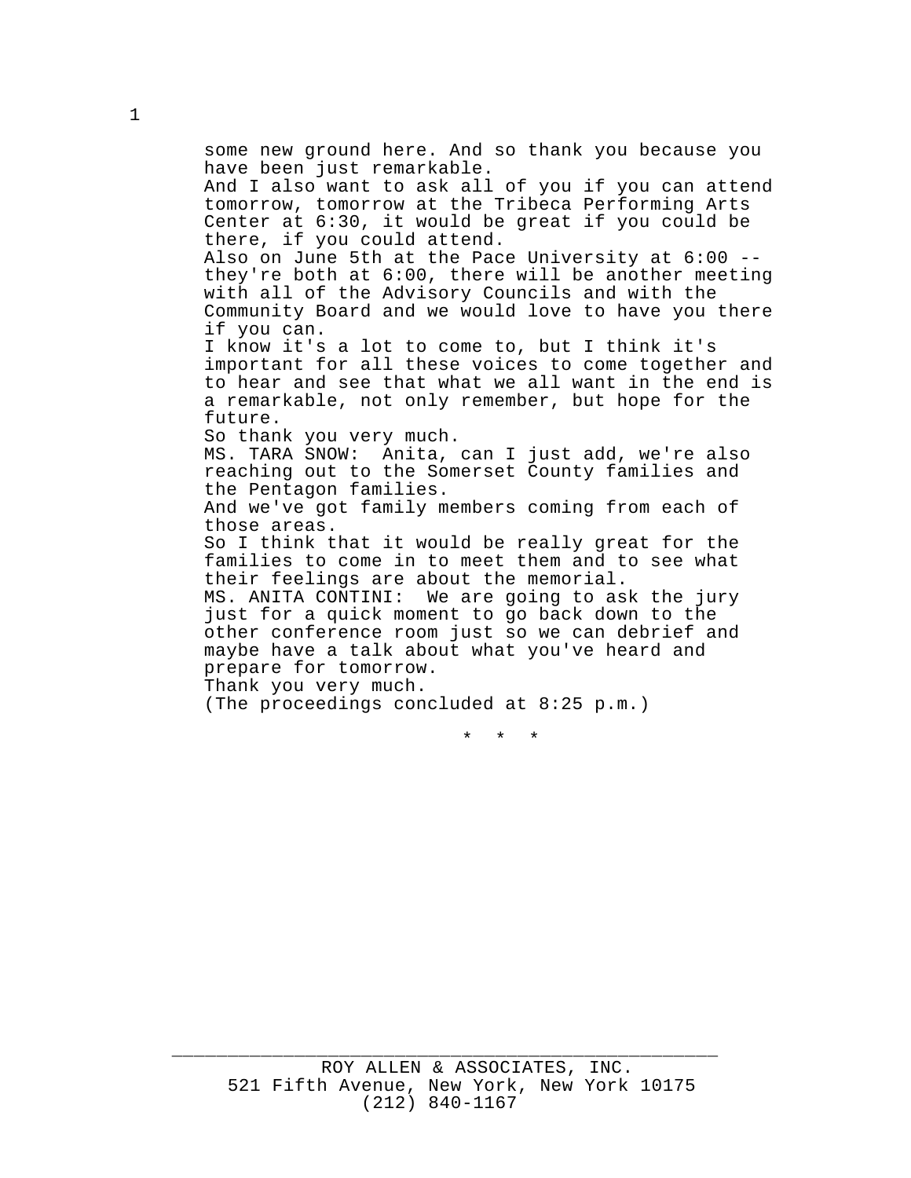some new ground here. And so thank you because you have been just remarkable.

And I also want to ask all of you if you can attend tomorrow, tomorrow at the Tribeca Performing Arts Center at 6:30, it would be great if you could be there, if you could attend.

Also on June 5th at the Pace University at 6:00 -- they're both at 6:00, there will be another meeting with all of the Advisory Councils and with the Community Board and we would love to have you there if you can.

I know it's a lot to come to, but I think it's important for all these voices to come together and to hear and see that what we all want in the end is a remarkable, not only remember, but hope for the future.

So thank you very much.

MS. TARA SNOW: Anita, can I just add, we're also reaching out to the Somerset County families and the Pentagon families.

And we've got family members coming from each of those areas.

So I think that it would be really great for the families to come in to meet them and to see what their feelings are about the memorial.

MS. ANITA CONTINI: We are going to ask the jury just for a quick moment to go back down to the other conference room just so we can debrief and maybe have a talk about what you've heard and prepare for tomorrow.

Thank you very much.

(The proceedings concluded at 8:25 p.m.)

* * *